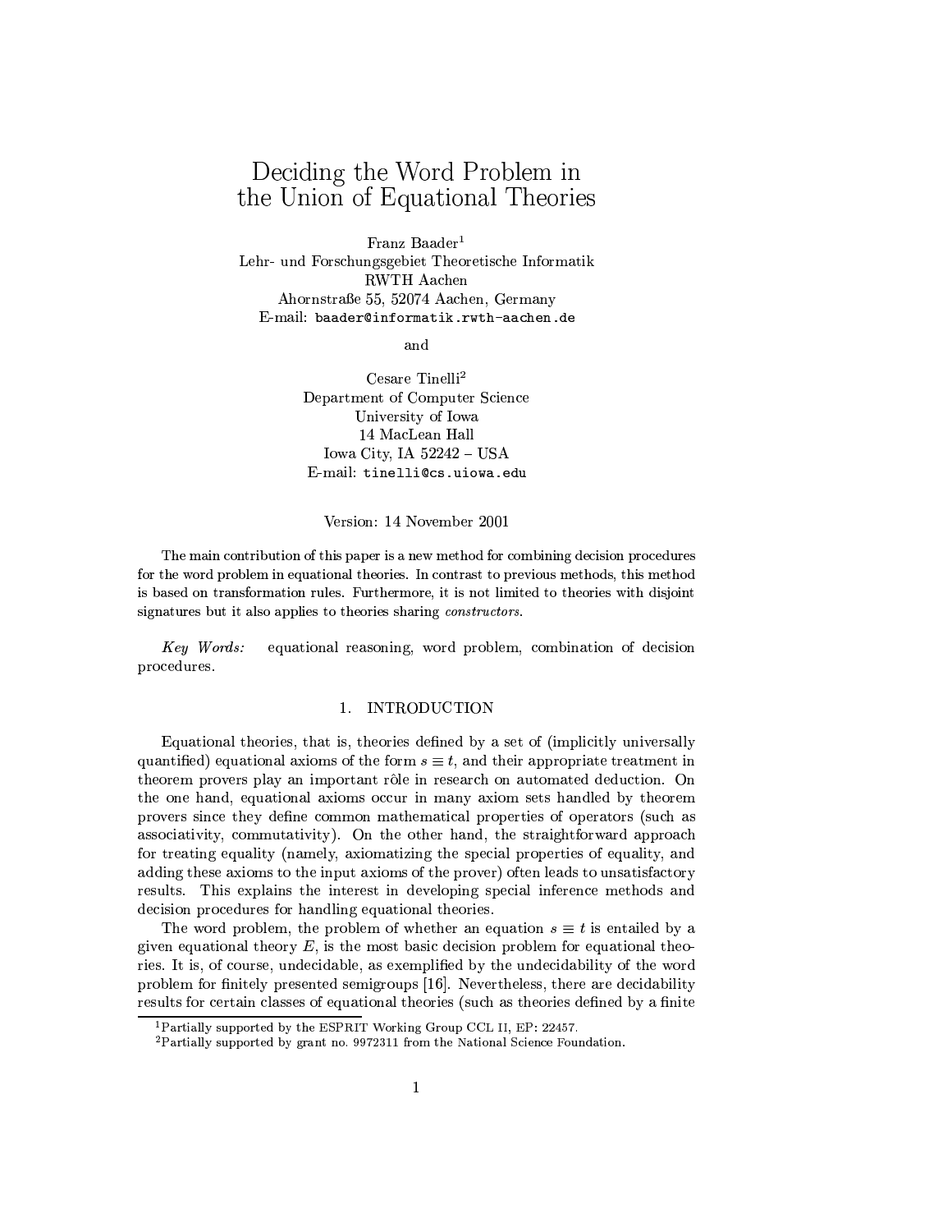# Deciding the Word Problem in the Union of Equational Theories

Franz Baader[1]
Lehr- und Forschungsgebiet Theoretische Informatik
RWTH Aachen
Ahornstraße 55, 52074 Aachen, Germany
E-mail: baader@informatik.rwth-aachen.de

and

Cesare Tinelli[2]
Department of Computer Science
University of Iowa
14 MacLean Hall
Iowa City, IA 52242 – USA
E-mail: tinelli@cs.uiowa.edu

Version: 14 November 2001

The main contribution of this paper is a new method for combining decision procedures for the word problem in equational theories. In contrast to previous methods, this method is based on transformation rules. Furthermore, it is not limited to theories with disjoint signatures but it also applies to theories sharing *constructors*.

*Key Words:* equational reasoning, word problem, combination of decision procedures.

## 1. INTRODUCTION

Equational theories, that is, theories defined by a set of (implicitly universally quantified) equational axioms of the form $s \equiv t$, and their appropriate treatment in theorem provers play an important rôle in research on automated deduction. On the one hand, equational axioms occur in many axiom sets handled by theorem provers since they define common mathematical properties of operators (such as associativity, commutativity). On the other hand, the straightforward approach for treating equality (namely, axiomatizing the special properties of equality, and adding these axioms to the input axioms of the prover) often leads to unsatisfactory results. This explains the interest in developing special inference methods and decision procedures for handling equational theories.

The word problem, the problem of whether an equation $s \equiv t$ is entailed by a given equational theory $E$, is the most basic decision problem for equational theories. It is, of course, undecidable, as exemplified by the undecidability of the word problem for finitely presented semigroups [16]. Nevertheless, there are decidability results for certain classes of equational theories (such as theories defined by a finite

[1] Partially supported by the ESPRIT Working Group CCL II, EP: 22457.

[2] Partially supported by grant no. 9972311 from the National Science Foundation.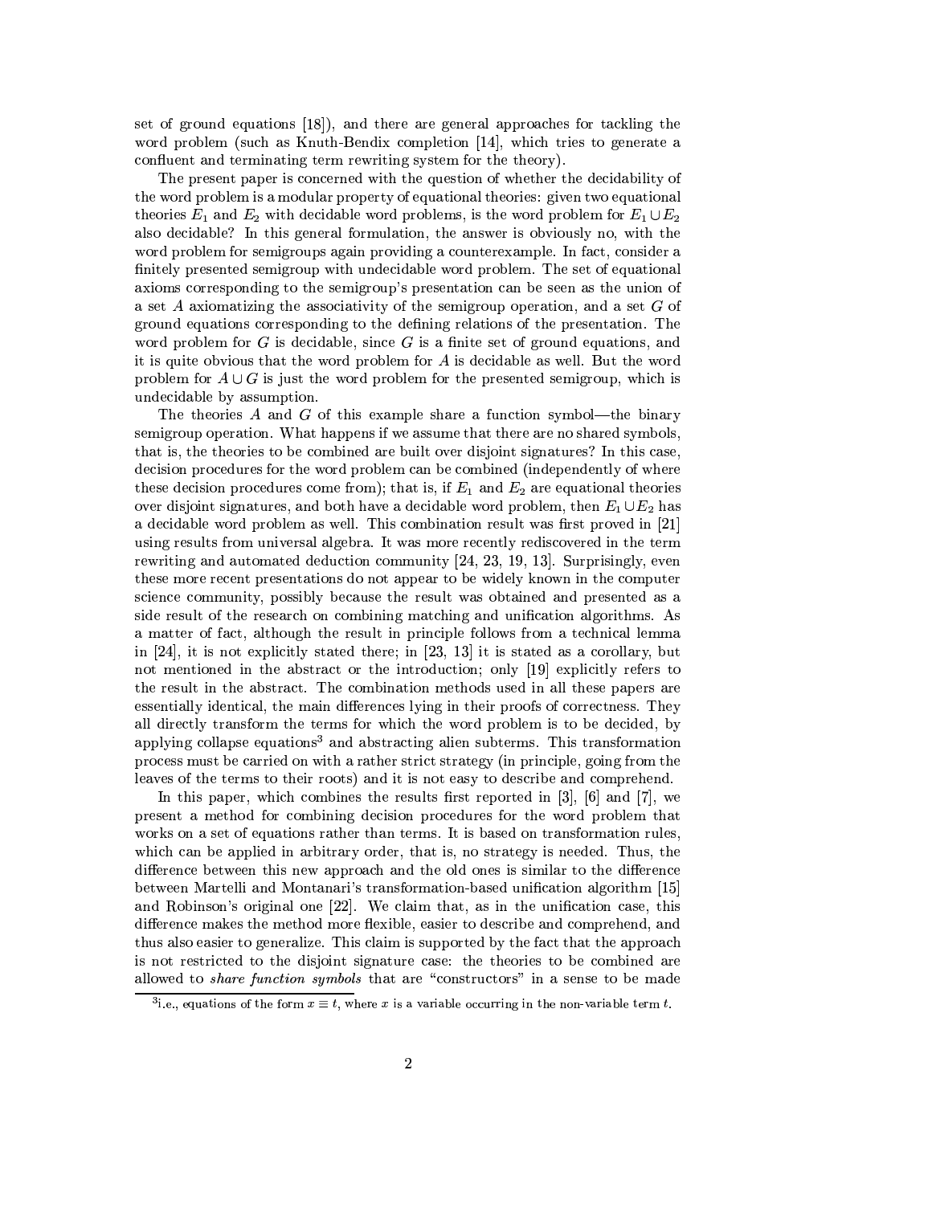set of ground equations [18]), and there are general approaches for tackling the word problem (such as Knuth-Bendix completion [14], which tries to generate a confluent and terminating term rewriting system for the theory).

The present paper is concerned with the question of whether the decidability of the word problem is a modular property of equational theories: given two equational theories $E_1$ and $E_2$ with decidable word problems, is the word problem for $E_1 \cup E_2$ also decidable? In this general formulation, the answer is obviously no, with the word problem for semigroups again providing a counterexample. In fact, consider a finitely presented semigroup with undecidable word problem. The set of equational axioms corresponding to the semigroup's presentation can be seen as the union of a set $A$ axiomatizing the associativity of the semigroup operation, and a set $G$ of ground equations corresponding to the defining relations of the presentation. The word problem for $G$ is decidable, since $G$ is a finite set of ground equations, and it is quite obvious that the word problem for $A$ is decidable as well. But the word problem for $A \cup G$ is just the word problem for the presented semigroup, which is undecidable by assumption.

The theories $A$ and $G$ of this example share a function symbol—the binary semigroup operation. What happens if we assume that there are no shared symbols, that is, the theories to be combined are built over disjoint signatures? In this case, decision procedures for the word problem can be combined (independently of where these decision procedures come from); that is, if $E_1$ and $E_2$ are equational theories over disjoint signatures, and both have a decidable word problem, then $E_1 \cup E_2$ has a decidable word problem as well. This combination result was first proved in [21] using results from universal algebra. It was more recently rediscovered in the term rewriting and automated deduction community [24, 23, 19, 13]. Surprisingly, even these more recent presentations do not appear to be widely known in the computer science community, possibly because the result was obtained and presented as a side result of the research on combining matching and unification algorithms. As a matter of fact, although the result in principle follows from a technical lemma in [24], it is not explicitly stated there; in [23, 13] it is stated as a corollary, but not mentioned in the abstract or the introduction; only [19] explicitly refers to the result in the abstract. The combination methods used in all these papers are essentially identical, the main differences lying in their proofs of correctness. They all directly transform the terms for which the word problem is to be decided, by applying collapse equations[3] and abstracting alien subterms. This transformation process must be carried on with a rather strict strategy (in principle, going from the leaves of the terms to their roots) and it is not easy to describe and comprehend.

In this paper, which combines the results first reported in [3], [6] and [7], we present a method for combining decision procedures for the word problem that works on a set of equations rather than terms. It is based on transformation rules, which can be applied in arbitrary order, that is, no strategy is needed. Thus, the difference between this new approach and the old ones is similar to the difference between Martelli and Montanari's transformation-based unification algorithm [15] and Robinson's original one [22]. We claim that, as in the unification case, this difference makes the method more flexible, easier to describe and comprehend, and thus also easier to generalize. This claim is supported by the fact that the approach is not restricted to the disjoint signature case: the theories to be combined are allowed to *share function symbols* that are "constructors" in a sense to be made

[3] i.e., equations of the form $x \equiv t$, where $x$ is a variable occurring in the non-variable term $t$.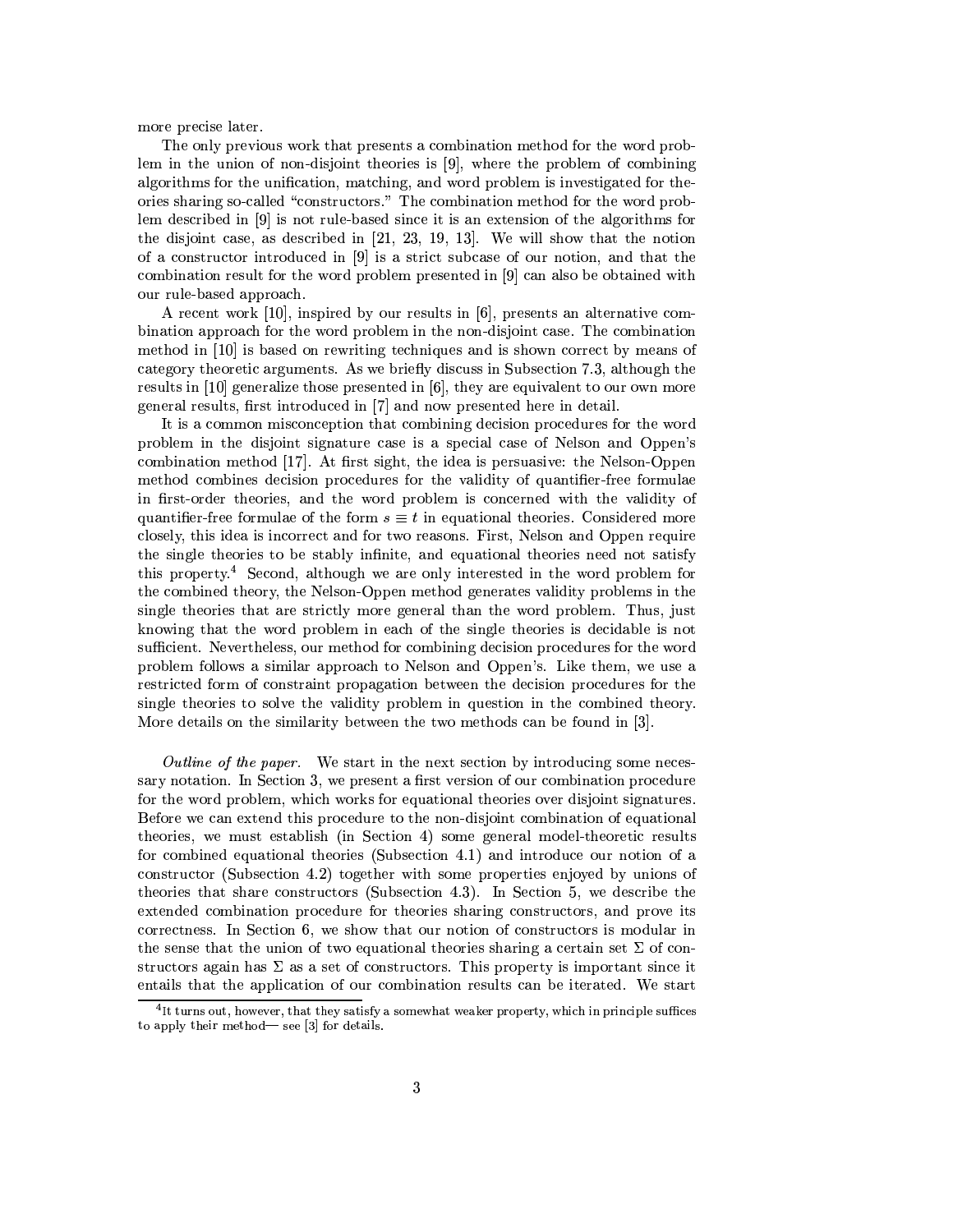more precise later.

The only previous work that presents a combination method for the word problem in the union of non-disjoint theories is [9], where the problem of combining algorithms for the unification, matching, and word problem is investigated for theories sharing so-called "constructors." The combination method for the word problem described in [9] is not rule-based since it is an extension of the algorithms for the disjoint case, as described in [21, 23, 19, 13]. We will show that the notion of a constructor introduced in [9] is a strict subcase of our notion, and that the combination result for the word problem presented in [9] can also be obtained with our rule-based approach.

A recent work [10], inspired by our results in [6], presents an alternative combination approach for the word problem in the non-disjoint case. The combination method in [10] is based on rewriting techniques and is shown correct by means of category theoretic arguments. As we briefly discuss in Subsection 7.3, although the results in [10] generalize those presented in [6], they are equivalent to our own more general results, first introduced in [7] and now presented here in detail.

It is a common misconception that combining decision procedures for the word problem in the disjoint signature case is a special case of Nelson and Oppen's combination method [17]. At first sight, the idea is persuasive: the Nelson-Oppen method combines decision procedures for the validity of quantifier-free formulae in first-order theories, and the word problem is concerned with the validity of quantifier-free formulae of the form $s \equiv t$ in equational theories. Considered more closely, this idea is incorrect and for two reasons. First, Nelson and Oppen require the single theories to be stably infinite, and equational theories need not satisfy this property.[4] Second, although we are only interested in the word problem for the combined theory, the Nelson-Oppen method generates validity problems in the single theories that are strictly more general than the word problem. Thus, just knowing that the word problem in each of the single theories is decidable is not sufficient. Nevertheless, our method for combining decision procedures for the word problem follows a similar approach to Nelson and Oppen's. Like them, we use a restricted form of constraint propagation between the decision procedures for the single theories to solve the validity problem in question in the combined theory. More details on the similarity between the two methods can be found in [3].

*Outline of the paper.* We start in the next section by introducing some necessary notation. In Section 3, we present a first version of our combination procedure for the word problem, which works for equational theories over disjoint signatures. Before we can extend this procedure to the non-disjoint combination of equational theories, we must establish (in Section 4) some general model-theoretic results for combined equational theories (Subsection 4.1) and introduce our notion of a constructor (Subsection 4.2) together with some properties enjoyed by unions of theories that share constructors (Subsection 4.3). In Section 5, we describe the extended combination procedure for theories sharing constructors, and prove its correctness. In Section 6, we show that our notion of constructors is modular in the sense that the union of two equational theories sharing a certain set $\Sigma$ of constructors again has $\Sigma$ as a set of constructors. This property is important since it entails that the application of our combination results can be iterated. We start

[4] It turns out, however, that they satisfy a somewhat weaker property, which in principle suffices to apply their method— see [3] for details.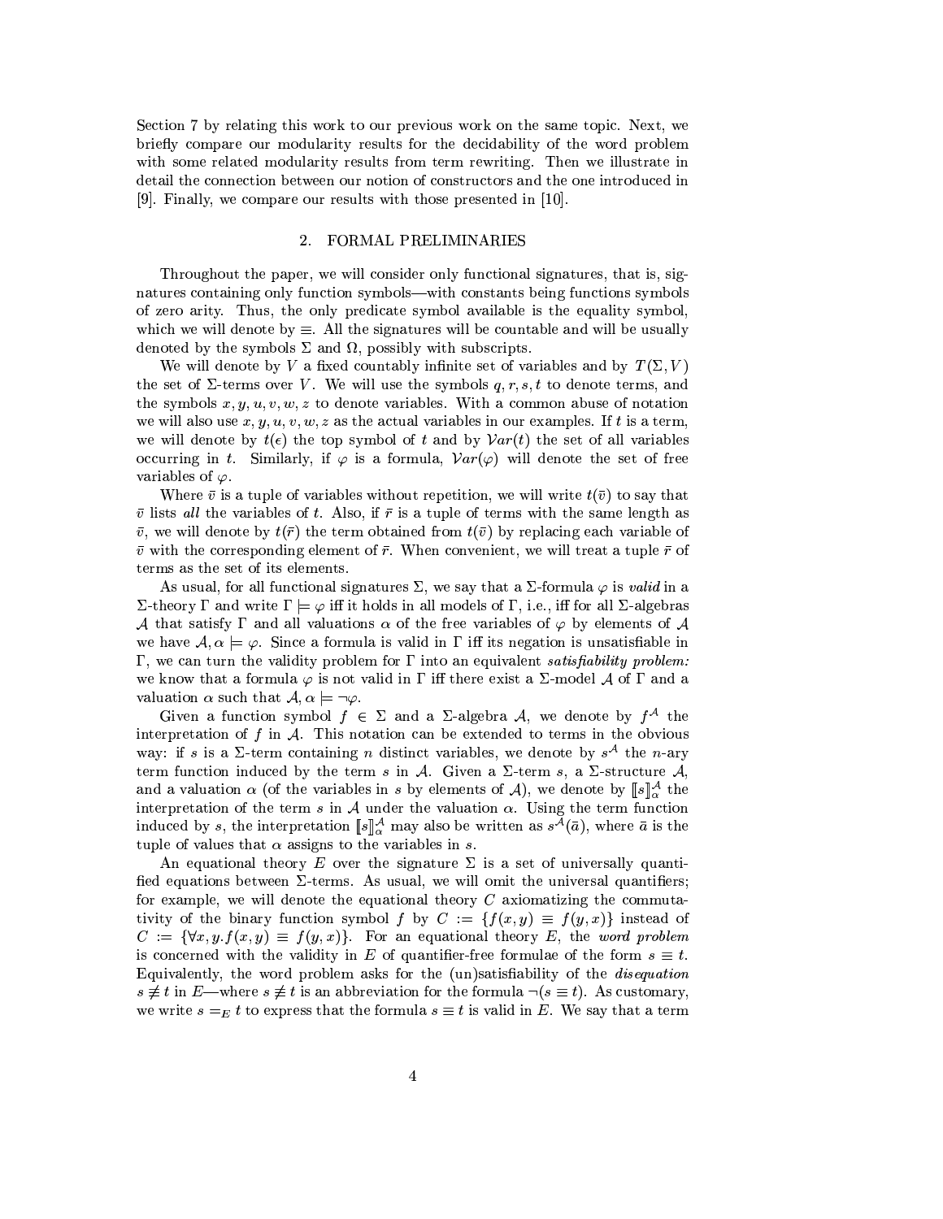Section 7 by relating this work to our previous work on the same topic. Next, we briefly compare our modularity results for the decidability of the word problem with some related modularity results from term rewriting. Then we illustrate in detail the connection between our notion of constructors and the one introduced in [9]. Finally, we compare our results with those presented in [10].

## 2. FORMAL PRELIMINARIES

Throughout the paper, we will consider only functional signatures, that is, signatures containing only function symbols—with constants being functions symbols of zero arity. Thus, the only predicate symbol available is the equality symbol, which we will denote by $\equiv$. All the signatures will be countable and will be usually denoted by the symbols $\Sigma$ and $\Omega$, possibly with subscripts.

We will denote by $V$ a fixed countably infinite set of variables and by $T(\Sigma, V)$ the set of $\Sigma$-terms over $V$. We will use the symbols $q, r, s, t$ to denote terms, and the symbols $x, y, u, v, w, z$ to denote variables. With a common abuse of notation we will also use $x, y, u, v, w, z$ as the actual variables in our examples. If $t$ is a term, we will denote by $t(\epsilon)$ the top symbol of $t$ and by $\mathcal{V}ar(t)$ the set of all variables occurring in $t$. Similarly, if $\varphi$ is a formula, $\mathcal{V}ar(\varphi)$ will denote the set of free variables of $\varphi$.

Where $\bar{v}$ is a tuple of variables without repetition, we will write $t(\bar{v})$ to say that $\bar{v}$ lists *all* the variables of $t$. Also, if $\bar{r}$ is a tuple of terms with the same length as $\bar{v}$, we will denote by $t(\bar{r})$ the term obtained from $t(\bar{v})$ by replacing each variable of $\bar{v}$ with the corresponding element of $\bar{r}$. When convenient, we will treat a tuple $\bar{r}$ of terms as the set of its elements.

As usual, for all functional signatures $\Sigma$, we say that a $\Sigma$-formula $\varphi$ is *valid* in a $\Sigma$-theory $\Gamma$ and write $\Gamma \models \varphi$ iff it holds in all models of $\Gamma$, i.e., iff for all $\Sigma$-algebras $\mathcal{A}$ that satisfy $\Gamma$ and all valuations $\alpha$ of the free variables of $\varphi$ by elements of $\mathcal{A}$ we have $\mathcal{A}, \alpha \models \varphi$. Since a formula is valid in $\Gamma$ iff its negation is unsatisfiable in $\Gamma$, we can turn the validity problem for $\Gamma$ into an equivalent *satisfiability problem:* we know that a formula $\varphi$ is not valid in $\Gamma$ iff there exist a $\Sigma$-model $\mathcal{A}$ of $\Gamma$ and a valuation $\alpha$ such that $\mathcal{A}, \alpha \models \neg\varphi$.

Given a function symbol $f \in \Sigma$ and a $\Sigma$-algebra $\mathcal{A}$, we denote by $f^{\mathcal{A}}$ the interpretation of $f$ in $\mathcal{A}$. This notation can be extended to terms in the obvious way: if $s$ is a $\Sigma$-term containing $n$ distinct variables, we denote by $s^{\mathcal{A}}$ the $n$-ary term function induced by the term $s$ in $\mathcal{A}$. Given a $\Sigma$-term $s$, a $\Sigma$-structure $\mathcal{A}$, and a valuation $\alpha$ (of the variables in $s$ by elements of $\mathcal{A}$), we denote by $[\![s]\!]^{\mathcal{A}}_{\alpha}$ the interpretation of the term $s$ in $\mathcal{A}$ under the valuation $\alpha$. Using the term function induced by $s$, the interpretation $[\![s]\!]^{\mathcal{A}}_{\alpha}$ may also be written as $s^{\mathcal{A}}(\bar{a})$, where $\bar{a}$ is the tuple of values that $\alpha$ assigns to the variables in $s$.

An equational theory $E$ over the signature $\Sigma$ is a set of universally quantified equations between $\Sigma$-terms. As usual, we will omit the universal quantifiers; for example, we will denote the equational theory $C$ axiomatizing the commutativity of the binary function symbol $f$ by $C := \{f(x, y) \equiv f(y, x)\}$ instead of $C := \{\forall x, y. f(x, y) \equiv f(y, x)\}$. For an equational theory $E$, the *word problem* is concerned with the validity in $E$ of quantifier-free formulae of the form $s \equiv t$. Equivalently, the word problem asks for the (un)satisfiability of the *disequation* $s \not\equiv t$ in $E$—where $s \not\equiv t$ is an abbreviation for the formula $\neg(s \equiv t)$. As customary, we write $s =_E t$ to express that the formula $s \equiv t$ is valid in $E$. We say that a term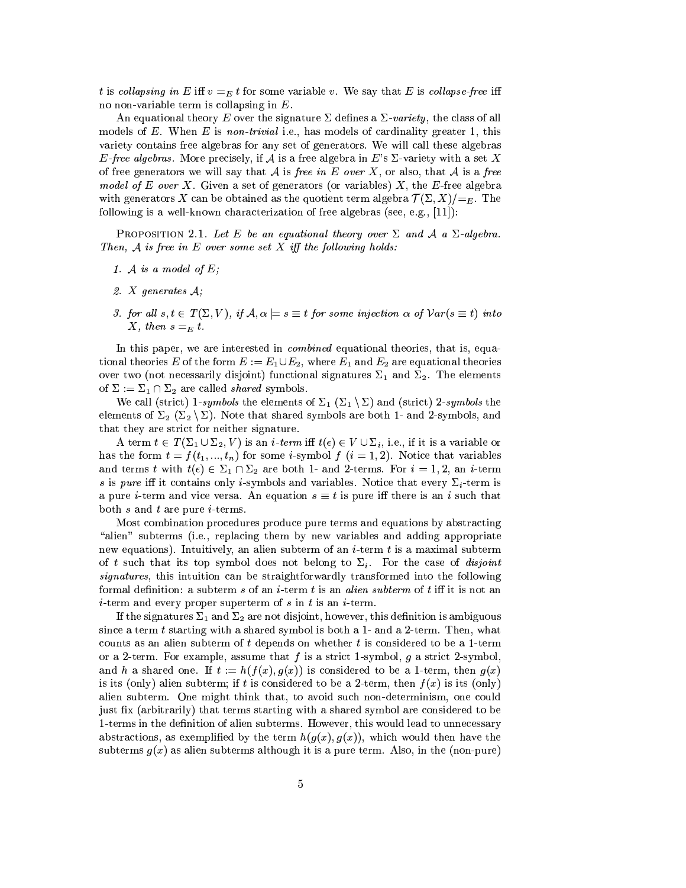$t$ is *collapsing in $E$* iff $v =_E t$ for some variable $v$. We say that $E$ is *collapse-free* iff no non-variable term is collapsing in $E$.

An equational theory $E$ over the signature $\Sigma$ defines a $\Sigma$-*variety*, the class of all models of $E$. When $E$ is *non-trivial* i.e., has models of cardinality greater 1, this variety contains free algebras for any set of generators. We will call these algebras *$E$-free algebras*. More precisely, if $\mathcal{A}$ is a free algebra in $E$'s $\Sigma$-variety with a set $X$ of free generators we will say that $\mathcal{A}$ is *free in $E$ over $X$*, or also, that $\mathcal{A}$ is a *free model of $E$ over $X$*. Given a set of generators (or variables) $X$, the $E$-free algebra with generators $X$ can be obtained as the quotient term algebra $\mathcal{T}(\Sigma, X)/{=_E}$. The following is a well-known characterization of free algebras (see, e.g., [11]):

Proposition 2.1. *Let $E$ be an equational theory over $\Sigma$ and $\mathcal{A}$ a $\Sigma$-algebra. Then, $\mathcal{A}$ is free in $E$ over some set $X$ iff the following holds:*

1. *$\mathcal{A}$ is a model of $E$;*
2. *$X$ generates $\mathcal{A}$;*
3. *for all $s, t \in T(\Sigma, V)$, if $\mathcal{A}, \alpha \models s \equiv t$ for some injection $\alpha$ of $\mathcal{V}ar(s \equiv t)$ into $X$, then $s =_E t$.*

In this paper, we are interested in *combined* equational theories, that is, equational theories $E$ of the form $E := E_1 \cup E_2$, where $E_1$ and $E_2$ are equational theories over two (not necessarily disjoint) functional signatures $\Sigma_1$ and $\Sigma_2$. The elements of $\Sigma := \Sigma_1 \cap \Sigma_2$ are called *shared* symbols.

We call (strict) *1-symbols* the elements of $\Sigma_1$ ($\Sigma_1 \setminus \Sigma$) and (strict) *2-symbols* the elements of $\Sigma_2$ ($\Sigma_2 \setminus \Sigma$). Note that shared symbols are both 1- and 2-symbols, and that they are strict for neither signature.

A term $t \in T(\Sigma_1 \cup \Sigma_2, V)$ is an *$i$-term* iff $t(\epsilon) \in V \cup \Sigma_i$, i.e., if it is a variable or has the form $t = f(t_1, ..., t_n)$ for some $i$-symbol $f$ ($i = 1, 2$). Notice that variables and terms $t$ with $t(\epsilon) \in \Sigma_1 \cap \Sigma_2$ are both 1- and 2-terms. For $i = 1, 2$, an $i$-term $s$ is *pure* iff it contains only $i$-symbols and variables. Notice that every $\Sigma_i$-term is a pure $i$-term and vice versa. An equation $s \equiv t$ is pure iff there is an $i$ such that both $s$ and $t$ are pure $i$-terms.

Most combination procedures produce pure terms and equations by abstracting "alien" subterms (i.e., replacing them by new variables and adding appropriate new equations). Intuitively, an alien subterm of an $i$-term $t$ is a maximal subterm of $t$ such that its top symbol does not belong to $\Sigma_i$. For the case of *disjoint signatures*, this intuition can be straightforwardly transformed into the following formal definition: a subterm $s$ of an $i$-term $t$ is an *alien subterm* of $t$ iff it is not an $i$-term and every proper superterm of $s$ in $t$ is an $i$-term.

If the signatures $\Sigma_1$ and $\Sigma_2$ are not disjoint, however, this definition is ambiguous since a term $t$ starting with a shared symbol is both a 1- and a 2-term. Then, what counts as an alien subterm of $t$ depends on whether $t$ is considered to be a 1-term or a 2-term. For example, assume that $f$ is a strict 1-symbol, $g$ a strict 2-symbol, and $h$ a shared one. If $t := h(f(x), g(x))$ is considered to be a 1-term, then $g(x)$ is its (only) alien subterm; if $t$ is considered to be a 2-term, then $f(x)$ is its (only) alien subterm. One might think that, to avoid such non-determinism, one could just fix (arbitrarily) that terms starting with a shared symbol are considered to be 1-terms in the definition of alien subterms. However, this would lead to unnecessary abstractions, as exemplified by the term $h(g(x), g(x))$, which would then have the subterms $g(x)$ as alien subterms although it is a pure term. Also, in the (non-pure)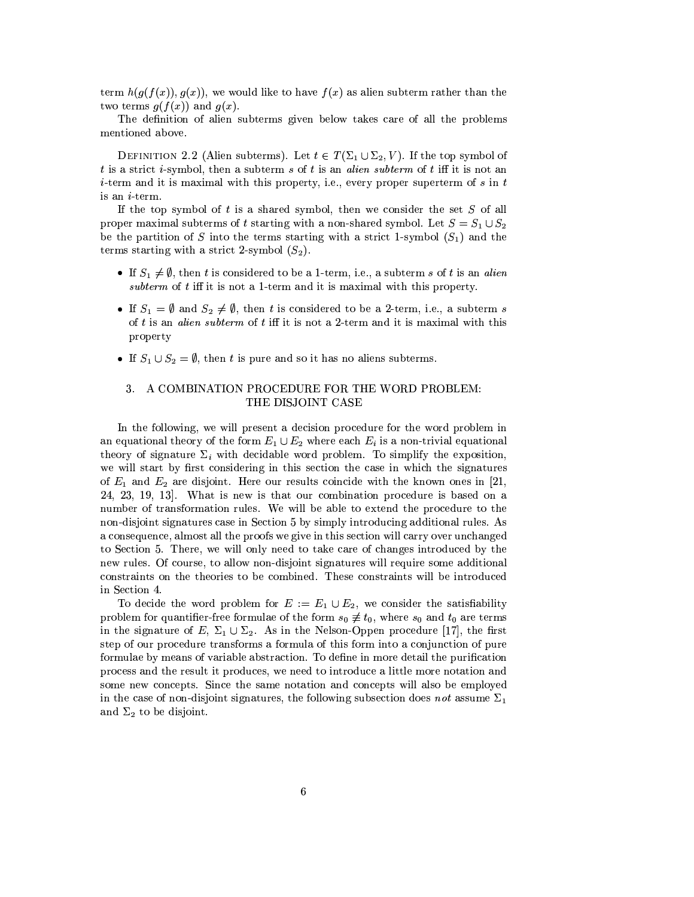term $h(g(f(x)), g(x))$, we would like to have $f(x)$ as alien subterm rather than the two terms $g(f(x))$ and $g(x)$.

The definition of alien subterms given below takes care of all the problems mentioned above.

DEFINITION 2.2 (Alien subterms). Let $t \in T(\Sigma_1 \cup \Sigma_2, V)$. If the top symbol of $t$ is a strict $i$-symbol, then a subterm $s$ of $t$ is an *alien subterm* of $t$ iff it is not an $i$-term and it is maximal with this property, i.e., every proper superterm of $s$ in $t$ is an $i$-term.

If the top symbol of $t$ is a shared symbol, then we consider the set $S$ of all proper maximal subterms of $t$ starting with a non-shared symbol. Let $S = S_1 \cup S_2$ be the partition of $S$ into the terms starting with a strict 1-symbol ($S_1$) and the terms starting with a strict 2-symbol ($S_2$).

- If $S_1 \neq \emptyset$, then $t$ is considered to be a 1-term, i.e., a subterm $s$ of $t$ is an *alien subterm* of $t$ iff it is not a 1-term and it is maximal with this property.
- If $S_1 = \emptyset$ and $S_2 \neq \emptyset$, then $t$ is considered to be a 2-term, i.e., a subterm $s$ of $t$ is an *alien subterm* of $t$ iff it is not a 2-term and it is maximal with this property
- If $S_1 \cup S_2 = \emptyset$, then $t$ is pure and so it has no aliens subterms.

## 3. A COMBINATION PROCEDURE FOR THE WORD PROBLEM: THE DISJOINT CASE

In the following, we will present a decision procedure for the word problem in an equational theory of the form $E_1 \cup E_2$ where each $E_i$ is a non-trivial equational theory of signature $\Sigma_i$ with decidable word problem. To simplify the exposition, we will start by first considering in this section the case in which the signatures of $E_1$ and $E_2$ are disjoint. Here our results coincide with the known ones in [21, 24, 23, 19, 13]. What is new is that our combination procedure is based on a number of transformation rules. We will be able to extend the procedure to the non-disjoint signatures case in Section 5 by simply introducing additional rules. As a consequence, almost all the proofs we give in this section will carry over unchanged to Section 5. There, we will only need to take care of changes introduced by the new rules. Of course, to allow non-disjoint signatures will require some additional constraints on the theories to be combined. These constraints will be introduced in Section 4.

To decide the word problem for $E := E_1 \cup E_2$, we consider the satisfiability problem for quantifier-free formulae of the form $s_0 \not\equiv t_0$, where $s_0$ and $t_0$ are terms in the signature of $E$, $\Sigma_1 \cup \Sigma_2$. As in the Nelson-Oppen procedure [17], the first step of our procedure transforms a formula of this form into a conjunction of pure formulae by means of variable abstraction. To define in more detail the purification process and the result it produces, we need to introduce a little more notation and some new concepts. Since the same notation and concepts will also be employed in the case of non-disjoint signatures, the following subsection does *not* assume $\Sigma_1$ and $\Sigma_2$ to be disjoint.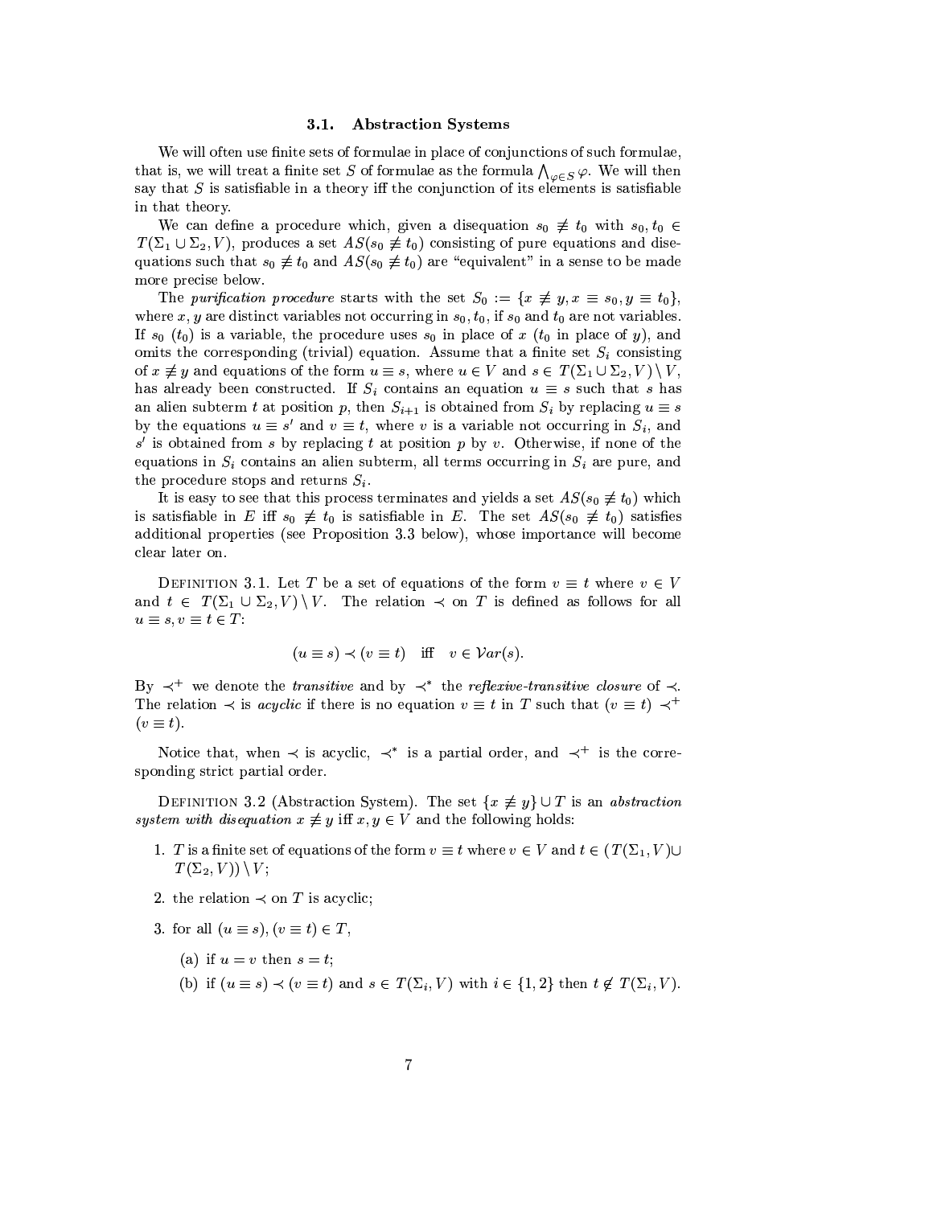### 3.1. Abstraction Systems

We will often use finite sets of formulae in place of conjunctions of such formulae, that is, we will treat a finite set $S$ of formulae as the formula $\bigwedge_{\varphi \in S} \varphi$. We will then say that $S$ is satisfiable in a theory iff the conjunction of its elements is satisfiable in that theory.

We can define a procedure which, given a disequation $s_0 \not\equiv t_0$ with $s_0, t_0 \in T(\Sigma_1 \cup \Sigma_2, V)$, produces a set $AS(s_0 \not\equiv t_0)$ consisting of pure equations and disequations such that $s_0 \not\equiv t_0$ and $AS(s_0 \not\equiv t_0)$ are "equivalent" in a sense to be made more precise below.

The *purification procedure* starts with the set $S_0 := \{x \not\equiv y, x \equiv s_0, y \equiv t_0\}$, where $x, y$ are distinct variables not occurring in $s_0, t_0$, if $s_0$ and $t_0$ are not variables. If $s_0$ ($t_0$) is a variable, the procedure uses $s_0$ in place of $x$ ($t_0$ in place of $y$), and omits the corresponding (trivial) equation. Assume that a finite set $S_i$ consisting of $x \not\equiv y$ and equations of the form $u \equiv s$, where $u \in V$ and $s \in T(\Sigma_1 \cup \Sigma_2, V) \setminus V$, has already been constructed. If $S_i$ contains an equation $u \equiv s$ such that $s$ has an alien subterm $t$ at position $p$, then $S_{i+1}$ is obtained from $S_i$ by replacing $u \equiv s$ by the equations $u \equiv s'$ and $v \equiv t$, where $v$ is a variable not occurring in $S_i$, and $s'$ is obtained from $s$ by replacing $t$ at position $p$ by $v$. Otherwise, if none of the equations in $S_i$ contains an alien subterm, all terms occurring in $S_i$ are pure, and the procedure stops and returns $S_i$.

It is easy to see that this process terminates and yields a set $AS(s_0 \not\equiv t_0)$ which is satisfiable in $E$ iff $s_0 \not\equiv t_0$ is satisfiable in $E$. The set $AS(s_0 \not\equiv t_0)$ satisfies additional properties (see Proposition 3.3 below), whose importance will become clear later on.

DEFINITION 3.1. Let $T$ be a set of equations of the form $v \equiv t$ where $v \in V$ and $t \in T(\Sigma_1 \cup \Sigma_2, V) \setminus V$. The relation $\prec$ on $T$ is defined as follows for all $u \equiv s, v \equiv t \in T$:

$$(u \equiv s) \prec (v \equiv t) \quad \text{iff} \quad v \in \mathcal{V}ar(s).$$

By $\prec^+$ we denote the *transitive* and by $\prec^*$ the *reflexive-transitive closure* of $\prec$. The relation $\prec$ is *acyclic* if there is no equation $v \equiv t$ in $T$ such that $(v \equiv t) \prec^+ (v \equiv t)$.

Notice that, when $\prec$ is acyclic, $\prec^*$ is a partial order, and $\prec^+$ is the corresponding strict partial order.

DEFINITION 3.2 (Abstraction System). The set $\{x \not\equiv y\} \cup T$ is an *abstraction system with disequation* $x \not\equiv y$ iff $x, y \in V$ and the following holds:

1. $T$ is a finite set of equations of the form $v \equiv t$ where $v \in V$ and $t \in (T(\Sigma_1, V) \cup T(\Sigma_2, V)) \setminus V$;
2. the relation $\prec$ on $T$ is acyclic;
3. for all $(u \equiv s), (v \equiv t) \in T$,
   (a) if $u = v$ then $s = t$;
   (b) if $(u \equiv s) \prec (v \equiv t)$ and $s \in T(\Sigma_i, V)$ with $i \in \{1, 2\}$ then $t \notin T(\Sigma_i, V)$.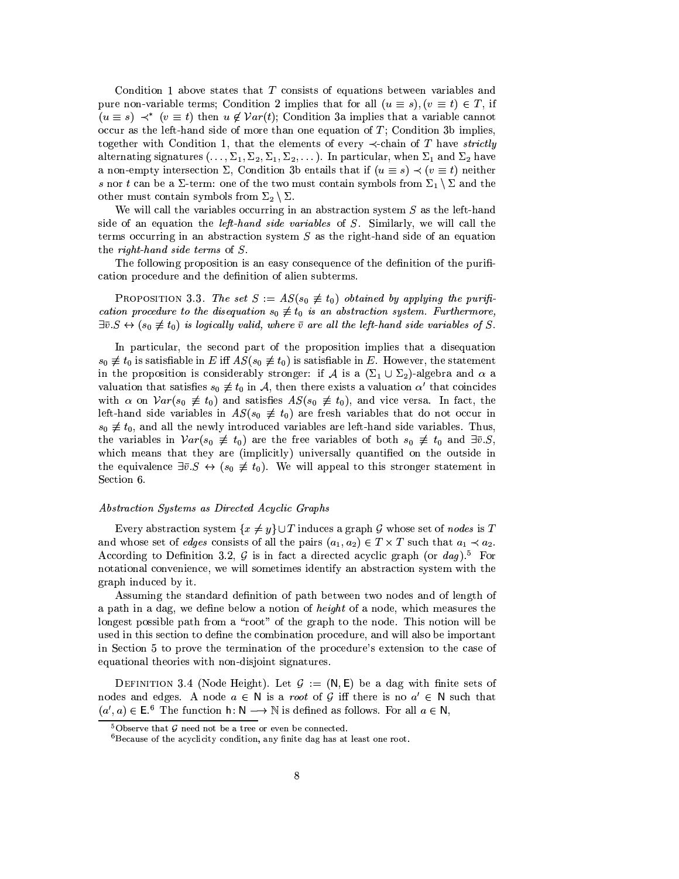Condition 1 above states that $T$ consists of equations between variables and pure non-variable terms; Condition 2 implies that for all $(u \equiv s), (v \equiv t) \in T$, if $(u \equiv s) \prec^* (v \equiv t)$ then $u \notin \mathcal{V}ar(t)$; Condition 3a implies that a variable cannot occur as the left-hand side of more than one equation of $T$; Condition 3b implies, together with Condition 1, that the elements of every $\prec$-chain of $T$ have *strictly* alternating signatures $(\ldots, \Sigma_1, \Sigma_2, \Sigma_1, \Sigma_2, \ldots)$. In particular, when $\Sigma_1$ and $\Sigma_2$ have a non-empty intersection $\Sigma$, Condition 3b entails that if $(u \equiv s) \prec (v \equiv t)$ neither $s$ nor $t$ can be a $\Sigma$-term: one of the two must contain symbols from $\Sigma_1 \setminus \Sigma$ and the other must contain symbols from $\Sigma_2 \setminus \Sigma$.

We will call the variables occurring in an abstraction system $S$ as the left-hand side of an equation the *left-hand side variables* of $S$. Similarly, we will call the terms occurring in an abstraction system $S$ as the right-hand side of an equation the *right-hand side terms* of $S$.

The following proposition is an easy consequence of the definition of the purification procedure and the definition of alien subterms.

PROPOSITION 3.3. *The set $S := AS(s_0 \not\equiv t_0)$ obtained by applying the purification procedure to the disequation $s_0 \not\equiv t_0$ is an abstraction system. Furthermore, $\exists \bar{v}.S \leftrightarrow (s_0 \not\equiv t_0)$ is logically valid, where $\bar{v}$ are all the left-hand side variables of $S$.*

In particular, the second part of the proposition implies that a disequation $s_0 \not\equiv t_0$ is satisfiable in $E$ iff $AS(s_0 \not\equiv t_0)$ is satisfiable in $E$. However, the statement in the proposition is considerably stronger: if $\mathcal{A}$ is a $(\Sigma_1 \cup \Sigma_2)$-algebra and $\alpha$ a valuation that satisfies $s_0 \not\equiv t_0$ in $\mathcal{A}$, then there exists a valuation $\alpha'$ that coincides with $\alpha$ on $\mathcal{V}ar(s_0 \not\equiv t_0)$ and satisfies $AS(s_0 \not\equiv t_0)$, and vice versa. In fact, the left-hand side variables in $AS(s_0 \not\equiv t_0)$ are fresh variables that do not occur in $s_0 \not\equiv t_0$, and all the newly introduced variables are left-hand side variables. Thus, the variables in $\mathcal{V}ar(s_0 \not\equiv t_0)$ are the free variables of both $s_0 \not\equiv t_0$ and $\exists \bar{v}.S$, which means that they are (implicitly) universally quantified on the outside in the equivalence $\exists \bar{v}.S \leftrightarrow (s_0 \not\equiv t_0)$. We will appeal to this stronger statement in Section 6.

### *Abstraction Systems as Directed Acyclic Graphs*

Every abstraction system $\{x \neq y\} \cup T$ induces a graph $\mathcal{G}$ whose set of *nodes* is $T$ and whose set of *edges* consists of all the pairs $(a_1, a_2) \in T \times T$ such that $a_1 \prec a_2$. According to Definition 3.2, $\mathcal{G}$ is in fact a directed acyclic graph (or *dag*).[5] For notational convenience, we will sometimes identify an abstraction system with the graph induced by it.

Assuming the standard definition of path between two nodes and of length of a path in a dag, we define below a notion of *height* of a node, which measures the longest possible path from a "root" of the graph to the node. This notion will be used in this section to define the combination procedure, and will also be important in Section 5 to prove the termination of the procedure's extension to the case of equational theories with non-disjoint signatures.

DEFINITION 3.4 (Node Height). Let $\mathcal{G} := (\mathsf{N}, \mathsf{E})$ be a dag with finite sets of nodes and edges. A node $a \in \mathsf{N}$ is a *root* of $\mathcal{G}$ iff there is no $a' \in \mathsf{N}$ such that $(a', a) \in \mathsf{E}$.[6] The function $\mathsf{h} \colon \mathsf{N} \longrightarrow \mathbb{N}$ is defined as follows. For all $a \in \mathsf{N}$,

---

[5] Observe that $\mathcal{G}$ need not be a tree or even be connected.

[6] Because of the acyclicity condition, any finite dag has at least one root.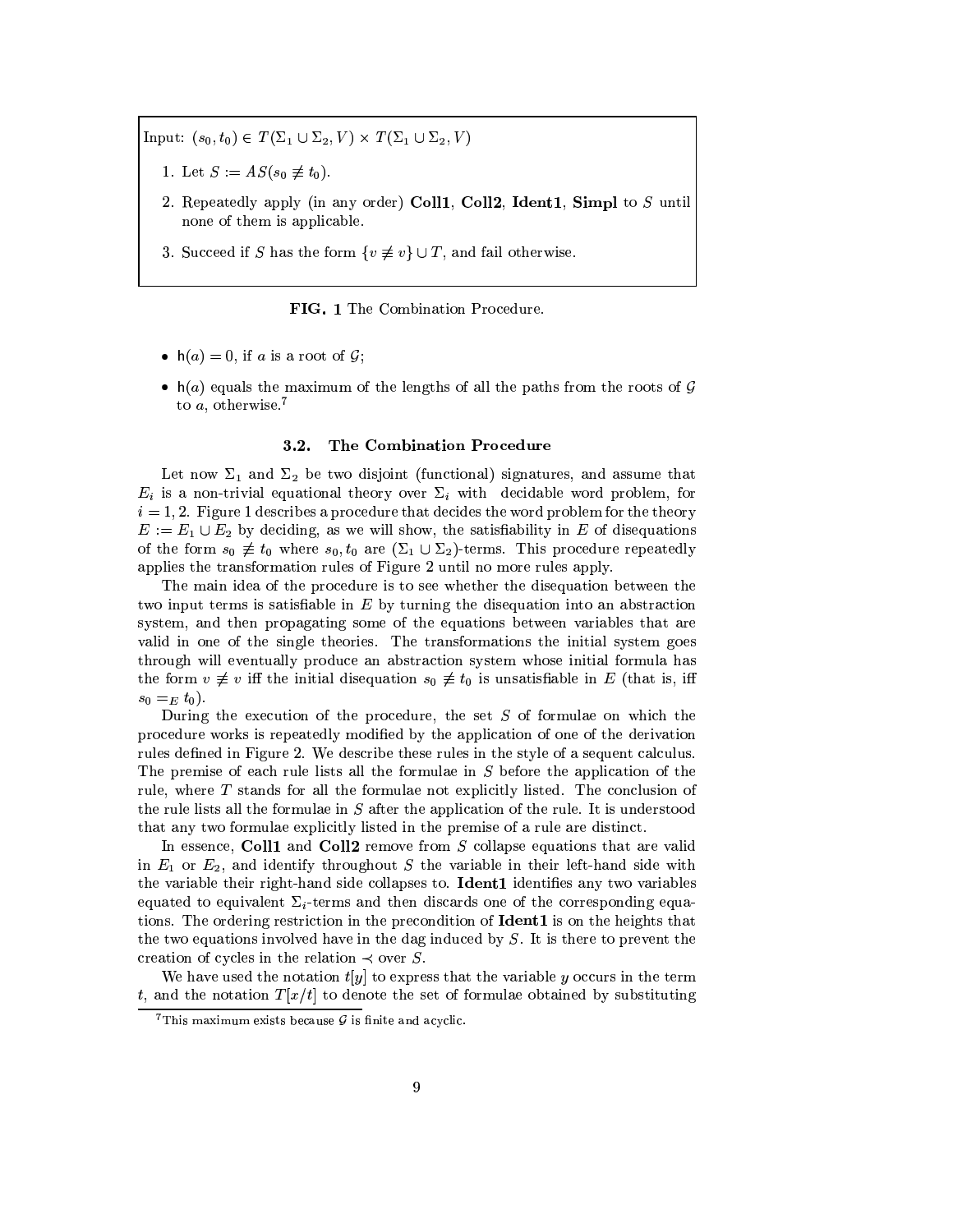Input: $(s_0, t_0) \in T(\Sigma_1 \cup \Sigma_2, V) \times T(\Sigma_1 \cup \Sigma_2, V)$

1. Let $S := AS(s_0 \not\equiv t_0)$.
2. Repeatedly apply (in any order) **Coll1**, **Coll2**, **Ident1**, **Simpl** to $S$ until none of them is applicable.
3. Succeed if $S$ has the form $\{v \not\equiv v\} \cup T$, and fail otherwise.

**FIG. 1** The Combination Procedure.

- $\mathsf{h}(a) = 0$, if $a$ is a root of $\mathcal{G}$;
- $\mathsf{h}(a)$ equals the maximum of the lengths of all the paths from the roots of $\mathcal{G}$ to $a$, otherwise.[7]

### 3.2. The Combination Procedure

Let now $\Sigma_1$ and $\Sigma_2$ be two disjoint (functional) signatures, and assume that $E_i$ is a non-trivial equational theory over $\Sigma_i$ with decidable word problem, for $i = 1, 2$. Figure 1 describes a procedure that decides the word problem for the theory $E := E_1 \cup E_2$ by deciding, as we will show, the satisfiability in $E$ of disequations of the form $s_0 \not\equiv t_0$ where $s_0, t_0$ are $(\Sigma_1 \cup \Sigma_2)$-terms. This procedure repeatedly applies the transformation rules of Figure 2 until no more rules apply.

The main idea of the procedure is to see whether the disequation between the two input terms is satisfiable in $E$ by turning the disequation into an abstraction system, and then propagating some of the equations between variables that are valid in one of the single theories. The transformations the initial system goes through will eventually produce an abstraction system whose initial formula has the form $v \not\equiv v$ iff the initial disequation $s_0 \not\equiv t_0$ is unsatisfiable in $E$ (that is, iff $s_0 =_E t_0$).

During the execution of the procedure, the set $S$ of formulae on which the procedure works is repeatedly modified by the application of one of the derivation rules defined in Figure 2. We describe these rules in the style of a sequent calculus. The premise of each rule lists all the formulae in $S$ before the application of the rule, where $T$ stands for all the formulae not explicitly listed. The conclusion of the rule lists all the formulae in $S$ after the application of the rule. It is understood that any two formulae explicitly listed in the premise of a rule are distinct.

In essence, **Coll1** and **Coll2** remove from $S$ collapse equations that are valid in $E_1$ or $E_2$, and identify throughout $S$ the variable in their left-hand side with the variable their right-hand side collapses to. **Ident1** identifies any two variables equated to equivalent $\Sigma_i$-terms and then discards one of the corresponding equations. The ordering restriction in the precondition of **Ident1** is on the heights that the two equations involved have in the dag induced by $S$. It is there to prevent the creation of cycles in the relation $\prec$ over $S$.

We have used the notation $t[y]$ to express that the variable $y$ occurs in the term $t$, and the notation $T[x/t]$ to denote the set of formulae obtained by substituting

[7] This maximum exists because $\mathcal{G}$ is finite and acyclic.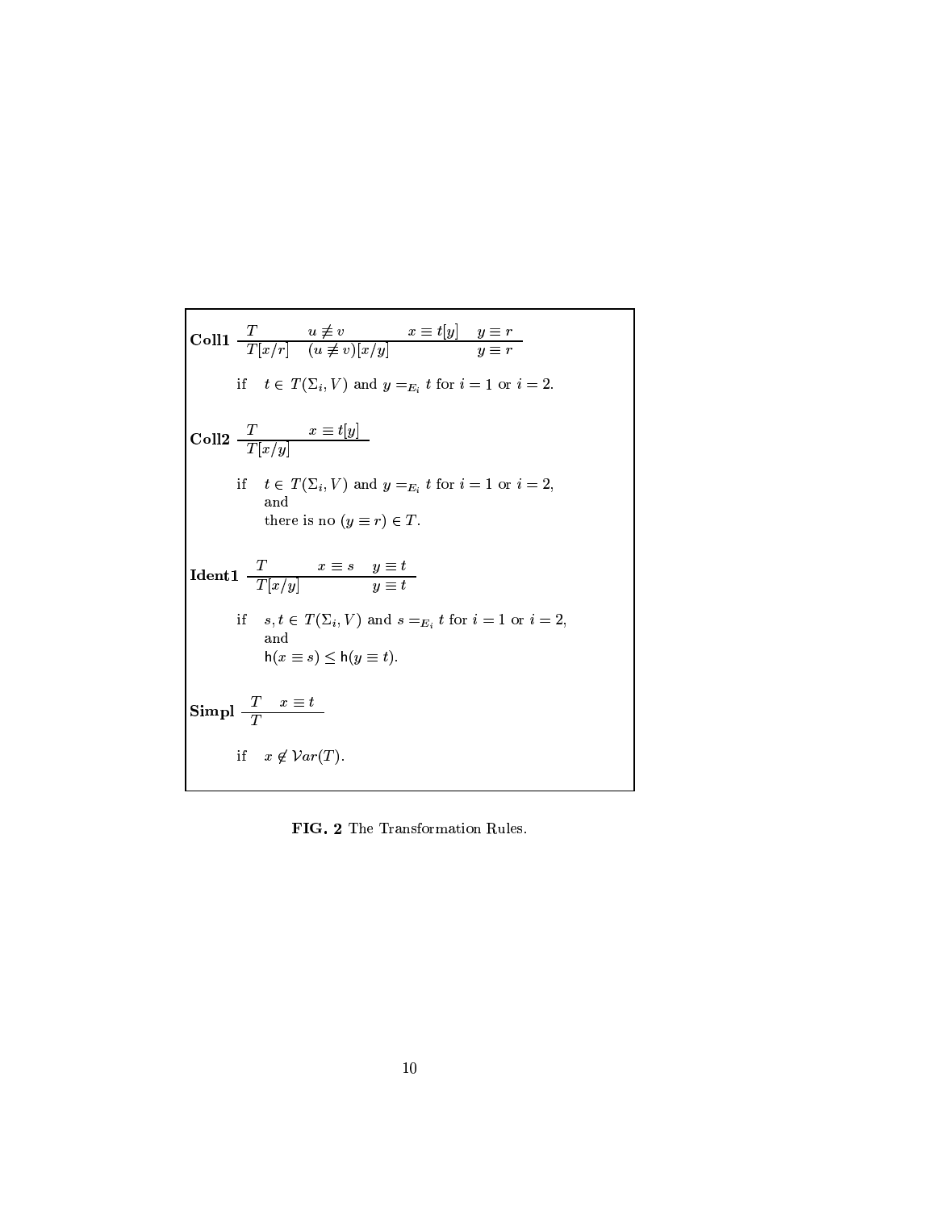**Coll1** $$\frac{T \qquad u \not\equiv v \qquad\qquad x \equiv t[y] \quad y \equiv r}{T[x/r] \quad (u \not\equiv v)[x/y] \qquad\qquad\qquad y \equiv r}$$

if $t \in T(\Sigma_i, V)$ and $y =_{E_i} t$ for $i = 1$ or $i = 2$.

**Coll2** $$\frac{T \qquad x \equiv t[y]}{T[x/y]}$$

if $t \in T(\Sigma_i, V)$ and $y =_{E_i} t$ for $i = 1$ or $i = 2$,
and
there is no $(y \equiv r) \in T$.

**Ident1** $$\frac{T \qquad x \equiv s \quad y \equiv t}{T[x/y] \qquad\qquad y \equiv t}$$

if $s, t \in T(\Sigma_i, V)$ and $s =_{E_i} t$ for $i = 1$ or $i = 2$,
and
$\mathsf{h}(x \equiv s) \leq \mathsf{h}(y \equiv t)$.

**Simpl** $$\frac{T \quad x \equiv t}{T}$$

if $x \notin \mathcal{V}ar(T)$.

**FIG. 2** The Transformation Rules.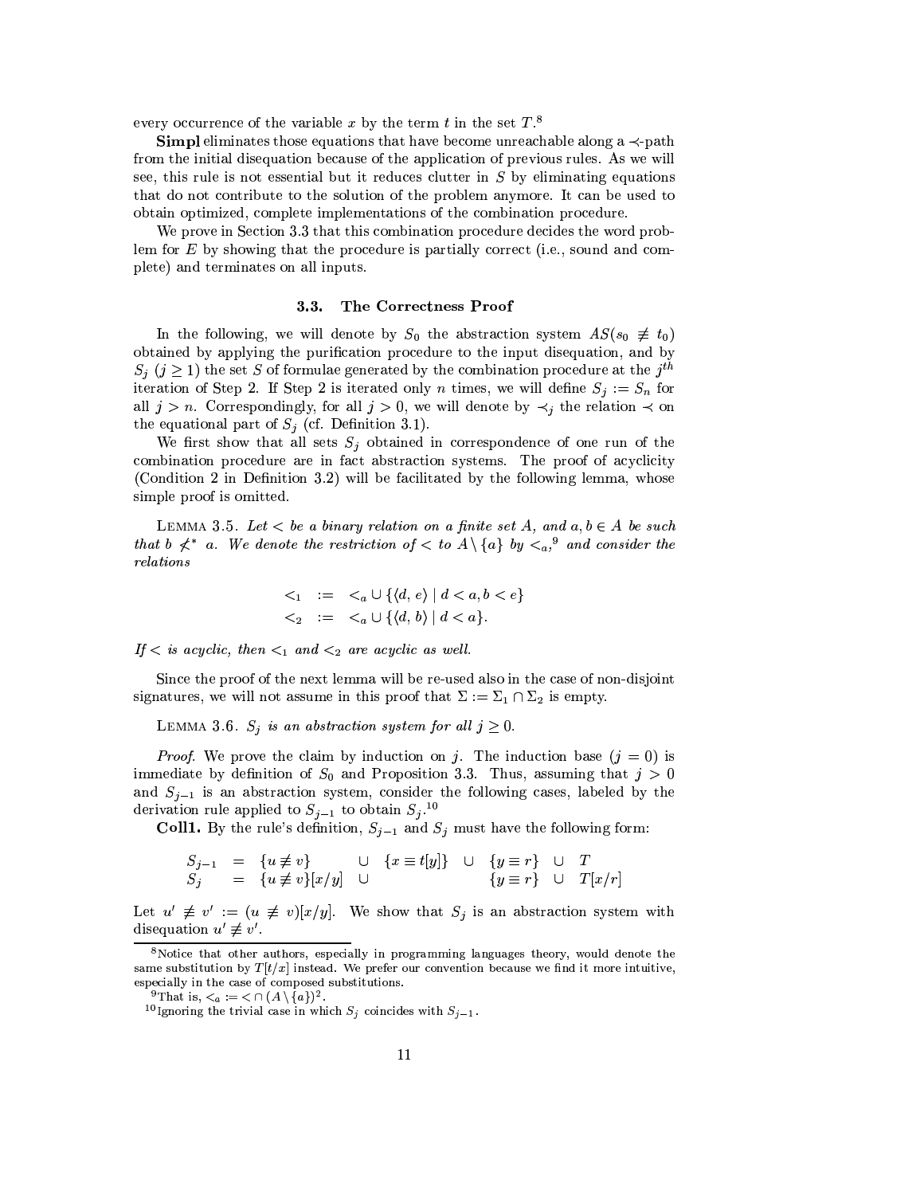every occurrence of the variable $x$ by the term $t$ in the set $T$.[8]

**Simpl** eliminates those equations that have become unreachable along a $\prec$-path from the initial disequation because of the application of previous rules. As we will see, this rule is not essential but it reduces clutter in $S$ by eliminating equations that do not contribute to the solution of the problem anymore. It can be used to obtain optimized, complete implementations of the combination procedure.

We prove in Section 3.3 that this combination procedure decides the word problem for $E$ by showing that the procedure is partially correct (i.e., sound and complete) and terminates on all inputs.

### 3.3. The Correctness Proof

In the following, we will denote by $S_0$ the abstraction system $AS(s_0 \not\equiv t_0)$ obtained by applying the purification procedure to the input disequation, and by $S_j$ ($j \geq 1$) the set $S$ of formulae generated by the combination procedure at the $j^{th}$ iteration of Step 2. If Step 2 is iterated only $n$ times, we will define $S_j := S_n$ for all $j > n$. Correspondingly, for all $j > 0$, we will denote by $\prec_j$ the relation $\prec$ on the equational part of $S_j$ (cf. Definition 3.1).

We first show that all sets $S_j$ obtained in correspondence of one run of the combination procedure are in fact abstraction systems. The proof of acyclicity (Condition 2 in Definition 3.2) will be facilitated by the following lemma, whose simple proof is omitted.

LEMMA 3.5. *Let $<$ be a binary relation on a finite set $A$, and $a, b \in A$ be such that $b \not<^* a$. We denote the restriction of $<$ to $A \setminus \{a\}$ by $<_a$,[9] and consider the relations*

$$
\begin{aligned}
<_1 &:= <_a \cup \{\langle d, e\rangle \mid d < a, b < e\} \\
<_2 &:= <_a \cup \{\langle d, b\rangle \mid d < a\}.
\end{aligned}
$$

*If $<$ is acyclic, then $<_1$ and $<_2$ are acyclic as well.*

Since the proof of the next lemma will be re-used also in the case of non-disjoint signatures, we will not assume in this proof that $\Sigma := \Sigma_1 \cap \Sigma_2$ is empty.

LEMMA 3.6. *$S_j$ is an abstraction system for all $j \geq 0$.*

*Proof.* We prove the claim by induction on $j$. The induction base ($j = 0$) is immediate by definition of $S_0$ and Proposition 3.3. Thus, assuming that $j > 0$ and $S_{j-1}$ is an abstraction system, consider the following cases, labeled by the derivation rule applied to $S_{j-1}$ to obtain $S_j$.[10]

**Coll1.** By the rule's definition, $S_{j-1}$ and $S_j$ must have the following form:

$$
\begin{array}{lllllll}
S_{j-1} & = & \{u \not\equiv v\} & \cup & \{x \equiv t[y]\} & \cup & \{y \equiv r\} \;\cup\; T \\
S_j & = & \{u \not\equiv v\}[x/y] & \cup & & & \{y \equiv r\} \;\cup\; T[x/r]
\end{array}
$$

Let $u' \not\equiv v' := (u \not\equiv v)[x/y]$. We show that $S_j$ is an abstraction system with disequation $u' \not\equiv v'$.

[8] Notice that other authors, especially in programming languages theory, would denote the same substitution by $T[t/x]$ instead. We prefer our convention because we find it more intuitive, especially in the case of composed substitutions.

[9] That is, $<_a := < \cap (A \setminus \{a\})^2$.

[10] Ignoring the trivial case in which $S_j$ coincides with $S_{j-1}$.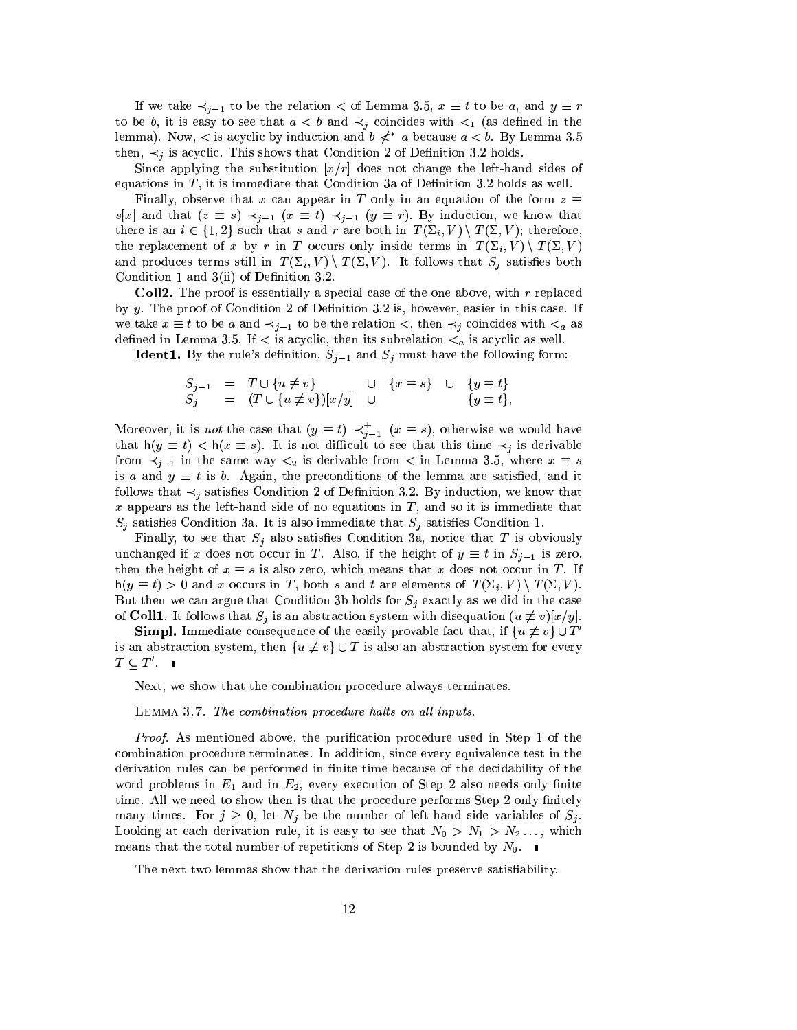If we take $\prec_{j-1}$ to be the relation $<$ of Lemma 3.5, $x \equiv t$ to be $a$, and $y \equiv r$ to be $b$, it is easy to see that $a < b$ and $\prec_j$ coincides with $<_1$ (as defined in the lemma). Now, $<$ is acyclic by induction and $b \not<^* a$ because $a < b$. By Lemma 3.5 then, $\prec_j$ is acyclic. This shows that Condition 2 of Definition 3.2 holds.

Since applying the substitution $[x/r]$ does not change the left-hand sides of equations in $T$, it is immediate that Condition 3a of Definition 3.2 holds as well.

Finally, observe that $x$ can appear in $T$ only in an equation of the form $z \equiv s[x]$ and that $(z \equiv s) \prec_{j-1} (x \equiv t) \prec_{j-1} (y \equiv r)$. By induction, we know that there is an $i \in \{1, 2\}$ such that $s$ and $r$ are both in $T(\Sigma_i, V) \setminus T(\Sigma, V)$; therefore, the replacement of $x$ by $r$ in $T$ occurs only inside terms in $T(\Sigma_i, V) \setminus T(\Sigma, V)$ and produces terms still in $T(\Sigma_i, V) \setminus T(\Sigma, V)$. It follows that $S_j$ satisfies both Condition 1 and 3(ii) of Definition 3.2.

**Coll2.** The proof is essentially a special case of the one above, with $r$ replaced by $y$. The proof of Condition 2 of Definition 3.2 is, however, easier in this case. If we take $x \equiv t$ to be $a$ and $\prec_{j-1}$ to be the relation $<$, then $\prec_j$ coincides with $<_a$ as defined in Lemma 3.5. If $<$ is acyclic, then its subrelation $<_a$ is acyclic as well.

**Ident1.** By the rule's definition, $S_{j-1}$ and $S_j$ must have the following form:

$$\begin{array}{lllll} S_{j-1} & = & T \cup \{u \not\equiv v\} & \cup \;\; \{x \equiv s\} & \cup \;\; \{y \equiv t\} \\ S_j & = & (T \cup \{u \not\equiv v\})[x/y] & \cup & \quad\quad\;\; \{y \equiv t\}, \end{array}$$

Moreover, it is *not* the case that $(y \equiv t) \prec^{+}_{j-1} (x \equiv s)$, otherwise we would have that $\mathsf{h}(y \equiv t) < \mathsf{h}(x \equiv s)$. It is not difficult to see that this time $\prec_j$ is derivable from $\prec_{j-1}$ in the same way $<_2$ is derivable from $<$ in Lemma 3.5, where $x \equiv s$ is $a$ and $y \equiv t$ is $b$. Again, the preconditions of the lemma are satisfied, and it follows that $\prec_j$ satisfies Condition 2 of Definition 3.2. By induction, we know that $x$ appears as the left-hand side of no equations in $T$, and so it is immediate that $S_j$ satisfies Condition 3a. It is also immediate that $S_j$ satisfies Condition 1.

Finally, to see that $S_j$ also satisfies Condition 3a, notice that $T$ is obviously unchanged if $x$ does not occur in $T$. Also, if the height of $y \equiv t$ in $S_{j-1}$ is zero, then the height of $x \equiv s$ is also zero, which means that $x$ does not occur in $T$. If $\mathsf{h}(y \equiv t) > 0$ and $x$ occurs in $T$, both $s$ and $t$ are elements of $T(\Sigma_i, V) \setminus T(\Sigma, V)$. But then we can argue that Condition 3b holds for $S_j$ exactly as we did in the case of **Coll1**. It follows that $S_j$ is an abstraction system with disequation $(u \not\equiv v)[x/y]$.

**Simpl.** Immediate consequence of the easily provable fact that, if $\{u \not\equiv v\} \cup T'$ is an abstraction system, then $\{u \not\equiv v\} \cup T$ is also an abstraction system for every $T \subseteq T'$. ∎

Next, we show that the combination procedure always terminates.

LEMMA 3.7. *The combination procedure halts on all inputs.*

*Proof.* As mentioned above, the purification procedure used in Step 1 of the combination procedure terminates. In addition, since every equivalence test in the derivation rules can be performed in finite time because of the decidability of the word problems in $E_1$ and in $E_2$, every execution of Step 2 also needs only finite time. All we need to show then is that the procedure performs Step 2 only finitely many times. For $j \geq 0$, let $N_j$ be the number of left-hand side variables of $S_j$. Looking at each derivation rule, it is easy to see that $N_0 > N_1 > N_2 \ldots$, which means that the total number of repetitions of Step 2 is bounded by $N_0$. ∎

The next two lemmas show that the derivation rules preserve satisfiability.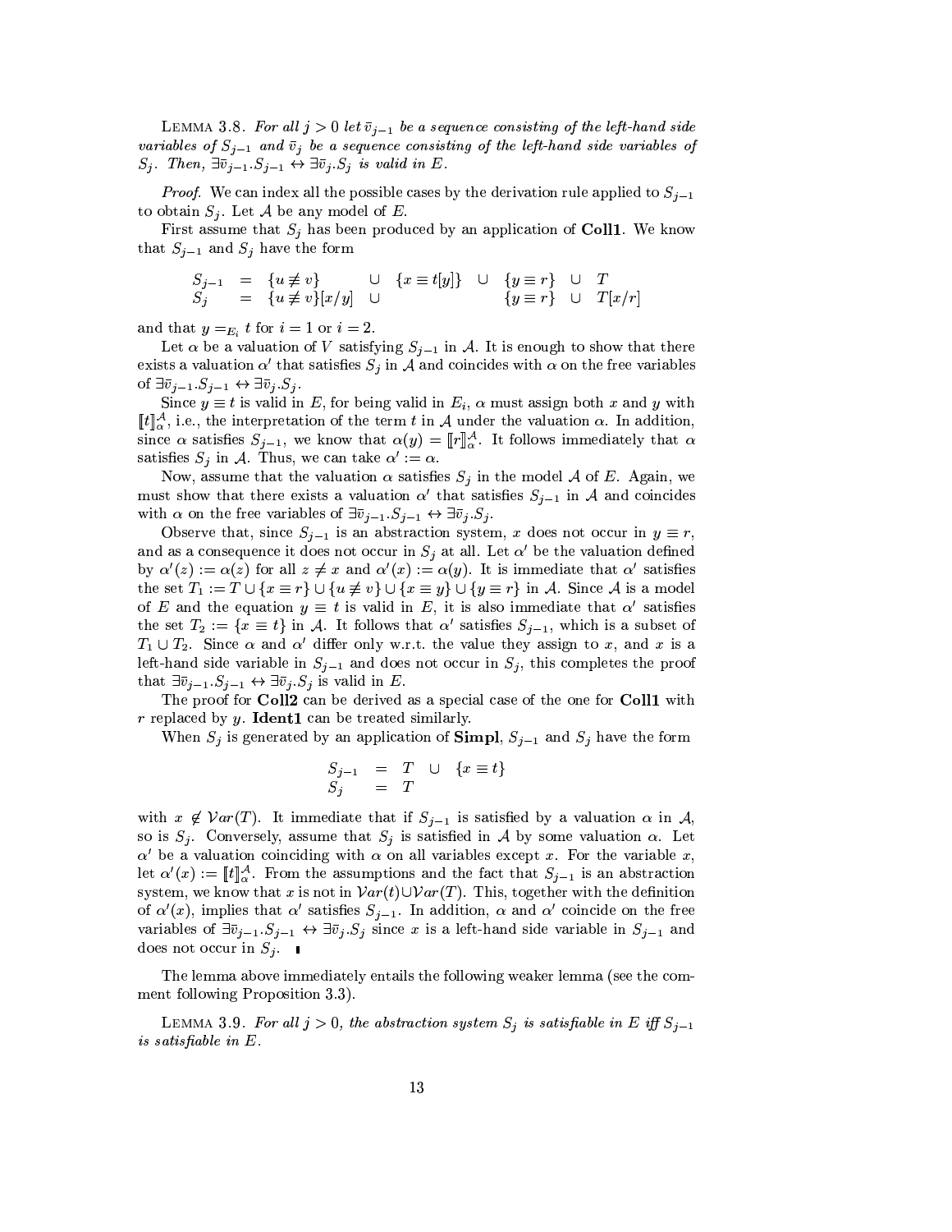LEMMA 3.8. *For all $j > 0$ let $\bar{v}_{j-1}$ be a sequence consisting of the left-hand side variables of $S_{j-1}$ and $\bar{v}_j$ be a sequence consisting of the left-hand side variables of $S_j$. Then, $\exists\bar{v}_{j-1}.S_{j-1} \leftrightarrow \exists\bar{v}_j.S_j$ is valid in $E$.*

*Proof.* We can index all the possible cases by the derivation rule applied to $S_{j-1}$ to obtain $S_j$. Let $\mathcal{A}$ be any model of $E$.

First assume that $S_j$ has been produced by an application of **Coll1**. We know that $S_{j-1}$ and $S_j$ have the form

$$
\begin{array}{lllllllll}
S_{j-1} & = & \{u \not\equiv v\} & \cup & \{x \equiv t[y]\} & \cup & \{y \equiv r\} & \cup & T \\
S_j & = & \{u \not\equiv v\}[x/y] & \cup & & & \{y \equiv r\} & \cup & T[x/r]
\end{array}
$$

and that $y =_{E_i} t$ for $i = 1$ or $i = 2$.

Let $\alpha$ be a valuation of $V$ satisfying $S_{j-1}$ in $\mathcal{A}$. It is enough to show that there exists a valuation $\alpha'$ that satisfies $S_j$ in $\mathcal{A}$ and coincides with $\alpha$ on the free variables of $\exists\bar{v}_{j-1}.S_{j-1} \leftrightarrow \exists\bar{v}_j.S_j$.

Since $y \equiv t$ is valid in $E$, for being valid in $E_i$, $\alpha$ must assign both $x$ and $y$ with $[\![t]\!]^{\mathcal{A}}_{\alpha}$, i.e., the interpretation of the term $t$ in $\mathcal{A}$ under the valuation $\alpha$. In addition, since $\alpha$ satisfies $S_{j-1}$, we know that $\alpha(y) = [\![r]\!]^{\mathcal{A}}_{\alpha}$. It follows immediately that $\alpha$ satisfies $S_j$ in $\mathcal{A}$. Thus, we can take $\alpha' := \alpha$.

Now, assume that the valuation $\alpha$ satisfies $S_j$ in the model $\mathcal{A}$ of $E$. Again, we must show that there exists a valuation $\alpha'$ that satisfies $S_{j-1}$ in $\mathcal{A}$ and coincides with $\alpha$ on the free variables of $\exists\bar{v}_{j-1}.S_{j-1} \leftrightarrow \exists\bar{v}_j.S_j$.

Observe that, since $S_{j-1}$ is an abstraction system, $x$ does not occur in $y \equiv r$, and as a consequence it does not occur in $S_j$ at all. Let $\alpha'$ be the valuation defined by $\alpha'(z) := \alpha(z)$ for all $z \neq x$ and $\alpha'(x) := \alpha(y)$. It is immediate that $\alpha'$ satisfies the set $T_1 := T \cup \{x \equiv r\} \cup \{u \not\equiv v\} \cup \{x \equiv y\} \cup \{y \equiv r\}$ in $\mathcal{A}$. Since $\mathcal{A}$ is a model of $E$ and the equation $y \equiv t$ is valid in $E$, it is also immediate that $\alpha'$ satisfies the set $T_2 := \{x \equiv t\}$ in $\mathcal{A}$. It follows that $\alpha'$ satisfies $S_{j-1}$, which is a subset of $T_1 \cup T_2$. Since $\alpha$ and $\alpha'$ differ only w.r.t. the value they assign to $x$, and $x$ is a left-hand side variable in $S_{j-1}$ and does not occur in $S_j$, this completes the proof that $\exists\bar{v}_{j-1}.S_{j-1} \leftrightarrow \exists\bar{v}_j.S_j$ is valid in $E$.

The proof for **Coll2** can be derived as a special case of the one for **Coll1** with $r$ replaced by $y$. **Ident1** can be treated similarly.

When $S_j$ is generated by an application of **Simpl**, $S_{j-1}$ and $S_j$ have the form

$$
\begin{array}{lllll}
S_{j-1} & = & T & \cup & \{x \equiv t\} \\
S_j & = & T & &
\end{array}
$$

with $x \notin \mathcal{V}ar(T)$. It immediate that if $S_{j-1}$ is satisfied by a valuation $\alpha$ in $\mathcal{A}$, so is $S_j$. Conversely, assume that $S_j$ is satisfied in $\mathcal{A}$ by some valuation $\alpha$. Let $\alpha'$ be a valuation coinciding with $\alpha$ on all variables except $x$. For the variable $x$, let $\alpha'(x) := [\![t]\!]^{\mathcal{A}}_{\alpha}$. From the assumptions and the fact that $S_{j-1}$ is an abstraction system, we know that $x$ is not in $\mathcal{V}ar(t) \cup \mathcal{V}ar(T)$. This, together with the definition of $\alpha'(x)$, implies that $\alpha'$ satisfies $S_{j-1}$. In addition, $\alpha$ and $\alpha'$ coincide on the free variables of $\exists\bar{v}_{j-1}.S_{j-1} \leftrightarrow \exists\bar{v}_j.S_j$ since $x$ is a left-hand side variable in $S_{j-1}$ and does not occur in $S_j$. ∎

The lemma above immediately entails the following weaker lemma (see the comment following Proposition 3.3).

LEMMA 3.9. *For all $j > 0$, the abstraction system $S_j$ is satisfiable in $E$ iff $S_{j-1}$ is satisfiable in $E$.*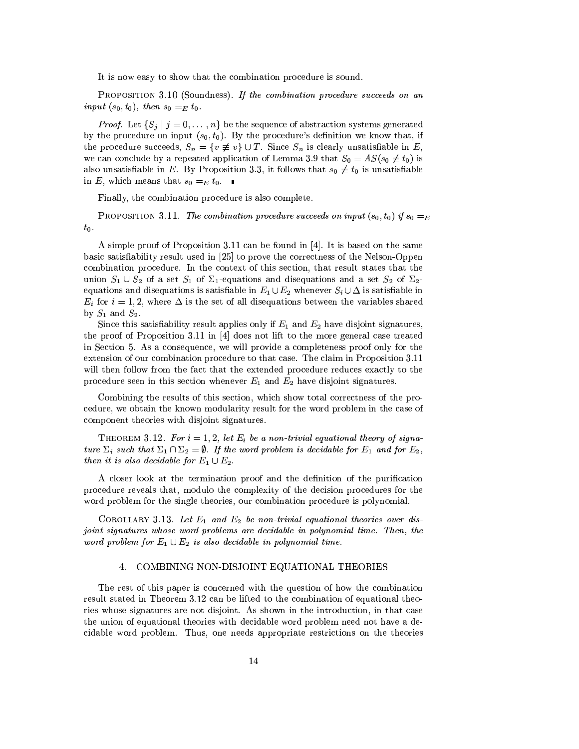It is now easy to show that the combination procedure is sound.

Proposition 3.10 (Soundness). *If the combination procedure succeeds on an input $(s_0, t_0)$, then $s_0 =_E t_0$.*

*Proof.* Let $\{S_j \mid j = 0, \ldots, n\}$ be the sequence of abstraction systems generated by the procedure on input $(s_0, t_0)$. By the procedure's definition we know that, if the procedure succeeds, $S_n = \{v \not\equiv v\} \cup T$. Since $S_n$ is clearly unsatisfiable in $E$, we can conclude by a repeated application of Lemma 3.9 that $S_0 = AS(s_0 \not\equiv t_0)$ is also unsatisfiable in $E$. By Proposition 3.3, it follows that $s_0 \not\equiv t_0$ is unsatisfiable in $E$, which means that $s_0 =_E t_0$. ∎

Finally, the combination procedure is also complete.

Proposition 3.11. *The combination procedure succeeds on input $(s_0, t_0)$ if $s_0 =_E t_0$.*

A simple proof of Proposition 3.11 can be found in [4]. It is based on the same basic satisfiability result used in [25] to prove the correctness of the Nelson-Oppen combination procedure. In the context of this section, that result states that the union $S_1 \cup S_2$ of a set $S_1$ of $\Sigma_1$-equations and disequations and a set $S_2$ of $\Sigma_2$-equations and disequations is satisfiable in $E_1 \cup E_2$ whenever $S_i \cup \Delta$ is satisfiable in $E_i$ for $i = 1, 2$, where $\Delta$ is the set of all disequations between the variables shared by $S_1$ and $S_2$.

Since this satisfiability result applies only if $E_1$ and $E_2$ have disjoint signatures, the proof of Proposition 3.11 in [4] does not lift to the more general case treated in Section 5. As a consequence, we will provide a completeness proof only for the extension of our combination procedure to that case. The claim in Proposition 3.11 will then follow from the fact that the extended procedure reduces exactly to the procedure seen in this section whenever $E_1$ and $E_2$ have disjoint signatures.

Combining the results of this section, which show total correctness of the procedure, we obtain the known modularity result for the word problem in the case of component theories with disjoint signatures.

Theorem 3.12. *For $i = 1, 2$, let $E_i$ be a non-trivial equational theory of signature $\Sigma_i$ such that $\Sigma_1 \cap \Sigma_2 = \emptyset$. If the word problem is decidable for $E_1$ and for $E_2$, then it is also decidable for $E_1 \cup E_2$.*

A closer look at the termination proof and the definition of the purification procedure reveals that, modulo the complexity of the decision procedures for the word problem for the single theories, our combination procedure is polynomial.

Corollary 3.13. *Let $E_1$ and $E_2$ be non-trivial equational theories over disjoint signatures whose word problems are decidable in polynomial time. Then, the word problem for $E_1 \cup E_2$ is also decidable in polynomial time.*

## 4. COMBINING NON-DISJOINT EQUATIONAL THEORIES

The rest of this paper is concerned with the question of how the combination result stated in Theorem 3.12 can be lifted to the combination of equational theories whose signatures are not disjoint. As shown in the introduction, in that case the union of equational theories with decidable word problem need not have a decidable word problem. Thus, one needs appropriate restrictions on the theories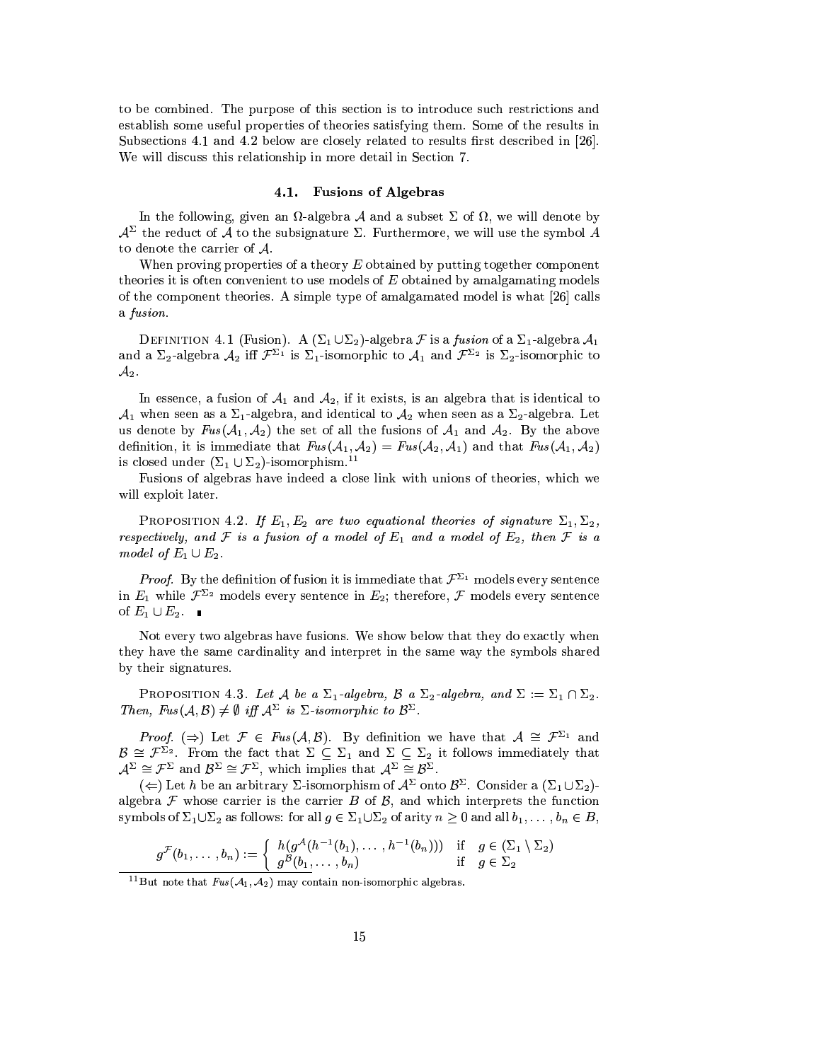to be combined. The purpose of this section is to introduce such restrictions and establish some useful properties of theories satisfying them. Some of the results in Subsections 4.1 and 4.2 below are closely related to results first described in [26]. We will discuss this relationship in more detail in Section 7.

### 4.1. Fusions of Algebras

In the following, given an $\Omega$-algebra $\mathcal{A}$ and a subset $\Sigma$ of $\Omega$, we will denote by $\mathcal{A}^{\Sigma}$ the reduct of $\mathcal{A}$ to the subsignature $\Sigma$. Furthermore, we will use the symbol $A$ to denote the carrier of $\mathcal{A}$.

When proving properties of a theory $E$ obtained by putting together component theories it is often convenient to use models of $E$ obtained by amalgamating models of the component theories. A simple type of amalgamated model is what [26] calls a *fusion*.

Definition 4.1 (Fusion). A $(\Sigma_1 \cup \Sigma_2)$-algebra $\mathcal{F}$ is a *fusion* of a $\Sigma_1$-algebra $\mathcal{A}_1$ and a $\Sigma_2$-algebra $\mathcal{A}_2$ iff $\mathcal{F}^{\Sigma_1}$ is $\Sigma_1$-isomorphic to $\mathcal{A}_1$ and $\mathcal{F}^{\Sigma_2}$ is $\Sigma_2$-isomorphic to $\mathcal{A}_2$.

In essence, a fusion of $\mathcal{A}_1$ and $\mathcal{A}_2$, if it exists, is an algebra that is identical to $\mathcal{A}_1$ when seen as a $\Sigma_1$-algebra, and identical to $\mathcal{A}_2$ when seen as a $\Sigma_2$-algebra. Let us denote by $Fus(\mathcal{A}_1, \mathcal{A}_2)$ the set of all the fusions of $\mathcal{A}_1$ and $\mathcal{A}_2$. By the above definition, it is immediate that $Fus(\mathcal{A}_1, \mathcal{A}_2) = Fus(\mathcal{A}_2, \mathcal{A}_1)$ and that $Fus(\mathcal{A}_1, \mathcal{A}_2)$ is closed under $(\Sigma_1 \cup \Sigma_2)$-isomorphism.[11]

Fusions of algebras have indeed a close link with unions of theories, which we will exploit later.

Proposition 4.2. *If $E_1, E_2$ are two equational theories of signature $\Sigma_1, \Sigma_2$, respectively, and $\mathcal{F}$ is a fusion of a model of $E_1$ and a model of $E_2$, then $\mathcal{F}$ is a model of $E_1 \cup E_2$.*

*Proof.* By the definition of fusion it is immediate that $\mathcal{F}^{\Sigma_1}$ models every sentence in $E_1$ while $\mathcal{F}^{\Sigma_2}$ models every sentence in $E_2$; therefore, $\mathcal{F}$ models every sentence of $E_1 \cup E_2$. ∎

Not every two algebras have fusions. We show below that they do exactly when they have the same cardinality and interpret in the same way the symbols shared by their signatures.

Proposition 4.3. *Let $\mathcal{A}$ be a $\Sigma_1$-algebra, $\mathcal{B}$ a $\Sigma_2$-algebra, and $\Sigma := \Sigma_1 \cap \Sigma_2$. Then, $Fus(\mathcal{A}, \mathcal{B}) \neq \emptyset$ iff $\mathcal{A}^{\Sigma}$ is $\Sigma$-isomorphic to $\mathcal{B}^{\Sigma}$.*

*Proof.* ($\Rightarrow$) Let $\mathcal{F} \in Fus(\mathcal{A}, \mathcal{B})$. By definition we have that $\mathcal{A} \cong \mathcal{F}^{\Sigma_1}$ and $\mathcal{B} \cong \mathcal{F}^{\Sigma_2}$. From the fact that $\Sigma \subseteq \Sigma_1$ and $\Sigma \subseteq \Sigma_2$ it follows immediately that $\mathcal{A}^{\Sigma} \cong \mathcal{F}^{\Sigma}$ and $\mathcal{B}^{\Sigma} \cong \mathcal{F}^{\Sigma}$, which implies that $\mathcal{A}^{\Sigma} \cong \mathcal{B}^{\Sigma}$.

($\Leftarrow$) Let $h$ be an arbitrary $\Sigma$-isomorphism of $\mathcal{A}^{\Sigma}$ onto $\mathcal{B}^{\Sigma}$. Consider a $(\Sigma_1 \cup \Sigma_2)$-algebra $\mathcal{F}$ whose carrier is the carrier $B$ of $\mathcal{B}$, and which interprets the function symbols of $\Sigma_1 \cup \Sigma_2$ as follows: for all $g \in \Sigma_1 \cup \Sigma_2$ of arity $n \geq 0$ and all $b_1, \ldots, b_n \in B$,

$$g^{\mathcal{F}}(b_1, \ldots, b_n) := \begin{cases} h(g^{\mathcal{A}}(h^{-1}(b_1), \ldots, h^{-1}(b_n))) & \text{if} \quad g \in (\Sigma_1 \setminus \Sigma_2) \\ g^{\mathcal{B}}(b_1, \ldots, b_n) & \text{if} \quad g \in \Sigma_2 \end{cases}$$

[11] But note that $Fus(\mathcal{A}_1, \mathcal{A}_2)$ may contain non-isomorphic algebras.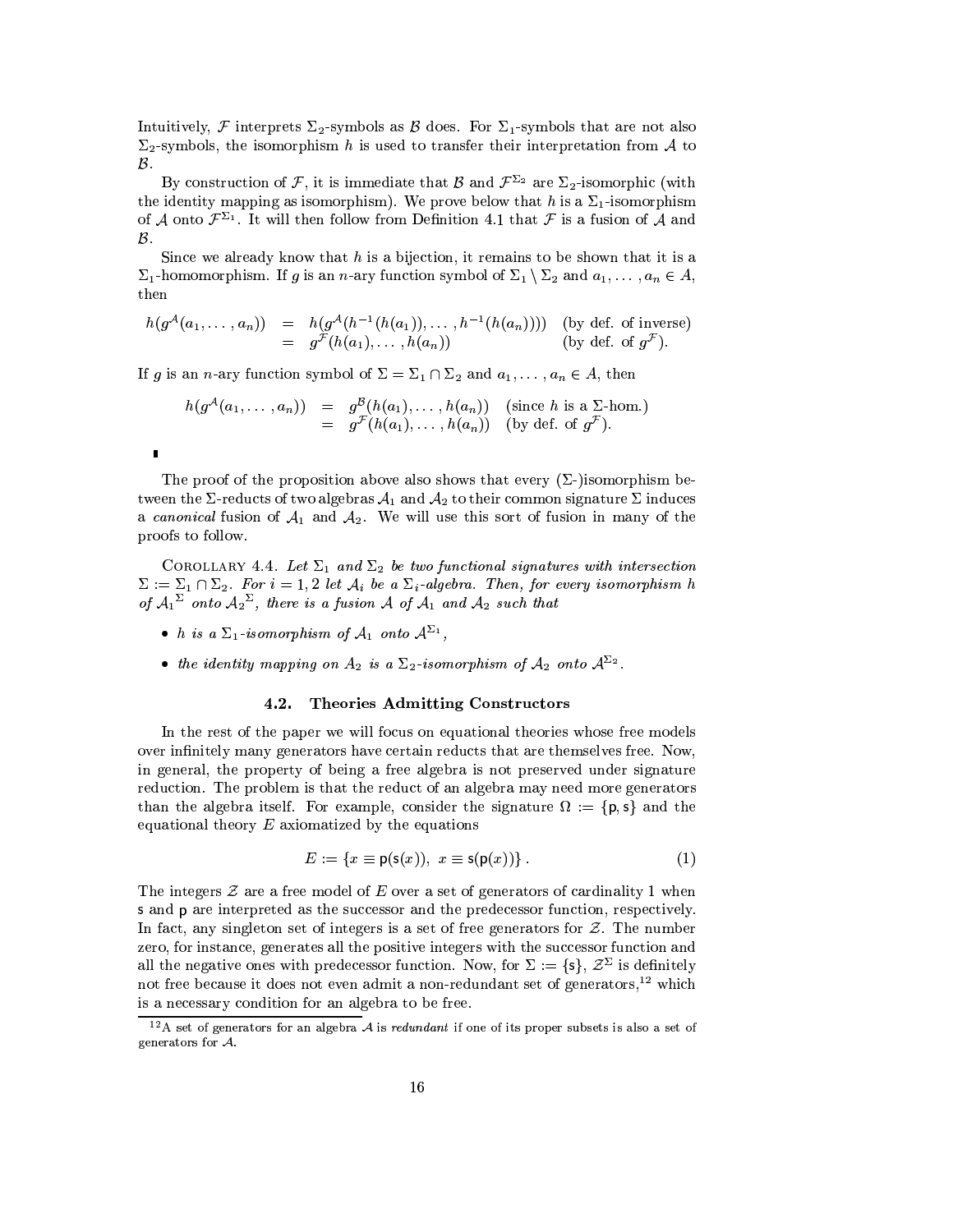Intuitively, $\mathcal{F}$ interprets $\Sigma_2$-symbols as $\mathcal{B}$ does. For $\Sigma_1$-symbols that are not also $\Sigma_2$-symbols, the isomorphism $h$ is used to transfer their interpretation from $\mathcal{A}$ to $\mathcal{B}$.

By construction of $\mathcal{F}$, it is immediate that $\mathcal{B}$ and $\mathcal{F}^{\Sigma_2}$ are $\Sigma_2$-isomorphic (with the identity mapping as isomorphism). We prove below that $h$ is a $\Sigma_1$-isomorphism of $\mathcal{A}$ onto $\mathcal{F}^{\Sigma_1}$. It will then follow from Definition 4.1 that $\mathcal{F}$ is a fusion of $\mathcal{A}$ and $\mathcal{B}$.

Since we already know that $h$ is a bijection, it remains to be shown that it is a $\Sigma_1$-homomorphism. If $g$ is an $n$-ary function symbol of $\Sigma_1 \setminus \Sigma_2$ and $a_1, \ldots, a_n \in A$, then

$$\begin{aligned} h(g^{\mathcal{A}}(a_1, \ldots, a_n)) &= h(g^{\mathcal{A}}(h^{-1}(h(a_1)), \ldots, h^{-1}(h(a_n)))) && \text{(by def. of inverse)} \\ &= g^{\mathcal{F}}(h(a_1), \ldots, h(a_n)) && \text{(by def. of } g^{\mathcal{F}}\text{).} \end{aligned}$$

If $g$ is an $n$-ary function symbol of $\Sigma = \Sigma_1 \cap \Sigma_2$ and $a_1, \ldots, a_n \in A$, then

$$\begin{aligned} h(g^{\mathcal{A}}(a_1, \ldots, a_n)) &= g^{\mathcal{B}}(h(a_1), \ldots, h(a_n)) && \text{(since } h \text{ is a } \Sigma\text{-hom.)} \\ &= g^{\mathcal{F}}(h(a_1), \ldots, h(a_n)) && \text{(by def. of } g^{\mathcal{F}}\text{).} \end{aligned}$$

∎

The proof of the proposition above also shows that every ($\Sigma$-)isomorphism between the $\Sigma$-reducts of two algebras $\mathcal{A}_1$ and $\mathcal{A}_2$ to their common signature $\Sigma$ induces a *canonical* fusion of $\mathcal{A}_1$ and $\mathcal{A}_2$. We will use this sort of fusion in many of the proofs to follow.

COROLLARY 4.4. *Let $\Sigma_1$ and $\Sigma_2$ be two functional signatures with intersection $\Sigma := \Sigma_1 \cap \Sigma_2$. For $i = 1, 2$ let $\mathcal{A}_i$ be a $\Sigma_i$-algebra. Then, for every isomorphism $h$ of ${\mathcal{A}_1}^{\Sigma}$ onto ${\mathcal{A}_2}^{\Sigma}$, there is a fusion $\mathcal{A}$ of $\mathcal{A}_1$ and $\mathcal{A}_2$ such that*

- *$h$ is a $\Sigma_1$-isomorphism of $\mathcal{A}_1$ onto $\mathcal{A}^{\Sigma_1}$,*
- *the identity mapping on $A_2$ is a $\Sigma_2$-isomorphism of $\mathcal{A}_2$ onto $\mathcal{A}^{\Sigma_2}$.*

### 4.2. Theories Admitting Constructors

In the rest of the paper we will focus on equational theories whose free models over infinitely many generators have certain reducts that are themselves free. Now, in general, the property of being a free algebra is not preserved under signature reduction. The problem is that the reduct of an algebra may need more generators than the algebra itself. For example, consider the signature $\Omega := \{\mathsf{p}, \mathsf{s}\}$ and the equational theory $E$ axiomatized by the equations

$$E := \{x \equiv \mathsf{p}(\mathsf{s}(x)),\ x \equiv \mathsf{s}(\mathsf{p}(x))\}. \tag{1}$$

The integers $\mathcal{Z}$ are a free model of $E$ over a set of generators of cardinality 1 when $\mathsf{s}$ and $\mathsf{p}$ are interpreted as the successor and the predecessor function, respectively. In fact, any singleton set of integers is a set of free generators for $\mathcal{Z}$. The number zero, for instance, generates all the positive integers with the successor function and all the negative ones with predecessor function. Now, for $\Sigma := \{\mathsf{s}\}$, $\mathcal{Z}^{\Sigma}$ is definitely not free because it does not even admit a non-redundant set of generators,[12] which is a necessary condition for an algebra to be free.

[12] A set of generators for an algebra $\mathcal{A}$ is *redundant* if one of its proper subsets is also a set of generators for $\mathcal{A}$.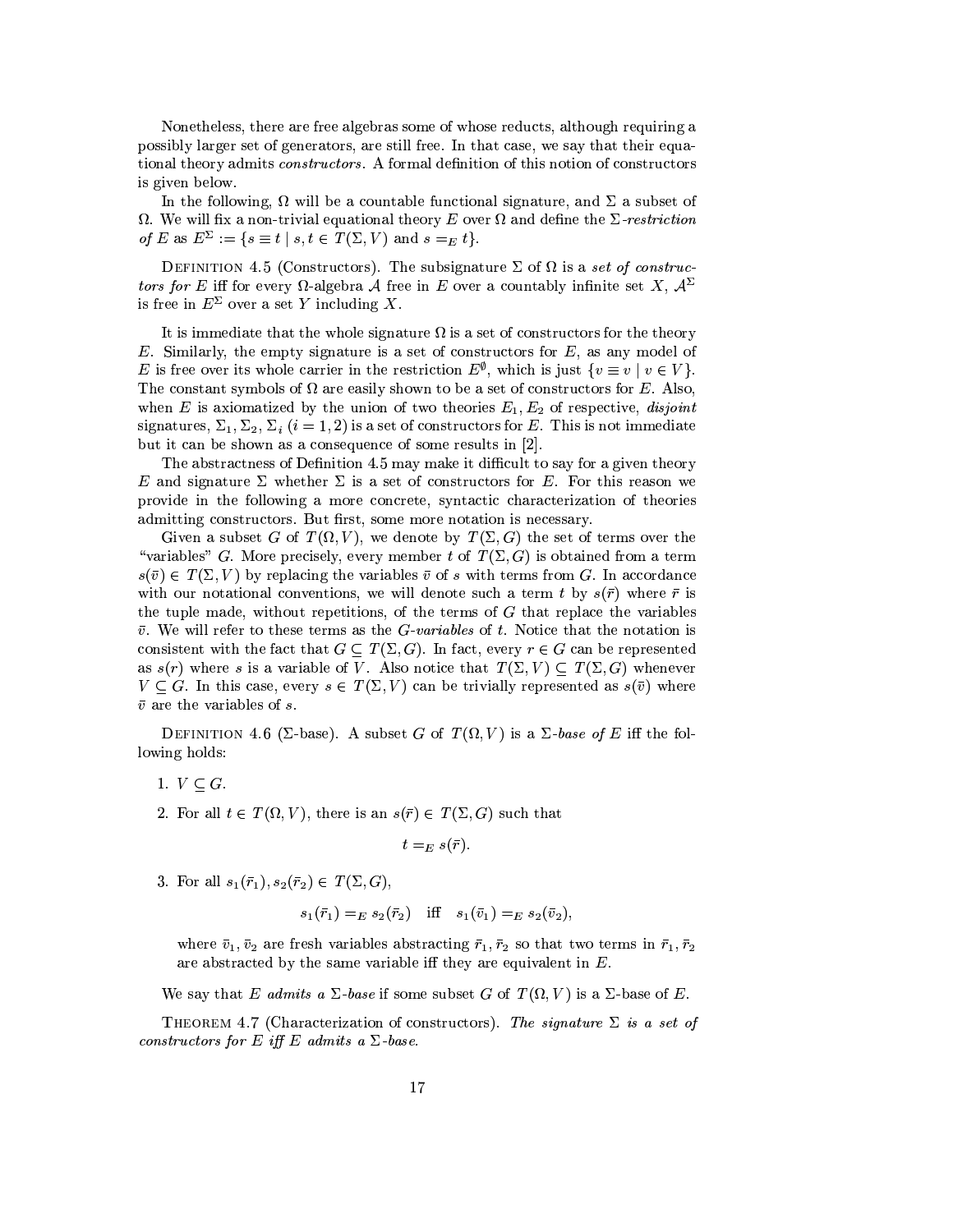Nonetheless, there are free algebras some of whose reducts, although requiring a possibly larger set of generators, are still free. In that case, we say that their equational theory admits *constructors*. A formal definition of this notion of constructors is given below.

In the following, $\Omega$ will be a countable functional signature, and $\Sigma$ a subset of $\Omega$. We will fix a non-trivial equational theory $E$ over $\Omega$ and define the *$\Sigma$-restriction of $E$* as $E^\Sigma := \{s \equiv t \mid s, t \in T(\Sigma, V) \text{ and } s =_E t\}$.

Definition 4.5 (Constructors). The subsignature $\Sigma$ of $\Omega$ is a *set of constructors for $E$* iff for every $\Omega$-algebra $\mathcal{A}$ free in $E$ over a countably infinite set $X$, $\mathcal{A}^\Sigma$ is free in $E^\Sigma$ over a set $Y$ including $X$.

It is immediate that the whole signature $\Omega$ is a set of constructors for the theory $E$. Similarly, the empty signature is a set of constructors for $E$, as any model of $E$ is free over its whole carrier in the restriction $E^\emptyset$, which is just $\{v \equiv v \mid v \in V\}$. The constant symbols of $\Omega$ are easily shown to be a set of constructors for $E$. Also, when $E$ is axiomatized by the union of two theories $E_1, E_2$ of respective, *disjoint* signatures, $\Sigma_1, \Sigma_2$, $\Sigma_i$ $(i = 1, 2)$ is a set of constructors for $E$. This is not immediate but it can be shown as a consequence of some results in [2].

The abstractness of Definition 4.5 may make it difficult to say for a given theory $E$ and signature $\Sigma$ whether $\Sigma$ is a set of constructors for $E$. For this reason we provide in the following a more concrete, syntactic characterization of theories admitting constructors. But first, some more notation is necessary.

Given a subset $G$ of $T(\Omega, V)$, we denote by $T(\Sigma, G)$ the set of terms over the "variables" $G$. More precisely, every member $t$ of $T(\Sigma, G)$ is obtained from a term $s(\bar{v}) \in T(\Sigma, V)$ by replacing the variables $\bar{v}$ of $s$ with terms from $G$. In accordance with our notational conventions, we will denote such a term $t$ by $s(\bar{r})$ where $\bar{r}$ is the tuple made, without repetitions, of the terms of $G$ that replace the variables $\bar{v}$. We will refer to these terms as the *$G$-variables* of $t$. Notice that the notation is consistent with the fact that $G \subseteq T(\Sigma, G)$. In fact, every $r \in G$ can be represented as $s(r)$ where $s$ is a variable of $V$. Also notice that $T(\Sigma, V) \subseteq T(\Sigma, G)$ whenever $V \subseteq G$. In this case, every $s \in T(\Sigma, V)$ can be trivially represented as $s(\bar{v})$ where $\bar{v}$ are the variables of $s$.

Definition 4.6 ($\Sigma$-base). A subset $G$ of $T(\Omega, V)$ is a *$\Sigma$-base of $E$* iff the following holds:

1. $V \subseteq G$.
2. For all $t \in T(\Omega, V)$, there is an $s(\bar{r}) \in T(\Sigma, G)$ such that
$$t =_E s(\bar{r}).$$
3. For all $s_1(\bar{r}_1), s_2(\bar{r}_2) \in T(\Sigma, G)$,
$$s_1(\bar{r}_1) =_E s_2(\bar{r}_2) \quad \text{iff} \quad s_1(\bar{v}_1) =_E s_2(\bar{v}_2),$$
where $\bar{v}_1, \bar{v}_2$ are fresh variables abstracting $\bar{r}_1, \bar{r}_2$ so that two terms in $\bar{r}_1, \bar{r}_2$ are abstracted by the same variable iff they are equivalent in $E$.

We say that *$E$ admits a $\Sigma$-base* if some subset $G$ of $T(\Omega, V)$ is a $\Sigma$-base of $E$.

Theorem 4.7 (Characterization of constructors). *The signature $\Sigma$ is a set of constructors for $E$ iff $E$ admits a $\Sigma$-base.*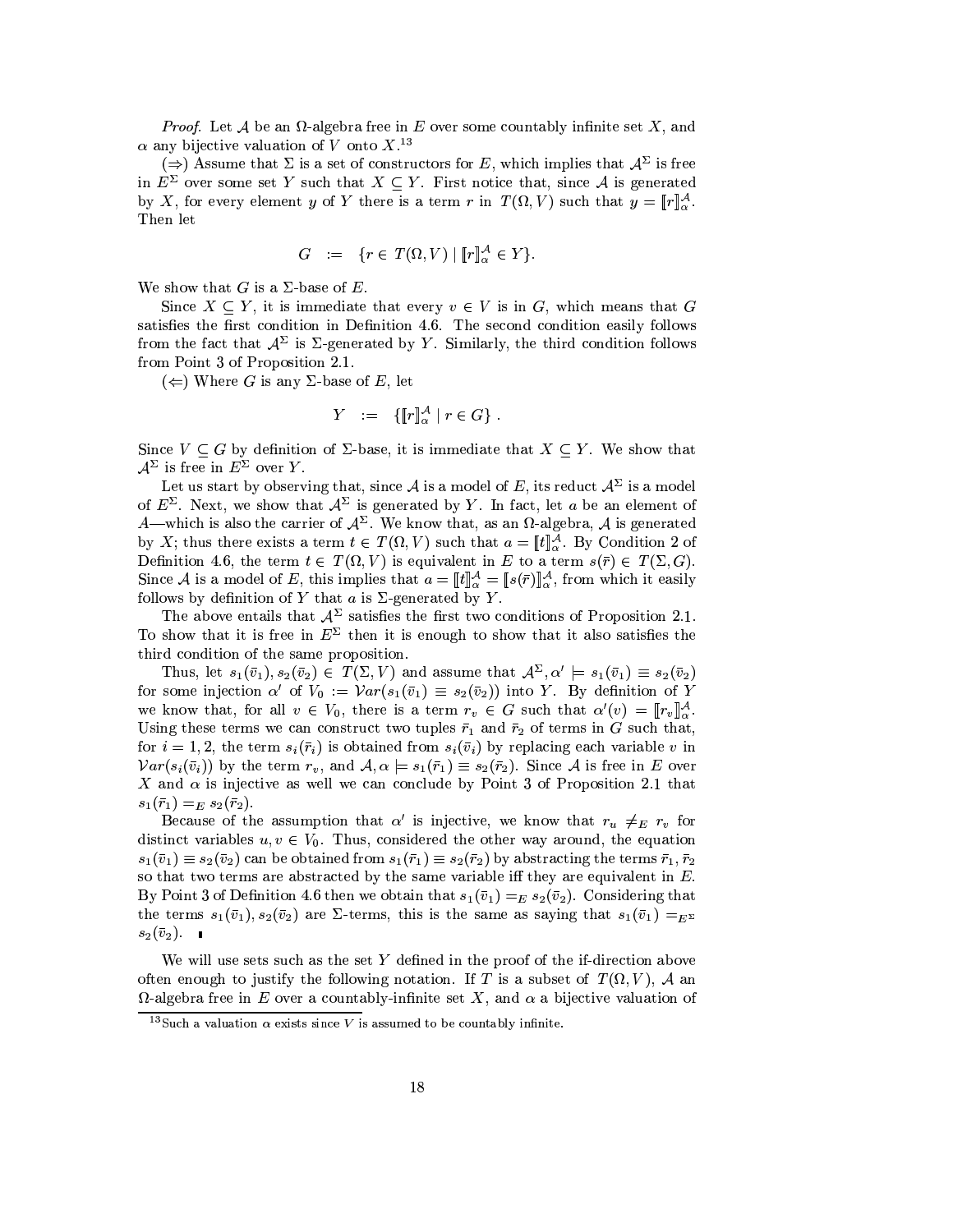*Proof.* Let $\mathcal{A}$ be an $\Omega$-algebra free in $E$ over some countably infinite set $X$, and $\alpha$ any bijective valuation of $V$ onto $X$.[13]

($\Rightarrow$) Assume that $\Sigma$ is a set of constructors for $E$, which implies that $\mathcal{A}^\Sigma$ is free in $E^\Sigma$ over some set $Y$ such that $X \subseteq Y$. First notice that, since $\mathcal{A}$ is generated by $X$, for every element $y$ of $Y$ there is a term $r$ in $T(\Omega, V)$ such that $y = [\![r]\!]^{\mathcal{A}}_\alpha$. Then let

$$G \quad := \quad \{r \in T(\Omega, V) \mid [\![r]\!]^{\mathcal{A}}_\alpha \in Y\}.$$

We show that $G$ is a $\Sigma$-base of $E$.

Since $X \subseteq Y$, it is immediate that every $v \in V$ is in $G$, which means that $G$ satisfies the first condition in Definition 4.6. The second condition easily follows from the fact that $\mathcal{A}^\Sigma$ is $\Sigma$-generated by $Y$. Similarly, the third condition follows from Point 3 of Proposition 2.1.

($\Leftarrow$) Where $G$ is any $\Sigma$-base of $E$, let

$$Y \quad := \quad \{[\![r]\!]^{\mathcal{A}}_\alpha \mid r \in G\} \; .$$

Since $V \subseteq G$ by definition of $\Sigma$-base, it is immediate that $X \subseteq Y$. We show that $\mathcal{A}^\Sigma$ is free in $E^\Sigma$ over $Y$.

Let us start by observing that, since $\mathcal{A}$ is a model of $E$, its reduct $\mathcal{A}^\Sigma$ is a model of $E^\Sigma$. Next, we show that $\mathcal{A}^\Sigma$ is generated by $Y$. In fact, let $a$ be an element of $A$—which is also the carrier of $\mathcal{A}^\Sigma$. We know that, as an $\Omega$-algebra, $\mathcal{A}$ is generated by $X$; thus there exists a term $t \in T(\Omega, V)$ such that $a = [\![t]\!]^{\mathcal{A}}_\alpha$. By Condition 2 of Definition 4.6, the term $t \in T(\Omega, V)$ is equivalent in $E$ to a term $s(\bar{r}) \in T(\Sigma, G)$. Since $\mathcal{A}$ is a model of $E$, this implies that $a = [\![t]\!]^{\mathcal{A}}_\alpha = [\![s(\bar{r})]\!]^{\mathcal{A}}_\alpha$, from which it easily follows by definition of $Y$ that $a$ is $\Sigma$-generated by $Y$.

The above entails that $\mathcal{A}^\Sigma$ satisfies the first two conditions of Proposition 2.1. To show that it is free in $E^\Sigma$ then it is enough to show that it also satisfies the third condition of the same proposition.

Thus, let $s_1(\bar{v}_1), s_2(\bar{v}_2) \in T(\Sigma, V)$ and assume that $\mathcal{A}^\Sigma, \alpha' \models s_1(\bar{v}_1) \equiv s_2(\bar{v}_2)$ for some injection $\alpha'$ of $V_0 := \mathcal{V}ar(s_1(\bar{v}_1) \equiv s_2(\bar{v}_2))$ into $Y$. By definition of $Y$ we know that, for all $v \in V_0$, there is a term $r_v \in G$ such that $\alpha'(v) = [\![r_v]\!]^{\mathcal{A}}_\alpha$. Using these terms we can construct two tuples $\bar{r}_1$ and $\bar{r}_2$ of terms in $G$ such that, for $i = 1, 2$, the term $s_i(\bar{r}_i)$ is obtained from $s_i(\bar{v}_i)$ by replacing each variable $v$ in $\mathcal{V}ar(s_i(\bar{v}_i))$ by the term $r_v$, and $\mathcal{A}, \alpha \models s_1(\bar{r}_1) \equiv s_2(\bar{r}_2)$. Since $\mathcal{A}$ is free in $E$ over $X$ and $\alpha$ is injective as well we can conclude by Point 3 of Proposition 2.1 that $s_1(\bar{r}_1) =_E s_2(\bar{r}_2)$.

Because of the assumption that $\alpha'$ is injective, we know that $r_u \neq_E r_v$ for distinct variables $u, v \in V_0$. Thus, considered the other way around, the equation $s_1(\bar{v}_1) \equiv s_2(\bar{v}_2)$ can be obtained from $s_1(\bar{r}_1) \equiv s_2(\bar{r}_2)$ by abstracting the terms $\bar{r}_1, \bar{r}_2$ so that two terms are abstracted by the same variable iff they are equivalent in $E$. By Point 3 of Definition 4.6 then we obtain that $s_1(\bar{v}_1) =_E s_2(\bar{v}_2)$. Considering that the terms $s_1(\bar{v}_1), s_2(\bar{v}_2)$ are $\Sigma$-terms, this is the same as saying that $s_1(\bar{v}_1) =_{E^\Sigma} s_2(\bar{v}_2)$. ∎

We will use sets such as the set $Y$ defined in the proof of the if-direction above often enough to justify the following notation. If $T$ is a subset of $T(\Omega, V)$, $\mathcal{A}$ an $\Omega$-algebra free in $E$ over a countably-infinite set $X$, and $\alpha$ a bijective valuation of

[13] Such a valuation $\alpha$ exists since $V$ is assumed to be countably infinite.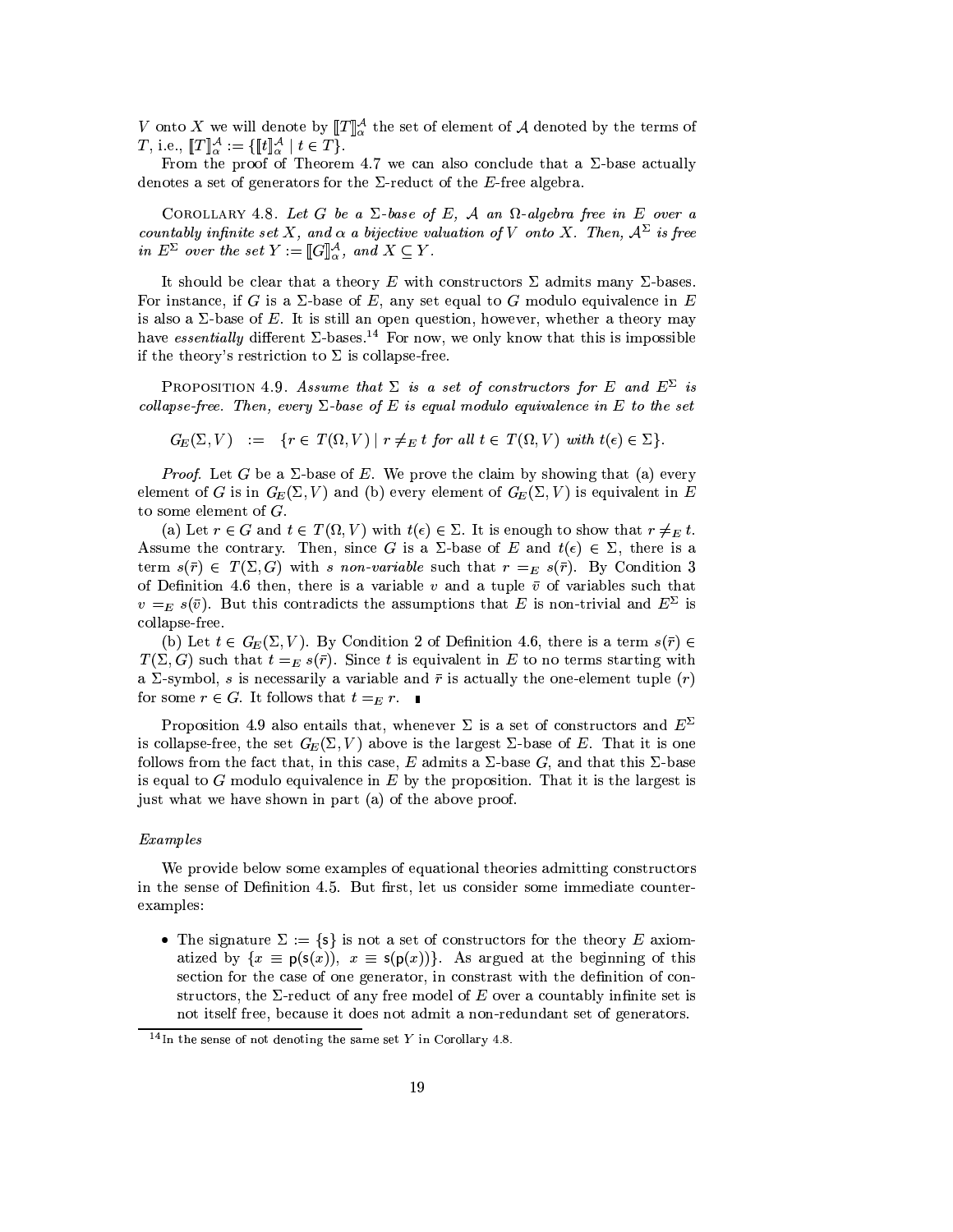$V$ onto $X$ we will denote by $[\![T]\!]^{\mathcal{A}}_{\alpha}$ the set of element of $\mathcal{A}$ denoted by the terms of $T$, i.e., $[\![T]\!]^{\mathcal{A}}_{\alpha} := \{[\![t]\!]^{\mathcal{A}}_{\alpha} \mid t \in T\}$.

From the proof of Theorem 4.7 we can also conclude that a $\Sigma$-base actually denotes a set of generators for the $\Sigma$-reduct of the $E$-free algebra.

COROLLARY 4.8. *Let $G$ be a $\Sigma$-base of $E$, $\mathcal{A}$ an $\Omega$-algebra free in $E$ over a countably infinite set $X$, and $\alpha$ a bijective valuation of $V$ onto $X$. Then, $\mathcal{A}^{\Sigma}$ is free in $E^{\Sigma}$ over the set $Y := [\![G]\!]^{\mathcal{A}}_{\alpha}$, and $X \subseteq Y$.*

It should be clear that a theory $E$ with constructors $\Sigma$ admits many $\Sigma$-bases. For instance, if $G$ is a $\Sigma$-base of $E$, any set equal to $G$ modulo equivalence in $E$ is also a $\Sigma$-base of $E$. It is still an open question, however, whether a theory may have *essentially* different $\Sigma$-bases.[14] For now, we only know that this is impossible if the theory's restriction to $\Sigma$ is collapse-free.

PROPOSITION 4.9. *Assume that $\Sigma$ is a set of constructors for $E$ and $E^{\Sigma}$ is collapse-free. Then, every $\Sigma$-base of $E$ is equal modulo equivalence in $E$ to the set*

$$G_E(\Sigma, V) \;\; := \;\; \{r \in T(\Omega, V) \mid r \neq_E t \text{ for all } t \in T(\Omega, V) \text{ with } t(\epsilon) \in \Sigma\}.$$

*Proof.* Let $G$ be a $\Sigma$-base of $E$. We prove the claim by showing that (a) every element of $G$ is in $G_E(\Sigma, V)$ and (b) every element of $G_E(\Sigma, V)$ is equivalent in $E$ to some element of $G$.

(a) Let $r \in G$ and $t \in T(\Omega, V)$ with $t(\epsilon) \in \Sigma$. It is enough to show that $r \neq_E t$. Assume the contrary. Then, since $G$ is a $\Sigma$-base of $E$ and $t(\epsilon) \in \Sigma$, there is a term $s(\bar{r}) \in T(\Sigma, G)$ with $s$ *non-variable* such that $r =_E s(\bar{r})$. By Condition 3 of Definition 4.6 then, there is a variable $v$ and a tuple $\bar{v}$ of variables such that $v =_E s(\bar{v})$. But this contradicts the assumptions that $E$ is non-trivial and $E^{\Sigma}$ is collapse-free.

(b) Let $t \in G_E(\Sigma, V)$. By Condition 2 of Definition 4.6, there is a term $s(\bar{r}) \in T(\Sigma, G)$ such that $t =_E s(\bar{r})$. Since $t$ is equivalent in $E$ to no terms starting with a $\Sigma$-symbol, $s$ is necessarily a variable and $\bar{r}$ is actually the one-element tuple $(r)$ for some $r \in G$. It follows that $t =_E r$. ∎

Proposition 4.9 also entails that, whenever $\Sigma$ is a set of constructors and $E^{\Sigma}$ is collapse-free, the set $G_E(\Sigma, V)$ above is the largest $\Sigma$-base of $E$. That it is one follows from the fact that, in this case, $E$ admits a $\Sigma$-base $G$, and that this $\Sigma$-base is equal to $G$ modulo equivalence in $E$ by the proposition. That it is the largest is just what we have shown in part (a) of the above proof.

*Examples*

We provide below some examples of equational theories admitting constructors in the sense of Definition 4.5. But first, let us consider some immediate counter-examples:

- The signature $\Sigma := \{\mathsf{s}\}$ is not a set of constructors for the theory $E$ axiomatized by $\{x \equiv \mathsf{p}(\mathsf{s}(x)),\ x \equiv \mathsf{s}(\mathsf{p}(x))\}$. As argued at the beginning of this section for the case of one generator, in constrast with the definition of constructors, the $\Sigma$-reduct of any free model of $E$ over a countably infinite set is not itself free, because it does not admit a non-redundant set of generators.

[14] In the sense of not denoting the same set $Y$ in Corollary 4.8.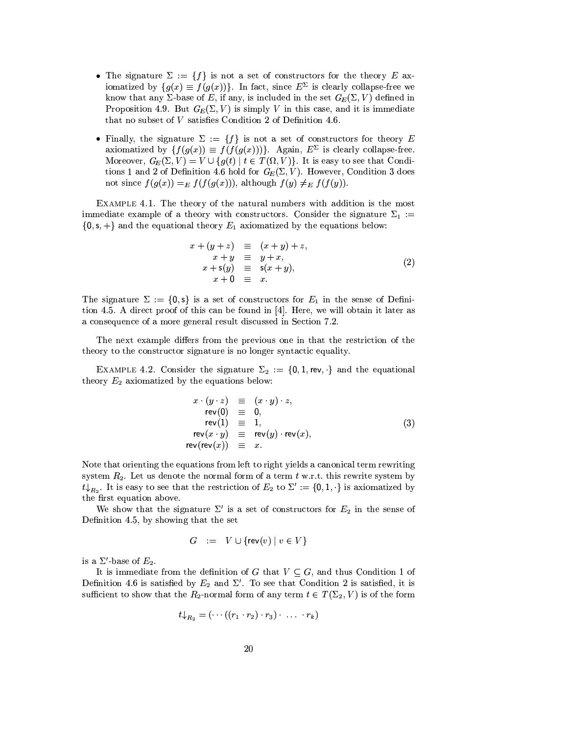- The signature $\Sigma := \{f\}$ is not a set of constructors for the theory $E$ axiomatized by $\{g(x) \equiv f(g(x))\}$. In fact, since $E^\Sigma$ is clearly collapse-free we know that any $\Sigma$-base of $E$, if any, is included in the set $G_E(\Sigma, V)$ defined in Proposition 4.9. But $G_E(\Sigma, V)$ is simply $V$ in this case, and it is immediate that no subset of $V$ satisfies Condition 2 of Definition 4.6.

- Finally, the signature $\Sigma := \{f\}$ is not a set of constructors for theory $E$ axiomatized by $\{f(g(x)) \equiv f(f(g(x)))\}$. Again, $E^\Sigma$ is clearly collapse-free. Moreover, $G_E(\Sigma, V) = V \cup \{g(t) \mid t \in T(\Omega, V)\}$. It is easy to see that Conditions 1 and 2 of Definition 4.6 hold for $G_E(\Sigma, V)$. However, Condition 3 does not since $f(g(x)) =_E f(f(g(x)))$, although $f(y) \neq_E f(f(y))$.

Example 4.1. The theory of the natural numbers with addition is the most immediate example of a theory with constructors. Consider the signature $\Sigma_1 := \{0, \mathsf{s}, +\}$ and the equational theory $E_1$ axiomatized by the equations below:

$$
\begin{array}{rcl}
x + (y + z) & \equiv & (x + y) + z, \\
x + y & \equiv & y + x, \\
x + \mathsf{s}(y) & \equiv & \mathsf{s}(x + y), \\
x + 0 & \equiv & x.
\end{array}
\tag{2}
$$

The signature $\Sigma := \{0, \mathsf{s}\}$ is a set of constructors for $E_1$ in the sense of Definition 4.5. A direct proof of this can be found in [4]. Here, we will obtain it later as a consequence of a more general result discussed in Section 7.2.

The next example differs from the previous one in that the restriction of the theory to the constructor signature is no longer syntactic equality.

Example 4.2. Consider the signature $\Sigma_2 := \{0, 1, \mathsf{rev}, \cdot\}$ and the equational theory $E_2$ axiomatized by the equations below:

$$
\begin{array}{rcl}
x \cdot (y \cdot z) & \equiv & (x \cdot y) \cdot z, \\
\mathsf{rev}(0) & \equiv & 0, \\
\mathsf{rev}(1) & \equiv & 1, \\
\mathsf{rev}(x \cdot y) & \equiv & \mathsf{rev}(y) \cdot \mathsf{rev}(x), \\
\mathsf{rev}(\mathsf{rev}(x)) & \equiv & x.
\end{array}
\tag{3}
$$

Note that orienting the equations from left to right yields a canonical term rewriting system $R_2$. Let us denote the normal form of a term $t$ w.r.t. this rewrite system by $t{\downarrow_{R_2}}$. It is easy to see that the restriction of $E_2$ to $\Sigma' := \{0, 1, \cdot\}$ is axiomatized by the first equation above.

We show that the signature $\Sigma'$ is a set of constructors for $E_2$ in the sense of Definition 4.5, by showing that the set

$$
G \;\; := \;\; V \cup \{\mathsf{rev}(v) \mid v \in V\}
$$

is a $\Sigma'$-base of $E_2$.

It is immediate from the definition of $G$ that $V \subseteq G$, and thus Condition 1 of Definition 4.6 is satisfied by $E_2$ and $\Sigma'$. To see that Condition 2 is satisfied, it is sufficient to show that the $R_2$-normal form of any term $t \in T(\Sigma_2, V)$ is of the form

$$
t{\downarrow_{R_2}} = (\cdots((r_1 \cdot r_2) \cdot r_3) \cdot \;\ldots\; \cdot r_k)
$$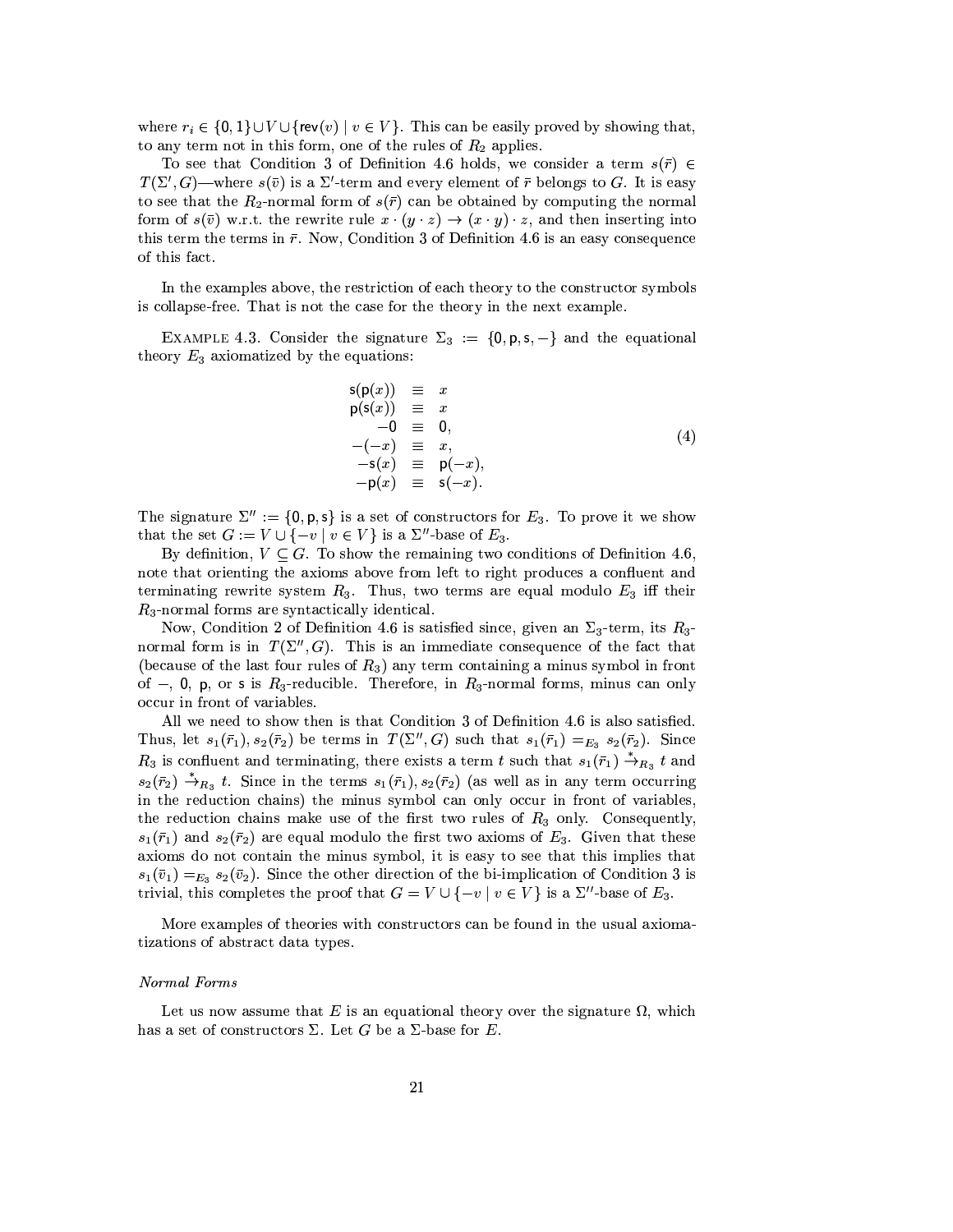where $r_i \in \{0,1\} \cup V \cup \{\mathsf{rev}(v) \mid v \in V\}$. This can be easily proved by showing that, to any term not in this form, one of the rules of $R_2$ applies.

To see that Condition 3 of Definition 4.6 holds, we consider a term $s(\bar{r}) \in T(\Sigma', G)$—where $s(\bar{v})$ is a $\Sigma'$-term and every element of $\bar{r}$ belongs to $G$. It is easy to see that the $R_2$-normal form of $s(\bar{r})$ can be obtained by computing the normal form of $s(\bar{v})$ w.r.t. the rewrite rule $x \cdot (y \cdot z) \to (x \cdot y) \cdot z$, and then inserting into this term the terms in $\bar{r}$. Now, Condition 3 of Definition 4.6 is an easy consequence of this fact.

In the examples above, the restriction of each theory to the constructor symbols is collapse-free. That is not the case for the theory in the next example.

Example 4.3. Consider the signature $\Sigma_3 := \{\mathsf{0}, \mathsf{p}, \mathsf{s}, -\}$ and the equational theory $E_3$ axiomatized by the equations:

$$
\begin{array}{rcl}
\mathsf{s}(\mathsf{p}(x)) & \equiv & x \\
\mathsf{p}(\mathsf{s}(x)) & \equiv & x \\
-\mathsf{0} & \equiv & \mathsf{0}, \\
-(-x) & \equiv & x, \\
-\mathsf{s}(x) & \equiv & \mathsf{p}(-x), \\
-\mathsf{p}(x) & \equiv & \mathsf{s}(-x).
\end{array}
\tag{4}
$$

The signature $\Sigma'' := \{\mathsf{0}, \mathsf{p}, \mathsf{s}\}$ is a set of constructors for $E_3$. To prove it we show that the set $G := V \cup \{-v \mid v \in V\}$ is a $\Sigma''$-base of $E_3$.

By definition, $V \subseteq G$. To show the remaining two conditions of Definition 4.6, note that orienting the axioms above from left to right produces a confluent and terminating rewrite system $R_3$. Thus, two terms are equal modulo $E_3$ iff their $R_3$-normal forms are syntactically identical.

Now, Condition 2 of Definition 4.6 is satisfied since, given an $\Sigma_3$-term, its $R_3$-normal form is in $T(\Sigma'', G)$. This is an immediate consequence of the fact that (because of the last four rules of $R_3$) any term containing a minus symbol in front of $-$, $\mathsf{0}$, $\mathsf{p}$, or $\mathsf{s}$ is $R_3$-reducible. Therefore, in $R_3$-normal forms, minus can only occur in front of variables.

All we need to show then is that Condition 3 of Definition 4.6 is also satisfied. Thus, let $s_1(\bar{r}_1), s_2(\bar{r}_2)$ be terms in $T(\Sigma'', G)$ such that $s_1(\bar{r}_1) =_{E_3} s_2(\bar{r}_2)$. Since $R_3$ is confluent and terminating, there exists a term $t$ such that $s_1(\bar{r}_1) \xrightarrow{*}_{R_3} t$ and $s_2(\bar{r}_2) \xrightarrow{*}_{R_3} t$. Since in the terms $s_1(\bar{r}_1), s_2(\bar{r}_2)$ (as well as in any term occurring in the reduction chains) the minus symbol can only occur in front of variables, the reduction chains make use of the first two rules of $R_3$ only. Consequently, $s_1(\bar{r}_1)$ and $s_2(\bar{r}_2)$ are equal modulo the first two axioms of $E_3$. Given that these axioms do not contain the minus symbol, it is easy to see that this implies that $s_1(\bar{v}_1) =_{E_3} s_2(\bar{v}_2)$. Since the other direction of the bi-implication of Condition 3 is trivial, this completes the proof that $G = V \cup \{-v \mid v \in V\}$ is a $\Sigma''$-base of $E_3$.

More examples of theories with constructors can be found in the usual axiomatizations of abstract data types.

*Normal Forms*

Let us now assume that $E$ is an equational theory over the signature $\Omega$, which has a set of constructors $\Sigma$. Let $G$ be a $\Sigma$-base for $E$.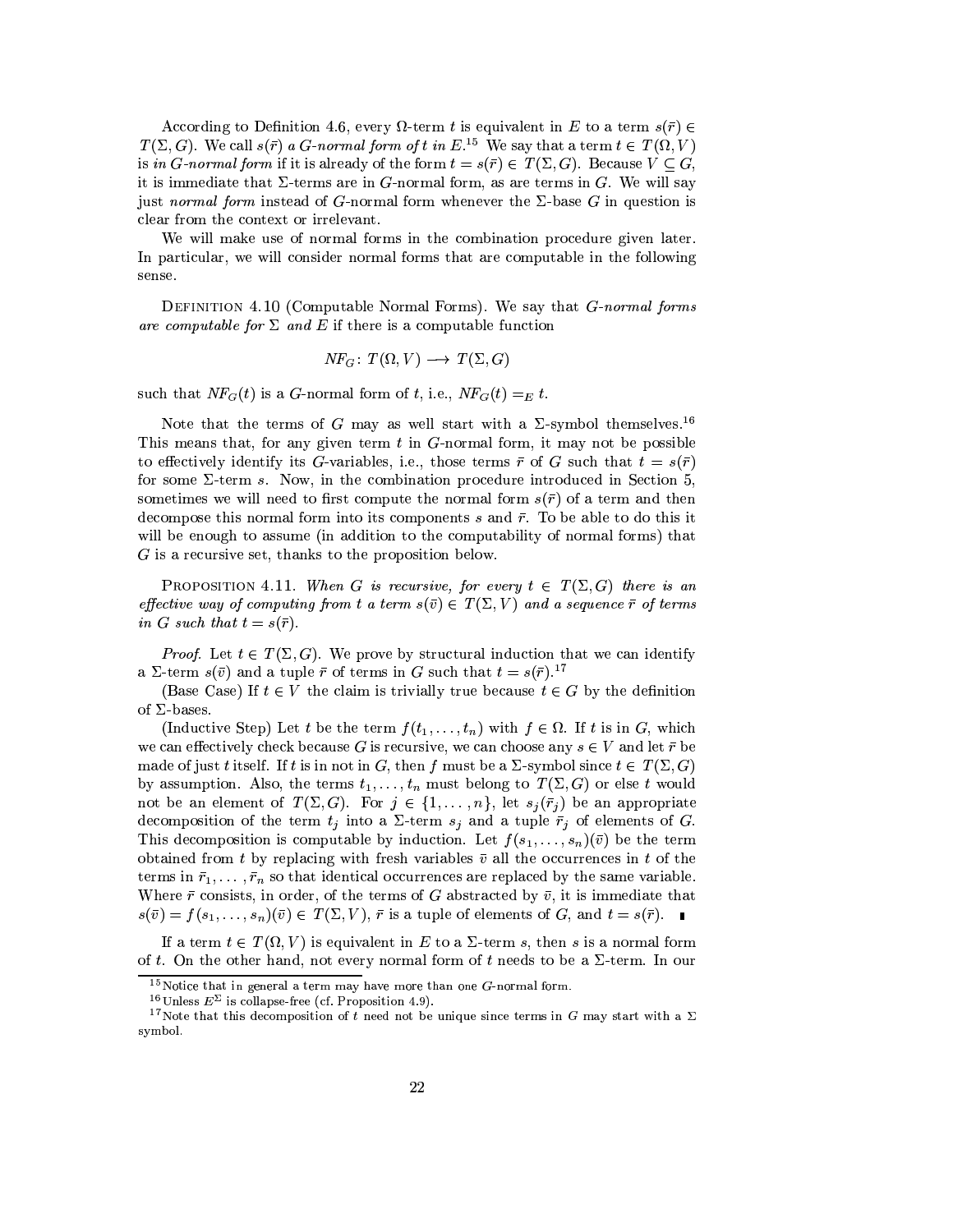According to Definition 4.6, every $\Omega$-term $t$ is equivalent in $E$ to a term $s(\bar{r}) \in T(\Sigma, G)$. We call $s(\bar{r})$ *a $G$-normal form of $t$ in $E$.*[15] We say that a term $t \in T(\Omega, V)$ is *in $G$-normal form* if it is already of the form $t = s(\bar{r}) \in T(\Sigma, G)$. Because $V \subseteq G$, it is immediate that $\Sigma$-terms are in $G$-normal form, as are terms in $G$. We will say just *normal form* instead of $G$-normal form whenever the $\Sigma$-base $G$ in question is clear from the context or irrelevant.

We will make use of normal forms in the combination procedure given later. In particular, we will consider normal forms that are computable in the following sense.

Definition 4.10 (Computable Normal Forms). We say that *$G$-normal forms are computable for $\Sigma$ and $E$* if there is a computable function

$$NF_G \colon T(\Omega, V) \longrightarrow T(\Sigma, G)$$

such that $NF_G(t)$ is a $G$-normal form of $t$, i.e., $NF_G(t) =_E t$.

Note that the terms of $G$ may as well start with a $\Sigma$-symbol themselves.[16] This means that, for any given term $t$ in $G$-normal form, it may not be possible to effectively identify its $G$-variables, i.e., those terms $\bar{r}$ of $G$ such that $t = s(\bar{r})$ for some $\Sigma$-term $s$. Now, in the combination procedure introduced in Section 5, sometimes we will need to first compute the normal form $s(\bar{r})$ of a term and then decompose this normal form into its components $s$ and $\bar{r}$. To be able to do this it will be enough to assume (in addition to the computability of normal forms) that $G$ is a recursive set, thanks to the proposition below.

Proposition 4.11. *When $G$ is recursive, for every $t \in T(\Sigma, G)$ there is an effective way of computing from $t$ a term $s(\bar{v}) \in T(\Sigma, V)$ and a sequence $\bar{r}$ of terms in $G$ such that $t = s(\bar{r})$.*

*Proof.* Let $t \in T(\Sigma, G)$. We prove by structural induction that we can identify a $\Sigma$-term $s(\bar{v})$ and a tuple $\bar{r}$ of terms in $G$ such that $t = s(\bar{r})$.[17]

(Base Case) If $t \in V$ the claim is trivially true because $t \in G$ by the definition of $\Sigma$-bases.

(Inductive Step) Let $t$ be the term $f(t_1, \dots, t_n)$ with $f \in \Omega$. If $t$ is in $G$, which we can effectively check because $G$ is recursive, we can choose any $s \in V$ and let $\bar{r}$ be made of just $t$ itself. If $t$ is in not in $G$, then $f$ must be a $\Sigma$-symbol since $t \in T(\Sigma, G)$ by assumption. Also, the terms $t_1, \dots, t_n$ must belong to $T(\Sigma, G)$ or else $t$ would not be an element of $T(\Sigma, G)$. For $j \in \{1, \dots, n\}$, let $s_j(\bar{r}_j)$ be an appropriate decomposition of the term $t_j$ into a $\Sigma$-term $s_j$ and a tuple $\bar{r}_j$ of elements of $G$. This decomposition is computable by induction. Let $f(s_1, \dots, s_n)(\bar{v})$ be the term obtained from $t$ by replacing with fresh variables $\bar{v}$ all the occurrences in $t$ of the terms in $\bar{r}_1, \dots, \bar{r}_n$ so that identical occurrences are replaced by the same variable. Where $\bar{r}$ consists, in order, of the terms of $G$ abstracted by $\bar{v}$, it is immediate that $s(\bar{v}) = f(s_1, \dots, s_n)(\bar{v}) \in T(\Sigma, V)$, $\bar{r}$ is a tuple of elements of $G$, and $t = s(\bar{r})$. ∎

If a term $t \in T(\Omega, V)$ is equivalent in $E$ to a $\Sigma$-term $s$, then $s$ is a normal form of $t$. On the other hand, not every normal form of $t$ needs to be a $\Sigma$-term. In our

---

[15] Notice that in general a term may have more than one $G$-normal form.

[16] Unless $E^{\Sigma}$ is collapse-free (cf. Proposition 4.9).

[17] Note that this decomposition of $t$ need not be unique since terms in $G$ may start with a $\Sigma$ symbol.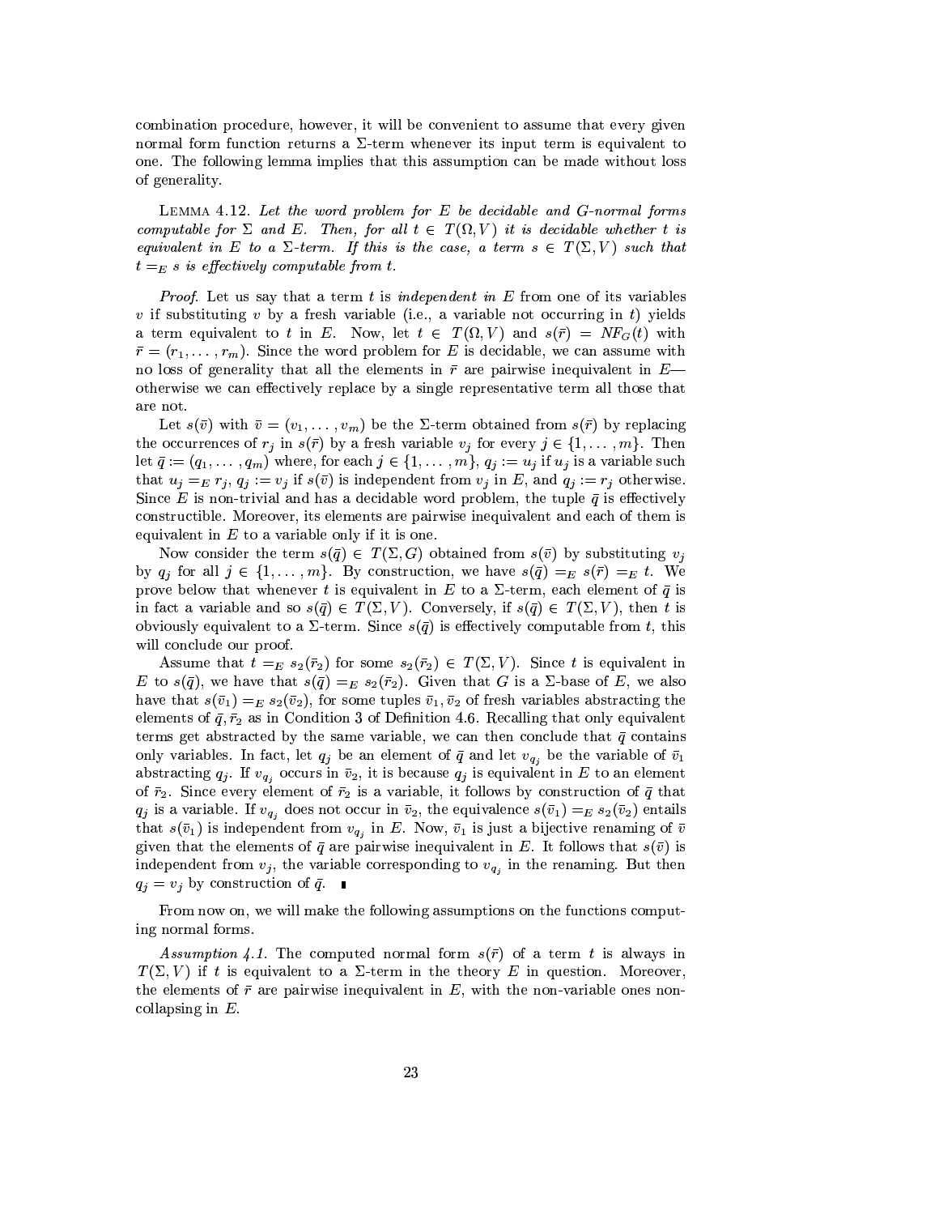combination procedure, however, it will be convenient to assume that every given normal form function returns a $\Sigma$-term whenever its input term is equivalent to one. The following lemma implies that this assumption can be made without loss of generality.

LEMMA 4.12. *Let the word problem for $E$ be decidable and $G$-normal forms computable for $\Sigma$ and $E$. Then, for all $t \in T(\Omega, V)$ it is decidable whether $t$ is equivalent in $E$ to a $\Sigma$-term. If this is the case, a term $s \in T(\Sigma, V)$ such that $t =_E s$ is effectively computable from $t$.*

*Proof.* Let us say that a term $t$ is *independent in $E$* from one of its variables $v$ if substituting $v$ by a fresh variable (i.e., a variable not occurring in $t$) yields a term equivalent to $t$ in $E$. Now, let $t \in T(\Omega, V)$ and $s(\bar{r}) = NF_G(t)$ with $\bar{r} = (r_1, \ldots, r_m)$. Since the word problem for $E$ is decidable, we can assume with no loss of generality that all the elements in $\bar{r}$ are pairwise inequivalent in $E$—otherwise we can effectively replace by a single representative term all those that are not.

Let $s(\bar{v})$ with $\bar{v} = (v_1, \ldots, v_m)$ be the $\Sigma$-term obtained from $s(\bar{r})$ by replacing the occurrences of $r_j$ in $s(\bar{r})$ by a fresh variable $v_j$ for every $j \in \{1, \ldots, m\}$. Then let $\bar{q} := (q_1, \ldots, q_m)$ where, for each $j \in \{1, \ldots, m\}$, $q_j := u_j$ if $u_j$ is a variable such that $u_j =_E r_j$, $q_j := v_j$ if $s(\bar{v})$ is independent from $v_j$ in $E$, and $q_j := r_j$ otherwise. Since $E$ is non-trivial and has a decidable word problem, the tuple $\bar{q}$ is effectively constructible. Moreover, its elements are pairwise inequivalent and each of them is equivalent in $E$ to a variable only if it is one.

Now consider the term $s(\bar{q}) \in T(\Sigma, G)$ obtained from $s(\bar{v})$ by substituting $v_j$ by $q_j$ for all $j \in \{1, \ldots, m\}$. By construction, we have $s(\bar{q}) =_E s(\bar{r}) =_E t$. We prove below that whenever $t$ is equivalent in $E$ to a $\Sigma$-term, each element of $\bar{q}$ is in fact a variable and so $s(\bar{q}) \in T(\Sigma, V)$. Conversely, if $s(\bar{q}) \in T(\Sigma, V)$, then $t$ is obviously equivalent to a $\Sigma$-term. Since $s(\bar{q})$ is effectively computable from $t$, this will conclude our proof.

Assume that $t =_E s_2(\bar{r}_2)$ for some $s_2(\bar{r}_2) \in T(\Sigma, V)$. Since $t$ is equivalent in $E$ to $s(\bar{q})$, we have that $s(\bar{q}) =_E s_2(\bar{r}_2)$. Given that $G$ is a $\Sigma$-base of $E$, we also have that $s(\bar{v}_1) =_E s_2(\bar{v}_2)$, for some tuples $\bar{v}_1, \bar{v}_2$ of fresh variables abstracting the elements of $\bar{q}, \bar{r}_2$ as in Condition 3 of Definition 4.6. Recalling that only equivalent terms get abstracted by the same variable, we can then conclude that $\bar{q}$ contains only variables. In fact, let $q_j$ be an element of $\bar{q}$ and let $v_{q_j}$ be the variable of $\bar{v}_1$ abstracting $q_j$. If $v_{q_j}$ occurs in $\bar{v}_2$, it is because $q_j$ is equivalent in $E$ to an element of $\bar{r}_2$. Since every element of $\bar{r}_2$ is a variable, it follows by construction of $\bar{q}$ that $q_j$ is a variable. If $v_{q_j}$ does not occur in $\bar{v}_2$, the equivalence $s(\bar{v}_1) =_E s_2(\bar{v}_2)$ entails that $s(\bar{v}_1)$ is independent from $v_{q_j}$ in $E$. Now, $\bar{v}_1$ is just a bijective renaming of $\bar{v}$ given that the elements of $\bar{q}$ are pairwise inequivalent in $E$. It follows that $s(\bar{v})$ is independent from $v_j$, the variable corresponding to $v_{q_j}$ in the renaming. But then $q_j = v_j$ by construction of $\bar{q}$. ∎

From now on, we will make the following assumptions on the functions computing normal forms.

*Assumption 4.1.* The computed normal form $s(\bar{r})$ of a term $t$ is always in $T(\Sigma, V)$ if $t$ is equivalent to a $\Sigma$-term in the theory $E$ in question. Moreover, the elements of $\bar{r}$ are pairwise inequivalent in $E$, with the non-variable ones non-collapsing in $E$.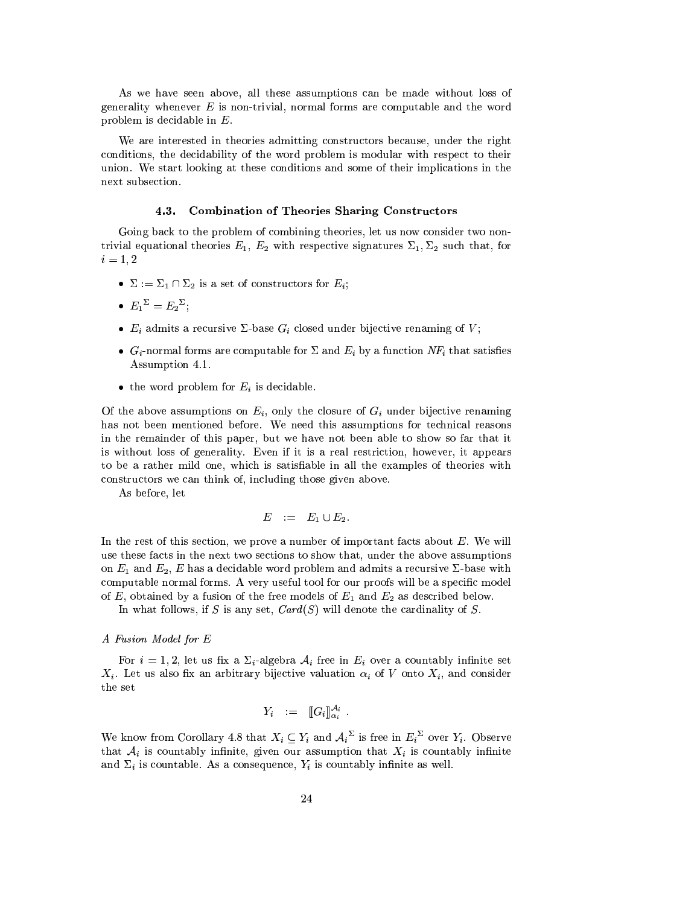As we have seen above, all these assumptions can be made without loss of generality whenever $E$ is non-trivial, normal forms are computable and the word problem is decidable in $E$.

We are interested in theories admitting constructors because, under the right conditions, the decidability of the word problem is modular with respect to their union. We start looking at these conditions and some of their implications in the next subsection.

### 4.3. Combination of Theories Sharing Constructors

Going back to the problem of combining theories, let us now consider two non-trivial equational theories $E_1$, $E_2$ with respective signatures $\Sigma_1, \Sigma_2$ such that, for $i = 1, 2$

- $\Sigma := \Sigma_1 \cap \Sigma_2$ is a set of constructors for $E_i$;
- ${E_1}^{\Sigma} = {E_2}^{\Sigma}$;
- $E_i$ admits a recursive $\Sigma$-base $G_i$ closed under bijective renaming of $V$;
- $G_i$-normal forms are computable for $\Sigma$ and $E_i$ by a function $NF_i$ that satisfies Assumption 4.1.
- the word problem for $E_i$ is decidable.

Of the above assumptions on $E_i$, only the closure of $G_i$ under bijective renaming has not been mentioned before. We need this assumptions for technical reasons in the remainder of this paper, but we have not been able to show so far that it is without loss of generality. Even if it is a real restriction, however, it appears to be a rather mild one, which is satisfiable in all the examples of theories with constructors we can think of, including those given above.

As before, let

$$E \quad := \quad E_1 \cup E_2.$$

In the rest of this section, we prove a number of important facts about $E$. We will use these facts in the next two sections to show that, under the above assumptions on $E_1$ and $E_2$, $E$ has a decidable word problem and admits a recursive $\Sigma$-base with computable normal forms. A very useful tool for our proofs will be a specific model of $E$, obtained by a fusion of the free models of $E_1$ and $E_2$ as described below.

In what follows, if $S$ is any set, $Card(S)$ will denote the cardinality of $S$.

*A Fusion Model for E*

For $i = 1, 2$, let us fix a $\Sigma_i$-algebra $\mathcal{A}_i$ free in $E_i$ over a countably infinite set $X_i$. Let us also fix an arbitrary bijective valuation $\alpha_i$ of $V$ onto $X_i$, and consider the set

$$Y_i \quad := \quad [\![G_i]\!]^{\mathcal{A}_i}_{\alpha_i} \; .$$

We know from Corollary 4.8 that $X_i \subseteq Y_i$ and ${\mathcal{A}_i}^{\Sigma}$ is free in ${E_i}^{\Sigma}$ over $Y_i$. Observe that $\mathcal{A}_i$ is countably infinite, given our assumption that $X_i$ is countably infinite and $\Sigma_i$ is countable. As a consequence, $Y_i$ is countably infinite as well.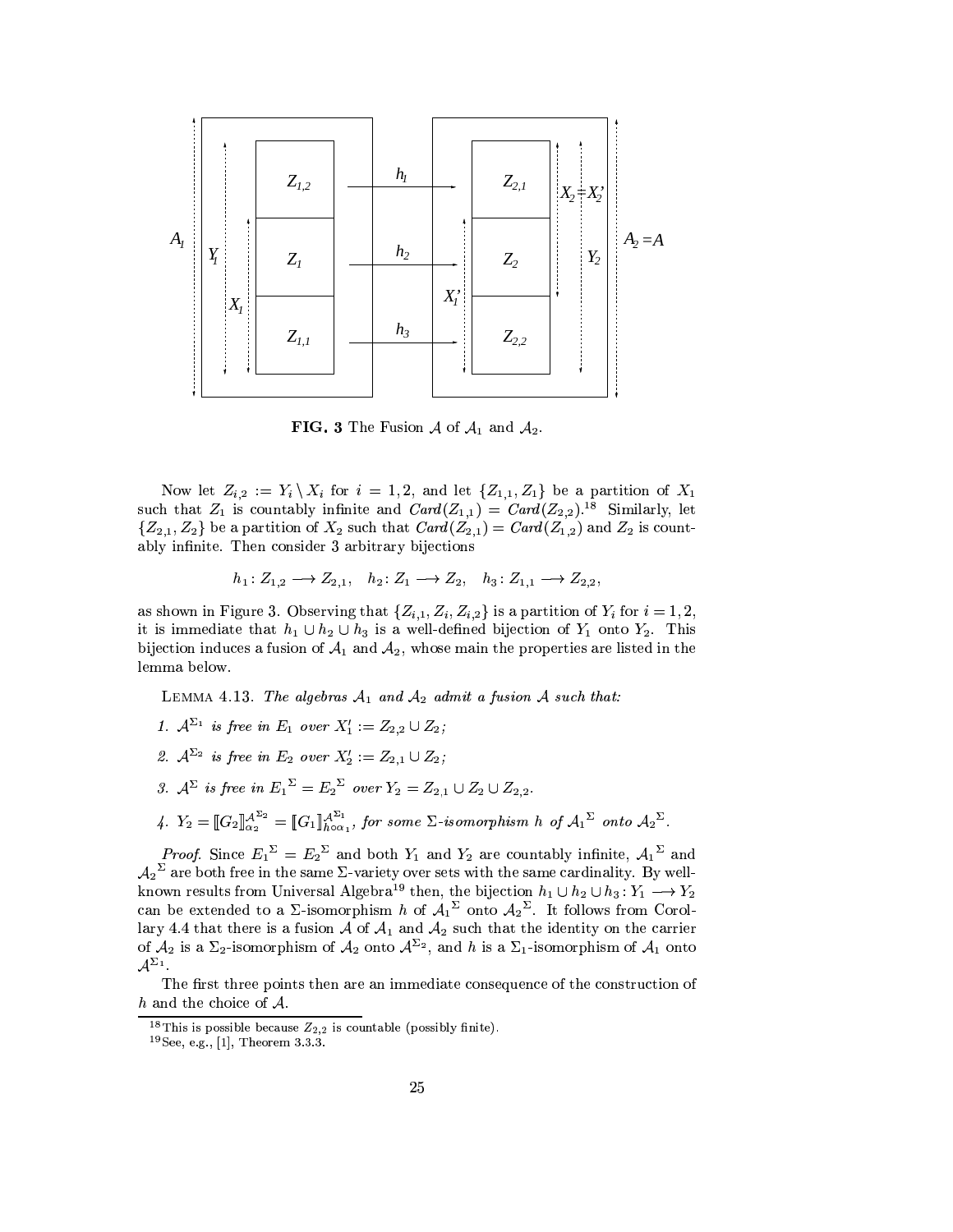**FIG. 3** The Fusion $\mathcal{A}$ of $\mathcal{A}_1$ and $\mathcal{A}_2$.

Now let $Z_{i,2} := Y_i \setminus X_i$ for $i = 1, 2$, and let $\{Z_{1,1}, Z_1\}$ be a partition of $X_1$ such that $Z_1$ is countably infinite and $Card(Z_{1,1}) = Card(Z_{2,2})$.[18] Similarly, let $\{Z_{2,1}, Z_2\}$ be a partition of $X_2$ such that $Card(Z_{2,1}) = Card(Z_{1,2})$ and $Z_2$ is countably infinite. Then consider 3 arbitrary bijections

$$h_1 \colon Z_{1,2} \longrightarrow Z_{2,1}, \quad h_2 \colon Z_1 \longrightarrow Z_2, \quad h_3 \colon Z_{1,1} \longrightarrow Z_{2,2},$$

as shown in Figure 3. Observing that $\{Z_{i,1}, Z_i, Z_{i,2}\}$ is a partition of $Y_i$ for $i = 1, 2$, it is immediate that $h_1 \cup h_2 \cup h_3$ is a well-defined bijection of $Y_1$ onto $Y_2$. This bijection induces a fusion of $\mathcal{A}_1$ and $\mathcal{A}_2$, whose main the properties are listed in the lemma below.

LEMMA 4.13. *The algebras $\mathcal{A}_1$ and $\mathcal{A}_2$ admit a fusion $\mathcal{A}$ such that:*

1. *$\mathcal{A}^{\Sigma_1}$ is free in $E_1$ over $X_1' := Z_{2,2} \cup Z_2$;*
2. *$\mathcal{A}^{\Sigma_2}$ is free in $E_2$ over $X_2' := Z_{2,1} \cup Z_2$;*
3. *$\mathcal{A}^{\Sigma}$ is free in ${E_1}^{\Sigma} = {E_2}^{\Sigma}$ over $Y_2 = Z_{2,1} \cup Z_2 \cup Z_{2,2}$.*
4. *$Y_2 = [\![G_2]\!]^{\mathcal{A}^{\Sigma_2}}_{\alpha_2} = [\![G_1]\!]^{\mathcal{A}^{\Sigma_1}}_{h \circ \alpha_1}$, for some $\Sigma$-isomorphism $h$ of ${\mathcal{A}_1}^{\Sigma}$ onto ${\mathcal{A}_2}^{\Sigma}$.*

*Proof.* Since ${E_1}^{\Sigma} = {E_2}^{\Sigma}$ and both $Y_1$ and $Y_2$ are countably infinite, ${\mathcal{A}_1}^{\Sigma}$ and ${\mathcal{A}_2}^{\Sigma}$ are both free in the same $\Sigma$-variety over sets with the same cardinality. By well-known results from Universal Algebra[19] then, the bijection $h_1 \cup h_2 \cup h_3 \colon Y_1 \longrightarrow Y_2$ can be extended to a $\Sigma$-isomorphism $h$ of ${\mathcal{A}_1}^{\Sigma}$ onto ${\mathcal{A}_2}^{\Sigma}$. It follows from Corollary 4.4 that there is a fusion $\mathcal{A}$ of $\mathcal{A}_1$ and $\mathcal{A}_2$ such that the identity on the carrier of $\mathcal{A}_2$ is a $\Sigma_2$-isomorphism of $\mathcal{A}_2$ onto $\mathcal{A}^{\Sigma_2}$, and $h$ is a $\Sigma_1$-isomorphism of $\mathcal{A}_1$ onto $\mathcal{A}^{\Sigma_1}$.

The first three points then are an immediate consequence of the construction of $h$ and the choice of $\mathcal{A}$.

[18] This is possible because $Z_{2,2}$ is countable (possibly finite).

[19] See, e.g., [1], Theorem 3.3.3.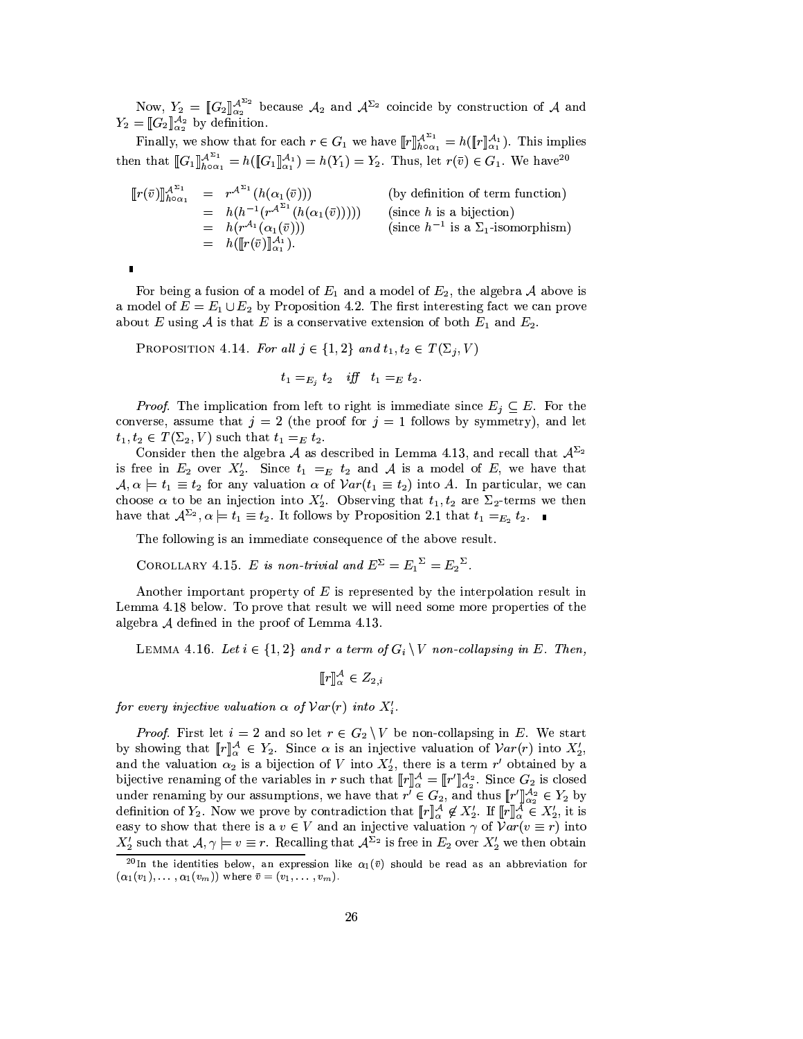Now, $Y_2 = [\![G_2]\!]^{\mathcal{A}^{\Sigma_2}}_{\alpha_2}$ because $\mathcal{A}_2$ and $\mathcal{A}^{\Sigma_2}$ coincide by construction of $\mathcal{A}$ and $Y_2 = [\![G_2]\!]^{\mathcal{A}_2}_{\alpha_2}$ by definition.

Finally, we show that for each $r \in G_1$ we have $[\![r]\!]^{\mathcal{A}^{\Sigma_1}}_{h \circ \alpha_1} = h([\![r]\!]^{\mathcal{A}_1}_{\alpha_1})$. This implies then that $[\![G_1]\!]^{\mathcal{A}^{\Sigma_1}}_{h \circ \alpha_1} = h([\![G_1]\!]^{\mathcal{A}_1}_{\alpha_1}) = h(Y_1) = Y_2$. Thus, let $r(\bar{v}) \in G_1$. We have[20]

$$
\begin{aligned}
[\![r(\bar{v})]\!]^{\mathcal{A}^{\Sigma_1}}_{h \circ \alpha_1} &= r^{\mathcal{A}^{\Sigma_1}}(h(\alpha_1(\bar{v}))) && \text{(by definition of term function)}\\
&= h(h^{-1}(r^{\mathcal{A}^{\Sigma_1}}(h(\alpha_1(\bar{v}))))) && \text{(since } h \text{ is a bijection)}\\
&= h(r^{\mathcal{A}_1}(\alpha_1(\bar{v}))) && \text{(since } h^{-1} \text{ is a } \Sigma_1\text{-isomorphism)}\\
&= h([\![r(\bar{v})]\!]^{\mathcal{A}_1}_{\alpha_1}).
\end{aligned}
$$

∎

For being a fusion of a model of $E_1$ and a model of $E_2$, the algebra $\mathcal{A}$ above is a model of $E = E_1 \cup E_2$ by Proposition 4.2. The first interesting fact we can prove about $E$ using $\mathcal{A}$ is that $E$ is a conservative extension of both $E_1$ and $E_2$.

PROPOSITION 4.14. *For all $j \in \{1, 2\}$ and $t_1, t_2 \in T(\Sigma_j, V)$*

$$t_1 =_{E_j} t_2 \quad \textit{iff} \quad t_1 =_E t_2.$$

*Proof.* The implication from left to right is immediate since $E_j \subseteq E$. For the converse, assume that $j = 2$ (the proof for $j = 1$ follows by symmetry), and let $t_1, t_2 \in T(\Sigma_2, V)$ such that $t_1 =_E t_2$.

Consider then the algebra $\mathcal{A}$ as described in Lemma 4.13, and recall that $\mathcal{A}^{\Sigma_2}$ is free in $E_2$ over $X'_2$. Since $t_1 =_E t_2$ and $\mathcal{A}$ is a model of $E$, we have that $\mathcal{A}, \alpha \models t_1 \equiv t_2$ for any valuation $\alpha$ of $\mathcal{V}ar(t_1 \equiv t_2)$ into $A$. In particular, we can choose $\alpha$ to be an injection into $X'_2$. Observing that $t_1, t_2$ are $\Sigma_2$-terms we then have that $\mathcal{A}^{\Sigma_2}, \alpha \models t_1 \equiv t_2$. It follows by Proposition 2.1 that $t_1 =_{E_2} t_2$. ∎

The following is an immediate consequence of the above result.

COROLLARY 4.15. *$E$ is non-trivial and $E^{\Sigma} = {E_1}^{\Sigma} = {E_2}^{\Sigma}$.*

Another important property of $E$ is represented by the interpolation result in Lemma 4.18 below. To prove that result we will need some more properties of the algebra $\mathcal{A}$ defined in the proof of Lemma 4.13.

LEMMA 4.16. *Let $i \in \{1, 2\}$ and $r$ a term of $G_i \setminus V$ non-collapsing in $E$. Then,*

$$[\![r]\!]^{\mathcal{A}}_{\alpha} \in Z_{2,i}$$

*for every injective valuation $\alpha$ of $\mathcal{V}ar(r)$ into $X'_i$.*

*Proof.* First let $i = 2$ and so let $r \in G_2 \setminus V$ be non-collapsing in $E$. We start by showing that $[\![r]\!]^{\mathcal{A}}_{\alpha} \in Y_2$. Since $\alpha$ is an injective valuation of $\mathcal{V}ar(r)$ into $X'_2$, and the valuation $\alpha_2$ is a bijection of $V$ into $X'_2$, there is a term $r'$ obtained by a bijective renaming of the variables in $r$ such that $[\![r]\!]^{\mathcal{A}}_{\alpha} = [\![r']\!]^{\mathcal{A}_2}_{\alpha_2}$. Since $G_2$ is closed under renaming by our assumptions, we have that $r' \in G_2$, and thus $[\![r']\!]^{\mathcal{A}_2}_{\alpha_2} \in Y_2$ by definition of $Y_2$. Now we prove by contradiction that $[\![r]\!]^{\mathcal{A}}_{\alpha} \notin X'_2$. If $[\![r]\!]^{\mathcal{A}}_{\alpha} \in X'_2$, it is easy to show that there is a $v \in V$ and an injective valuation $\gamma$ of $\mathcal{V}ar(v \equiv r)$ into $X'_2$ such that $\mathcal{A}, \gamma \models v \equiv r$. Recalling that $\mathcal{A}^{\Sigma_2}$ is free in $E_2$ over $X'_2$ we then obtain

[20] In the identities below, an expression like $\alpha_1(\bar{v})$ should be read as an abbreviation for $(\alpha_1(v_1), \ldots, \alpha_1(v_m))$ where $\bar{v} = (v_1, \ldots, v_m)$.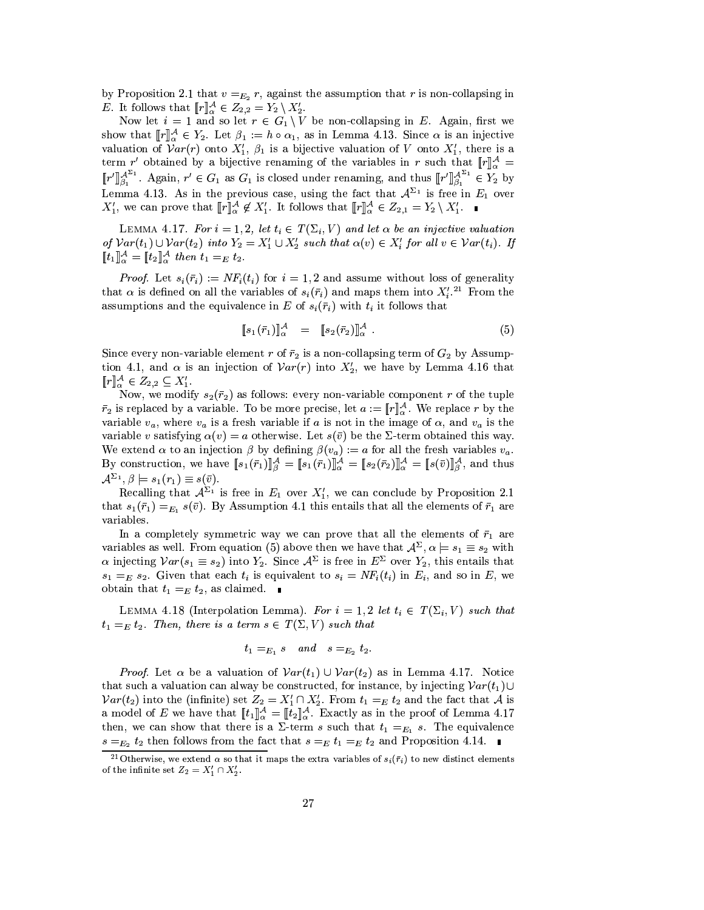by Proposition 2.1 that $v =_{E_2} r$, against the assumption that $r$ is non-collapsing in $E$. It follows that $[\![r]\!]^{\mathcal{A}}_\alpha \in Z_{2,2} = Y_2 \setminus X'_2$.

Now let $i = 1$ and so let $r \in G_1 \setminus V$ be non-collapsing in $E$. Again, first we show that $[\![r]\!]^{\mathcal{A}}_\alpha \in Y_2$. Let $\beta_1 := h \circ \alpha_1$, as in Lemma 4.13. Since $\alpha$ is an injective valuation of $\mathcal{V}ar(r)$ onto $X'_1$, $\beta_1$ is a bijective valuation of $V$ onto $X'_1$, there is a term $r'$ obtained by a bijective renaming of the variables in $r$ such that $[\![r]\!]^{\mathcal{A}}_\alpha = [\![r']\!]^{\mathcal{A}^{\Sigma_1}}_{\beta_1}$. Again, $r' \in G_1$ as $G_1$ is closed under renaming, and thus $[\![r']\!]^{\mathcal{A}^{\Sigma_1}}_{\beta_1} \in Y_2$ by Lemma 4.13. As in the previous case, using the fact that $\mathcal{A}^{\Sigma_1}$ is free in $E_1$ over $X'_1$, we can prove that $[\![r]\!]^{\mathcal{A}}_\alpha \notin X'_1$. It follows that $[\![r]\!]^{\mathcal{A}}_\alpha \in Z_{2,1} = Y_2 \setminus X'_1$. ∎

Lemma 4.17. *For $i = 1, 2$, let $t_i \in T(\Sigma_i, V)$ and let $\alpha$ be an injective valuation of $\mathcal{V}ar(t_1) \cup \mathcal{V}ar(t_2)$ into $Y_2 = X'_1 \cup X'_2$ such that $\alpha(v) \in X'_i$ for all $v \in \mathcal{V}ar(t_i)$. If $[\![t_1]\!]^{\mathcal{A}}_\alpha = [\![t_2]\!]^{\mathcal{A}}_\alpha$ then $t_1 =_E t_2$.*

*Proof.* Let $s_i(\bar{r}_i) := NF_i(t_i)$ for $i = 1, 2$ and assume without loss of generality that $\alpha$ is defined on all the variables of $s_i(\bar{r}_i)$ and maps them into $X'_i$.[21] From the assumptions and the equivalence in $E$ of $s_i(\bar{r}_i)$ with $t_i$ it follows that

$$[\![s_1(\bar{r}_1)]\!]^{\mathcal{A}}_\alpha \quad = \quad [\![s_2(\bar{r}_2)]\!]^{\mathcal{A}}_\alpha \ . \tag{5}$$

Since every non-variable element $r$ of $\bar{r}_2$ is a non-collapsing term of $G_2$ by Assumption 4.1, and $\alpha$ is an injection of $\mathcal{V}ar(r)$ into $X'_2$, we have by Lemma 4.16 that $[\![r]\!]^{\mathcal{A}}_\alpha \in Z_{2,2} \subseteq X'_1$.

Now, we modify $s_2(\bar{r}_2)$ as follows: every non-variable component $r$ of the tuple $\bar{r}_2$ is replaced by a variable. To be more precise, let $a := [\![r]\!]^{\mathcal{A}}_\alpha$. We replace $r$ by the variable $v_a$, where $v_a$ is a fresh variable if $a$ is not in the image of $\alpha$, and $v_a$ is the variable $v$ satisfying $\alpha(v) = a$ otherwise. Let $s(\bar{v})$ be the $\Sigma$-term obtained this way. We extend $\alpha$ to an injection $\beta$ by defining $\beta(v_a) := a$ for all the fresh variables $v_a$. By construction, we have $[\![s_1(\bar{r}_1)]\!]^{\mathcal{A}}_\beta = [\![s_1(\bar{r}_1)]\!]^{\mathcal{A}}_\alpha = [\![s_2(\bar{r}_2)]\!]^{\mathcal{A}}_\alpha = [\![s(\bar{v})]\!]^{\mathcal{A}}_\beta$, and thus $\mathcal{A}^{\Sigma_1}, \beta \models s_1(r_1) \equiv s(\bar{v})$.

Recalling that $\mathcal{A}^{\Sigma_1}$ is free in $E_1$ over $X'_1$, we can conclude by Proposition 2.1 that $s_1(\bar{r}_1) =_{E_1} s(\bar{v})$. By Assumption 4.1 this entails that all the elements of $\bar{r}_1$ are variables.

In a completely symmetric way we can prove that all the elements of $\bar{r}_1$ are variables as well. From equation (5) above then we have that $\mathcal{A}^{\Sigma}, \alpha \models s_1 \equiv s_2$ with $\alpha$ injecting $\mathcal{V}ar(s_1 \equiv s_2)$ into $Y_2$. Since $\mathcal{A}^{\Sigma}$ is free in $E^{\Sigma}$ over $Y_2$, this entails that $s_1 =_E s_2$. Given that each $t_i$ is equivalent to $s_i = NF_i(t_i)$ in $E_i$, and so in $E$, we obtain that $t_1 =_E t_2$, as claimed. ∎

Lemma 4.18 (Interpolation Lemma). *For $i = 1, 2$ let $t_i \in T(\Sigma_i, V)$ such that $t_1 =_E t_2$. Then, there is a term $s \in T(\Sigma, V)$ such that*

$$t_1 =_{E_1} s \quad \textit{and} \quad s =_{E_2} t_2.$$

*Proof.* Let $\alpha$ be a valuation of $\mathcal{V}ar(t_1) \cup \mathcal{V}ar(t_2)$ as in Lemma 4.17. Notice that such a valuation can alway be constructed, for instance, by injecting $\mathcal{V}ar(t_1) \cup \mathcal{V}ar(t_2)$ into the (infinite) set $Z_2 = X'_1 \cap X'_2$. From $t_1 =_E t_2$ and the fact that $\mathcal{A}$ is a model of $E$ we have that $[\![t_1]\!]^{\mathcal{A}}_\alpha = [\![t_2]\!]^{\mathcal{A}}_\alpha$. Exactly as in the proof of Lemma 4.17 then, we can show that there is a $\Sigma$-term $s$ such that $t_1 =_{E_1} s$. The equivalence $s =_{E_2} t_2$ then follows from the fact that $s =_E t_1 =_E t_2$ and Proposition 4.14. ∎

[21] Otherwise, we extend $\alpha$ so that it maps the extra variables of $s_i(\bar{r}_i)$ to new distinct elements of the infinite set $Z_2 = X'_1 \cap X'_2$.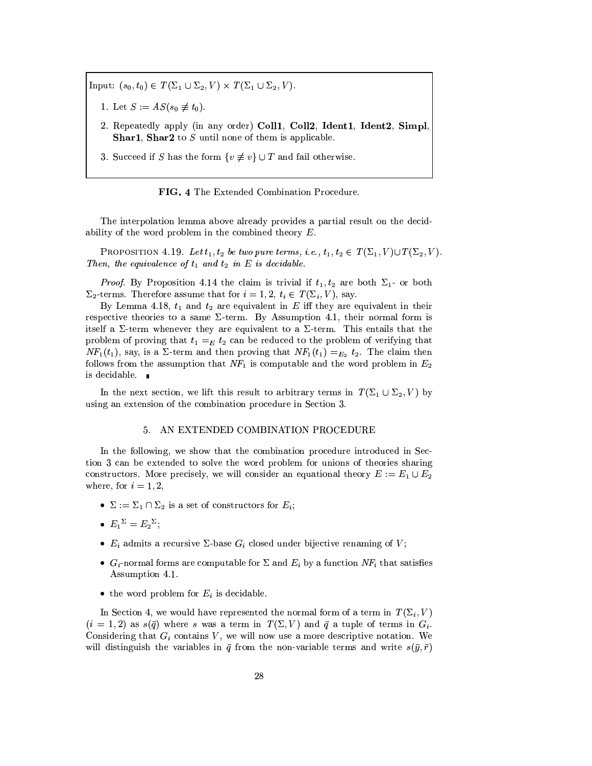Input: $(s_0, t_0) \in T(\Sigma_1 \cup \Sigma_2, V) \times T(\Sigma_1 \cup \Sigma_2, V)$.

1. Let $S := AS(s_0 \not\equiv t_0)$.
2. Repeatedly apply (in any order) **Coll1**, **Coll2**, **Ident1**, **Ident2**, **Simpl**, **Shar1**, **Shar2** to $S$ until none of them is applicable.
3. Succeed if $S$ has the form $\{v \not\equiv v\} \cup T$ and fail otherwise.

**FIG. 4** The Extended Combination Procedure.

The interpolation lemma above already provides a partial result on the decidability of the word problem in the combined theory $E$.

PROPOSITION 4.19. *Let $t_1, t_2$ be two pure terms, i.e., $t_1, t_2 \in T(\Sigma_1, V) \cup T(\Sigma_2, V)$. Then, the equivalence of $t_1$ and $t_2$ in $E$ is decidable.*

*Proof.* By Proposition 4.14 the claim is trivial if $t_1, t_2$ are both $\Sigma_1$- or both $\Sigma_2$-terms. Therefore assume that for $i = 1, 2$, $t_i \in T(\Sigma_i, V)$, say.

By Lemma 4.18, $t_1$ and $t_2$ are equivalent in $E$ iff they are equivalent in their respective theories to a same $\Sigma$-term. By Assumption 4.1, their normal form is itself a $\Sigma$-term whenever they are equivalent to a $\Sigma$-term. This entails that the problem of proving that $t_1 =_E t_2$ can be reduced to the problem of verifying that $NF_1(t_1)$, say, is a $\Sigma$-term and then proving that $NF_1(t_1) =_{E_2} t_2$. The claim then follows from the assumption that $NF_1$ is computable and the word problem in $E_2$ is decidable. ∎

In the next section, we lift this result to arbitrary terms in $T(\Sigma_1 \cup \Sigma_2, V)$ by using an extension of the combination procedure in Section 3.

## 5. AN EXTENDED COMBINATION PROCEDURE

In the following, we show that the combination procedure introduced in Section 3 can be extended to solve the word problem for unions of theories sharing constructors. More precisely, we will consider an equational theory $E := E_1 \cup E_2$ where, for $i = 1, 2$,

- $\Sigma := \Sigma_1 \cap \Sigma_2$ is a set of constructors for $E_i$;
- ${E_1}^{\Sigma} = {E_2}^{\Sigma}$;
- $E_i$ admits a recursive $\Sigma$-base $G_i$ closed under bijective renaming of $V$;
- $G_i$-normal forms are computable for $\Sigma$ and $E_i$ by a function $NF_i$ that satisfies Assumption 4.1.
- the word problem for $E_i$ is decidable.

In Section 4, we would have represented the normal form of a term in $T(\Sigma_i, V)$ $(i = 1, 2)$ as $s(\bar{q})$ where $s$ was a term in $T(\Sigma, V)$ and $\bar{q}$ a tuple of terms in $G_i$. Considering that $G_i$ contains $V$, we will now use a more descriptive notation. We will distinguish the variables in $\bar{q}$ from the non-variable terms and write $s(\bar{y}, \bar{r})$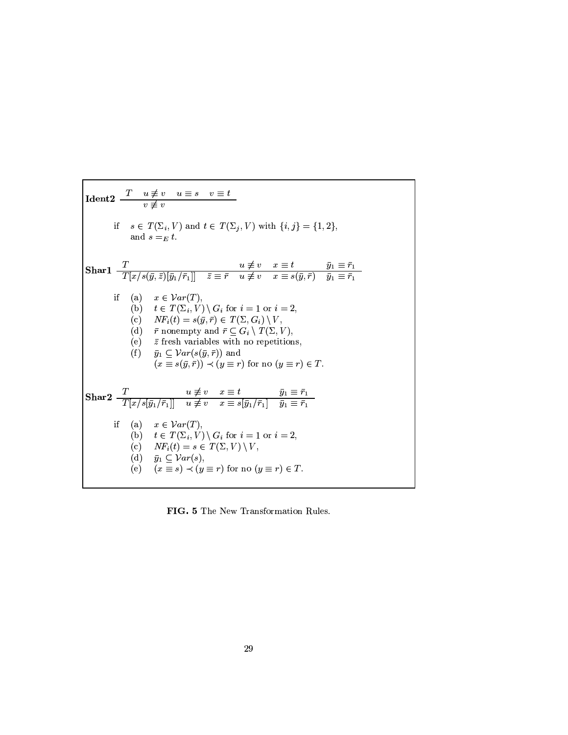**Ident2** $$\frac{T \quad u \not\equiv v \quad u \equiv s \quad v \equiv t}{v \not\equiv v}$$

if $s \in T(\Sigma_i, V)$ and $t \in T(\Sigma_j, V)$ with $\{i, j\} = \{1, 2\}$, and $s =_E t$.

**Shar1** $$\frac{T \qquad\qquad\qquad\qquad\qquad u \not\equiv v \quad x \equiv t \qquad \bar{y}_1 \equiv \bar{r}_1}{T[x/s(\bar{y}, \bar{z})[\bar{y}_1/\bar{r}_1]] \quad \bar{z} \equiv \bar{r} \quad u \not\equiv v \quad x \equiv s(\bar{y}, \bar{r}) \quad \bar{y}_1 \equiv \bar{r}_1}$$

if
- (a) $x \in \mathcal{V}ar(T)$,
- (b) $t \in T(\Sigma_i, V) \setminus G_i$ for $i = 1$ or $i = 2$,
- (c) $NF_i(t) = s(\bar{y}, \bar{r}) \in T(\Sigma, G_i) \setminus V$,
- (d) $\bar{r}$ nonempty and $\bar{r} \subseteq G_i \setminus T(\Sigma, V)$,
- (e) $\bar{z}$ fresh variables with no repetitions,
- (f) $\bar{y}_1 \subseteq \mathcal{V}ar(s(\bar{y}, \bar{r}))$ and $(x \equiv s(\bar{y}, \bar{r})) \prec (y \equiv r)$ for no $(y \equiv r) \in T$.

**Shar2** $$\frac{T \qquad\qquad\qquad u \not\equiv v \quad x \equiv t \qquad\quad \bar{y}_1 \equiv \bar{r}_1}{T[x/s[\bar{y}_1/\bar{r}_1]] \quad u \not\equiv v \quad x \equiv s[\bar{y}_1/\bar{r}_1] \quad \bar{y}_1 \equiv \bar{r}_1}$$

if
- (a) $x \in \mathcal{V}ar(T)$,
- (b) $t \in T(\Sigma_i, V) \setminus G_i$ for $i = 1$ or $i = 2$,
- (c) $NF_i(t) = s \in T(\Sigma, V) \setminus V$,
- (d) $\bar{y}_1 \subseteq \mathcal{V}ar(s)$,
- (e) $(x \equiv s) \prec (y \equiv r)$ for no $(y \equiv r) \in T$.

**FIG. 5** The New Transformation Rules.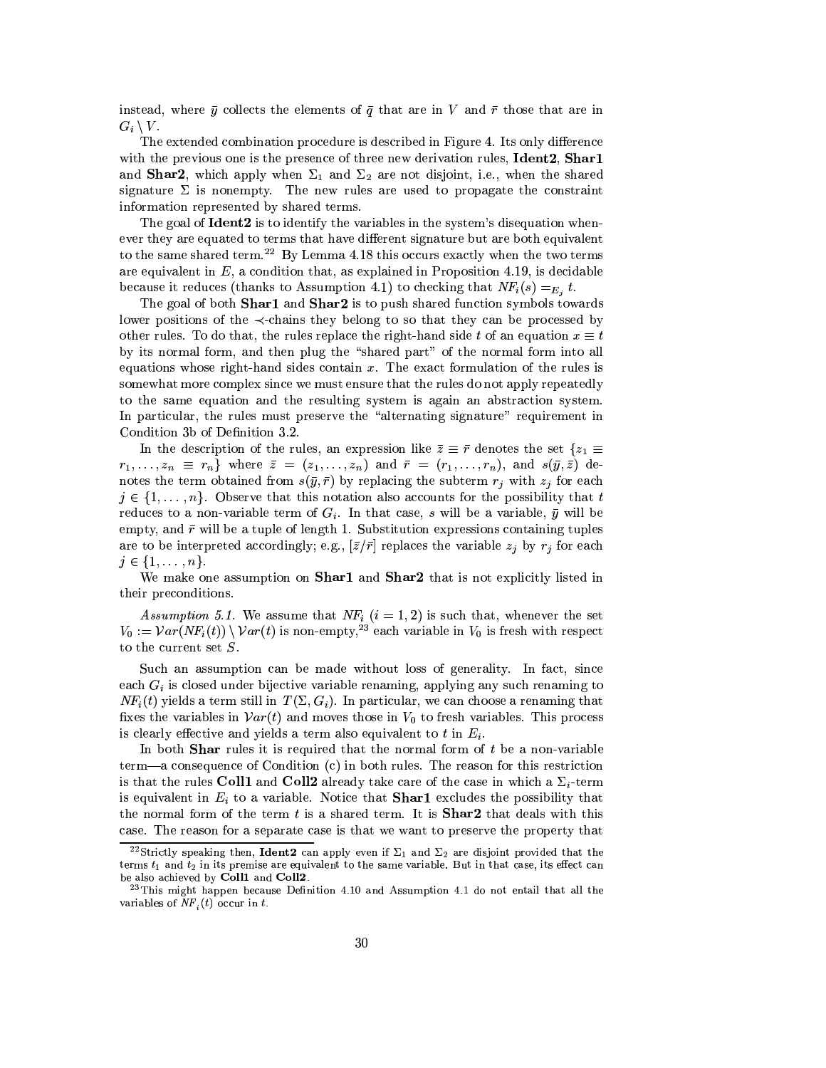instead, where $\bar{y}$ collects the elements of $\bar{q}$ that are in $V$ and $\bar{r}$ those that are in $G_i \setminus V$.

The extended combination procedure is described in Figure 4. Its only difference with the previous one is the presence of three new derivation rules, **Ident2**, **Shar1** and **Shar2**, which apply when $\Sigma_1$ and $\Sigma_2$ are not disjoint, i.e., when the shared signature $\Sigma$ is nonempty. The new rules are used to propagate the constraint information represented by shared terms.

The goal of **Ident2** is to identify the variables in the system's disequation whenever they are equated to terms that have different signature but are both equivalent to the same shared term.[22] By Lemma 4.18 this occurs exactly when the two terms are equivalent in $E$, a condition that, as explained in Proposition 4.19, is decidable because it reduces (thanks to Assumption 4.1) to checking that $NF_i(s) =_{E_j} t$.

The goal of both **Shar1** and **Shar2** is to push shared function symbols towards lower positions of the $\prec$-chains they belong to so that they can be processed by other rules. To do that, the rules replace the right-hand side $t$ of an equation $x \equiv t$ by its normal form, and then plug the "shared part" of the normal form into all equations whose right-hand sides contain $x$. The exact formulation of the rules is somewhat more complex since we must ensure that the rules do not apply repeatedly to the same equation and the resulting system is again an abstraction system. In particular, the rules must preserve the "alternating signature" requirement in Condition 3b of Definition 3.2.

In the description of the rules, an expression like $\bar{z} \equiv \bar{r}$ denotes the set $\{z_1 \equiv r_1, \ldots, z_n \equiv r_n\}$ where $\bar{z} = (z_1, \ldots, z_n)$ and $\bar{r} = (r_1, \ldots, r_n)$, and $s(\bar{y}, \bar{z})$ denotes the term obtained from $s(\bar{y}, \bar{r})$ by replacing the subterm $r_j$ with $z_j$ for each $j \in \{1, \ldots, n\}$. Observe that this notation also accounts for the possibility that $t$ reduces to a non-variable term of $G_i$. In that case, $s$ will be a variable, $\bar{y}$ will be empty, and $\bar{r}$ will be a tuple of length 1. Substitution expressions containing tuples are to be interpreted accordingly; e.g., $[\bar{z}/\bar{r}]$ replaces the variable $z_j$ by $r_j$ for each $j \in \{1, \ldots, n\}$.

We make one assumption on **Shar1** and **Shar2** that is not explicitly listed in their preconditions.

*Assumption 5.1.* We assume that $NF_i$ $(i = 1, 2)$ is such that, whenever the set $V_0 := \mathcal{V}ar(NF_i(t)) \setminus \mathcal{V}ar(t)$ is non-empty,[23] each variable in $V_0$ is fresh with respect to the current set $S$.

Such an assumption can be made without loss of generality. In fact, since each $G_i$ is closed under bijective variable renaming, applying any such renaming to $NF_i(t)$ yields a term still in $T(\Sigma, G_i)$. In particular, we can choose a renaming that fixes the variables in $\mathcal{V}ar(t)$ and moves those in $V_0$ to fresh variables. This process is clearly effective and yields a term also equivalent to $t$ in $E_i$.

In both **Shar** rules it is required that the normal form of $t$ be a non-variable term—a consequence of Condition (c) in both rules. The reason for this restriction is that the rules **Coll1** and **Coll2** already take care of the case in which a $\Sigma_i$-term is equivalent in $E_i$ to a variable. Notice that **Shar1** excludes the possibility that the normal form of the term $t$ is a shared term. It is **Shar2** that deals with this case. The reason for a separate case is that we want to preserve the property that

[22] Strictly speaking then, **Ident2** can apply even if $\Sigma_1$ and $\Sigma_2$ are disjoint provided that the terms $t_1$ and $t_2$ in its premise are equivalent to the same variable. But in that case, its effect can be also achieved by **Coll1** and **Coll2**.

[23] This might happen because Definition 4.10 and Assumption 4.1 do not entail that all the variables of $NF_i(t)$ occur in $t$.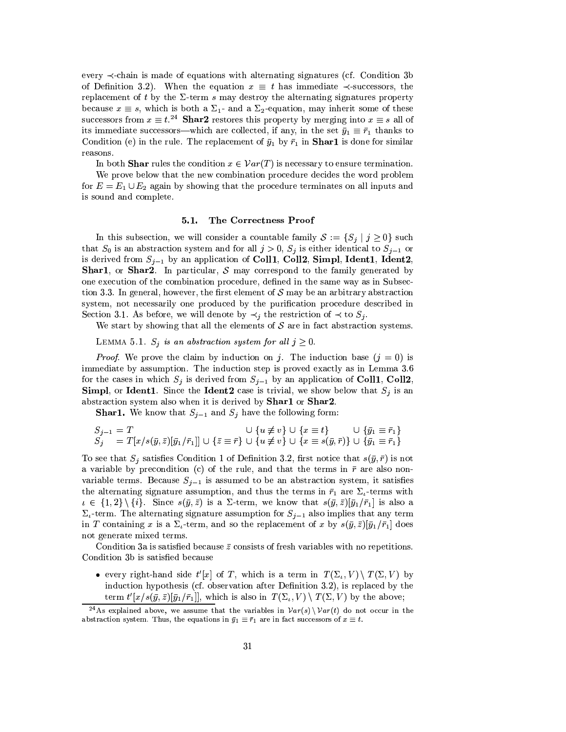every $\prec$-chain is made of equations with alternating signatures (cf. Condition 3b of Definition 3.2). When the equation $x \equiv t$ has immediate $\prec$-successors, the replacement of $t$ by the $\Sigma$-term $s$ may destroy the alternating signatures property because $x \equiv s$, which is both a $\Sigma_1$- and a $\Sigma_2$-equation, may inherit some of these successors from $x \equiv t$.[24] **Shar2** restores this property by merging into $x \equiv s$ all of its immediate successors—which are collected, if any, in the set $\bar{y}_1 \equiv \bar{r}_1$ thanks to Condition (e) in the rule. The replacement of $\bar{y}_1$ by $\bar{r}_1$ in **Shar1** is done for similar reasons.

In both **Shar** rules the condition $x \in \mathcal{V}ar(T)$ is necessary to ensure termination.

We prove below that the new combination procedure decides the word problem for $E = E_1 \cup E_2$ again by showing that the procedure terminates on all inputs and is sound and complete.

### 5.1. The Correctness Proof

In this subsection, we will consider a countable family $\mathcal{S} := \{S_j \mid j \geq 0\}$ such that $S_0$ is an abstraction system and for all $j > 0$, $S_j$ is either identical to $S_{j-1}$ or is derived from $S_{j-1}$ by an application of **Coll1**, **Coll2**, **Simpl**, **Ident1**, **Ident2**, **Shar1**, or **Shar2**. In particular, $\mathcal{S}$ may correspond to the family generated by one execution of the combination procedure, defined in the same way as in Subsection 3.3. In general, however, the first element of $\mathcal{S}$ may be an arbitrary abstraction system, not necessarily one produced by the purification procedure described in Section 3.1. As before, we will denote by $\prec_j$ the restriction of $\prec$ to $S_j$.

We start by showing that all the elements of $\mathcal{S}$ are in fact abstraction systems.

LEMMA 5.1. *$S_j$ is an abstraction system for all $j \geq 0$.*

*Proof.* We prove the claim by induction on $j$. The induction base ($j = 0$) is immediate by assumption. The induction step is proved exactly as in Lemma 3.6 for the cases in which $S_j$ is derived from $S_{j-1}$ by an application of **Coll1**, **Coll2**, **Simpl**, or **Ident1**. Since the **Ident2** case is trivial, we show below that $S_j$ is an abstraction system also when it is derived by **Shar1** or **Shar2**.

**Shar1.** We know that $S_{j-1}$ and $S_j$ have the following form:

$$\begin{array}{ll} S_{j-1} = T & \cup \{u \not\equiv v\} \cup \{x \equiv t\} \qquad \cup \{\bar{y}_1 \equiv \bar{r}_1\} \\ S_j \quad = T[x/s(\bar{y},\bar{z})[\bar{y}_1/\bar{r}_1]] \cup \{\bar{z} \equiv \bar{r}\} & \cup \{u \not\equiv v\} \cup \{x \equiv s(\bar{y},\bar{r})\} \cup \{\bar{y}_1 \equiv \bar{r}_1\} \end{array}$$

To see that $S_j$ satisfies Condition 1 of Definition 3.2, first notice that $s(\bar{y},\bar{r})$ is not a variable by precondition (c) of the rule, and that the terms in $\bar{r}$ are also non-variable terms. Because $S_{j-1}$ is assumed to be an abstraction system, it satisfies the alternating signature assumption, and thus the terms in $\bar{r}_1$ are $\Sigma_\iota$-terms with $\iota \in \{1,2\} \setminus \{i\}$. Since $s(\bar{y},\bar{z})$ is a $\Sigma$-term, we know that $s(\bar{y},\bar{z})[\bar{y}_1/\bar{r}_1]$ is also a $\Sigma_\iota$-term. The alternating signature assumption for $S_{j-1}$ also implies that any term in $T$ containing $x$ is a $\Sigma_\iota$-term, and so the replacement of $x$ by $s(\bar{y},\bar{z})[\bar{y}_1/\bar{r}_1]$ does not generate mixed terms.

Condition 3a is satisfied because $\bar{z}$ consists of fresh variables with no repetitions. Condition 3b is satisfied because

- every right-hand side $t'[x]$ of $T$, which is a term in $T(\Sigma_\iota, V) \setminus T(\Sigma, V)$ by induction hypothesis (cf. observation after Definition 3.2), is replaced by the term $t'[x/s(\bar{y},\bar{z})[\bar{y}_1/\bar{r}_1]]$, which is also in $T(\Sigma_\iota, V) \setminus T(\Sigma, V)$ by the above;

[24] As explained above, we assume that the variables in $\mathcal{V}ar(s) \setminus \mathcal{V}ar(t)$ do not occur in the abstraction system. Thus, the equations in $\bar{y}_1 \equiv \bar{r}_1$ are in fact successors of $x \equiv t$.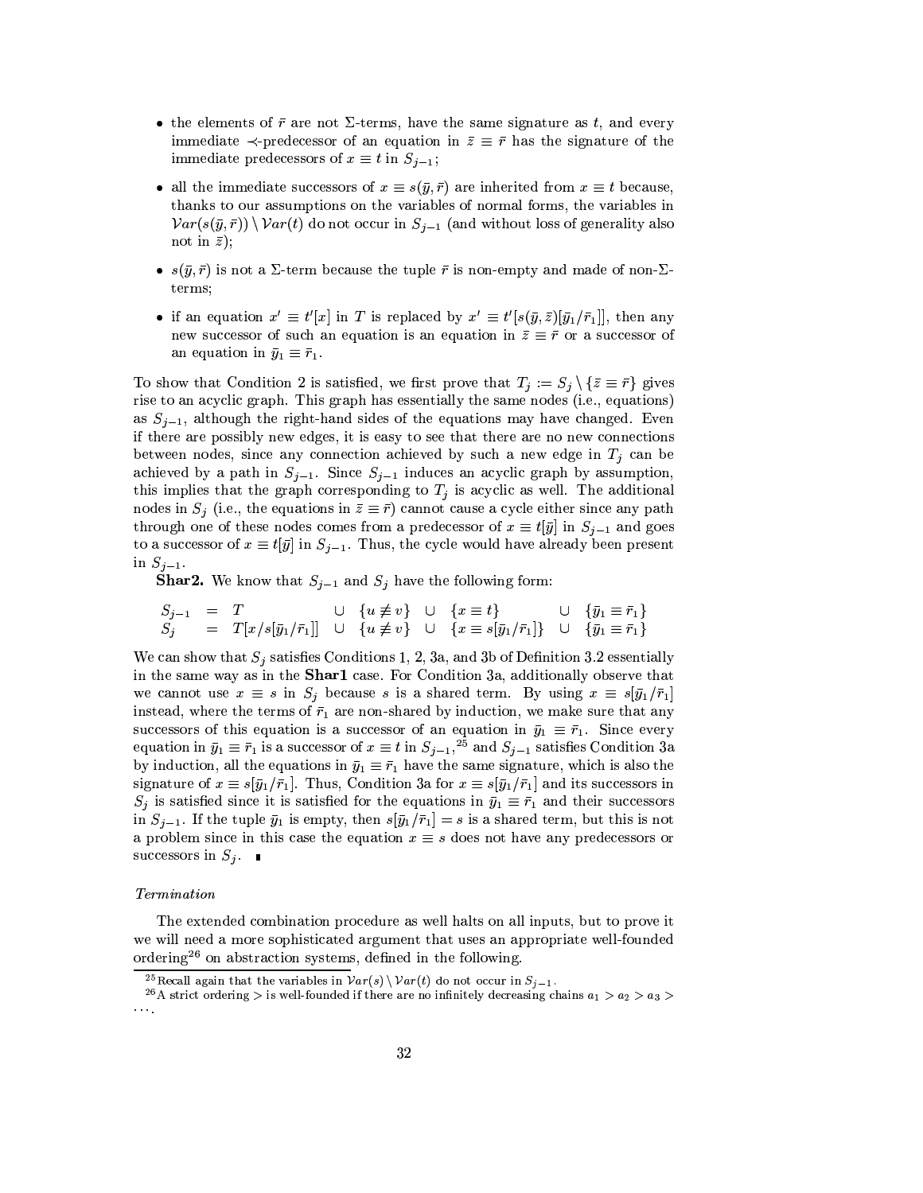- the elements of $\bar{r}$ are not $\Sigma$-terms, have the same signature as $t$, and every immediate $\prec$-predecessor of an equation in $\bar{z} \equiv \bar{r}$ has the signature of the immediate predecessors of $x \equiv t$ in $S_{j-1}$;

- all the immediate successors of $x \equiv s(\bar{y}, \bar{r})$ are inherited from $x \equiv t$ because, thanks to our assumptions on the variables of normal forms, the variables in $\mathcal{V}ar(s(\bar{y}, \bar{r})) \setminus \mathcal{V}ar(t)$ do not occur in $S_{j-1}$ (and without loss of generality also not in $\bar{z}$);

- $s(\bar{y}, \bar{r})$ is not a $\Sigma$-term because the tuple $\bar{r}$ is non-empty and made of non-$\Sigma$-terms;

- if an equation $x' \equiv t'[x]$ in $T$ is replaced by $x' \equiv t'[s(\bar{y}, \bar{z})[\bar{y}_1/\bar{r}_1]]$, then any new successor of such an equation is an equation in $\bar{z} \equiv \bar{r}$ or a successor of an equation in $\bar{y}_1 \equiv \bar{r}_1$.

To show that Condition 2 is satisfied, we first prove that $T_j := S_j \setminus \{\bar{z} \equiv \bar{r}\}$ gives rise to an acyclic graph. This graph has essentially the same nodes (i.e., equations) as $S_{j-1}$, although the right-hand sides of the equations may have changed. Even if there are possibly new edges, it is easy to see that there are no new connections between nodes, since any connection achieved by such a new edge in $T_j$ can be achieved by a path in $S_{j-1}$. Since $S_{j-1}$ induces an acyclic graph by assumption, this implies that the graph corresponding to $T_j$ is acyclic as well. The additional nodes in $S_j$ (i.e., the equations in $\bar{z} \equiv \bar{r}$) cannot cause a cycle either since any path through one of these nodes comes from a predecessor of $x \equiv t[\bar{y}]$ in $S_{j-1}$ and goes to a successor of $x \equiv t[\bar{y}]$ in $S_{j-1}$. Thus, the cycle would have already been present in $S_{j-1}$.

**Shar2.** We know that $S_{j-1}$ and $S_j$ have the following form:

$$
\begin{array}{lllllll}
S_{j-1} & = & T & \cup & \{u \not\equiv v\} & \cup & \{x \equiv t\} & \cup & \{\bar{y}_1 \equiv \bar{r}_1\} \\
S_j & = & T[x/s[\bar{y}_1/\bar{r}_1]] & \cup & \{u \not\equiv v\} & \cup & \{x \equiv s[\bar{y}_1/\bar{r}_1]\} & \cup & \{\bar{y}_1 \equiv \bar{r}_1\}
\end{array}
$$

We can show that $S_j$ satisfies Conditions 1, 2, 3a, and 3b of Definition 3.2 essentially in the same way as in the **Shar1** case. For Condition 3a, additionally observe that we cannot use $x \equiv s$ in $S_j$ because $s$ is a shared term. By using $x \equiv s[\bar{y}_1/\bar{r}_1]$ instead, where the terms of $\bar{r}_1$ are non-shared by induction, we make sure that any successors of this equation is a successor of an equation in $\bar{y}_1 \equiv \bar{r}_1$. Since every equation in $\bar{y}_1 \equiv \bar{r}_1$ is a successor of $x \equiv t$ in $S_{j-1}$,[25] and $S_{j-1}$ satisfies Condition 3a by induction, all the equations in $\bar{y}_1 \equiv \bar{r}_1$ have the same signature, which is also the signature of $x \equiv s[\bar{y}_1/\bar{r}_1]$. Thus, Condition 3a for $x \equiv s[\bar{y}_1/\bar{r}_1]$ and its successors in $S_j$ is satisfied since it is satisfied for the equations in $\bar{y}_1 \equiv \bar{r}_1$ and their successors in $S_{j-1}$. If the tuple $\bar{y}_1$ is empty, then $s[\bar{y}_1/\bar{r}_1] = s$ is a shared term, but this is not a problem since in this case the equation $x \equiv s$ does not have any predecessors or successors in $S_j$. ∎

*Termination*

The extended combination procedure as well halts on all inputs, but to prove it we will need a more sophisticated argument that uses an appropriate well-founded ordering[26] on abstraction systems, defined in the following.

[25] Recall again that the variables in $\mathcal{V}ar(s) \setminus \mathcal{V}ar(t)$ do not occur in $S_{j-1}$.

[26] A strict ordering $>$ is well-founded if there are no infinitely decreasing chains $a_1 > a_2 > a_3 > \ldots$.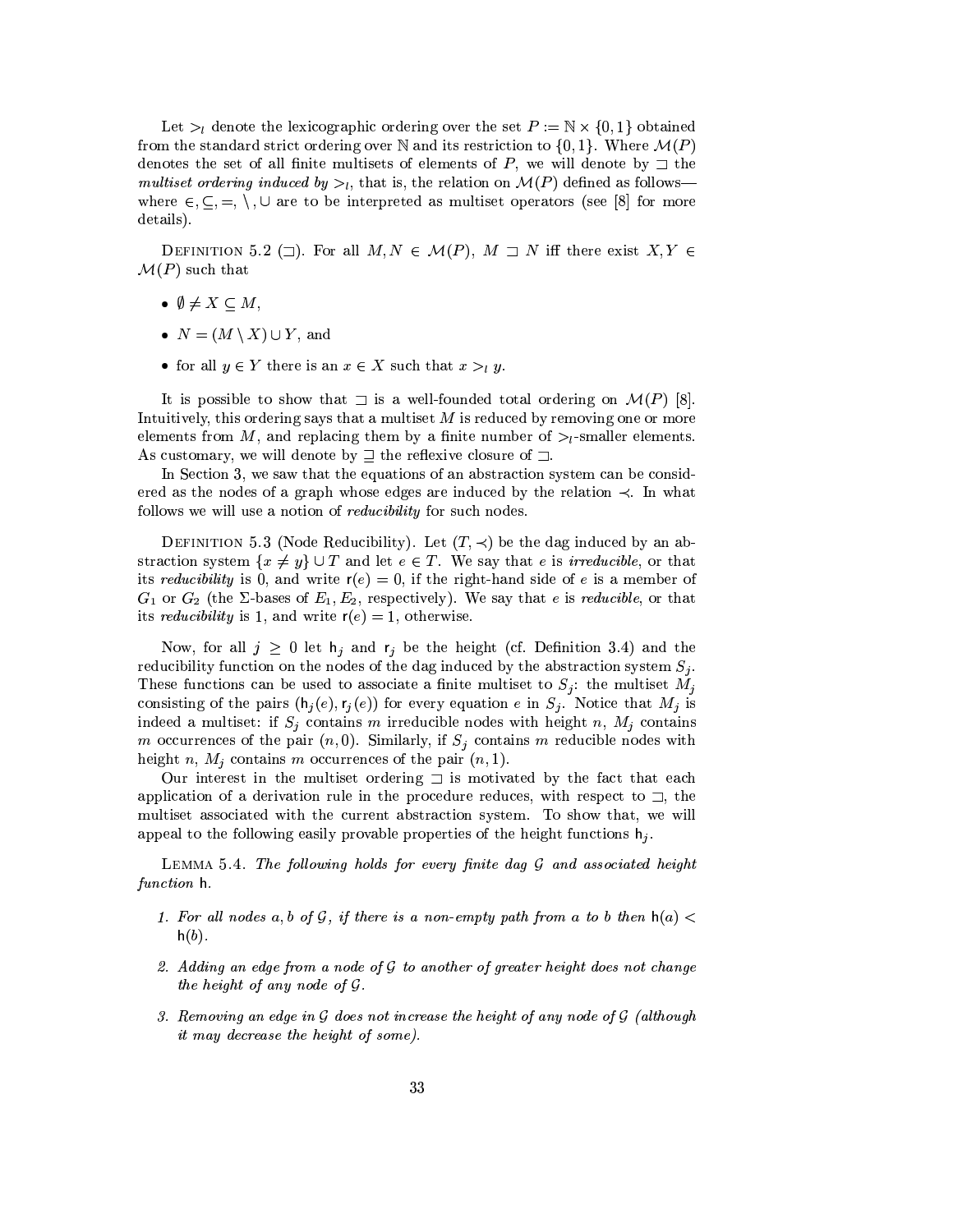Let $>_l$ denote the lexicographic ordering over the set $P := \mathbb{N} \times \{0, 1\}$ obtained from the standard strict ordering over $\mathbb{N}$ and its restriction to $\{0, 1\}$. Where $\mathcal{M}(P)$ denotes the set of all finite multisets of elements of $P$, we will denote by $\sqsupset$ the *multiset ordering induced by* $>_l$, that is, the relation on $\mathcal{M}(P)$ defined as follows—where $\in, \subseteq, =, \setminus, \cup$ are to be interpreted as multiset operators (see [8] for more details).

DEFINITION 5.2 ($\sqsupset$). For all $M, N \in \mathcal{M}(P)$, $M \sqsupset N$ iff there exist $X, Y \in \mathcal{M}(P)$ such that

- $\emptyset \neq X \subseteq M$,
- $N = (M \setminus X) \cup Y$, and
- for all $y \in Y$ there is an $x \in X$ such that $x >_l y$.

It is possible to show that $\sqsupset$ is a well-founded total ordering on $\mathcal{M}(P)$ [8]. Intuitively, this ordering says that a multiset $M$ is reduced by removing one or more elements from $M$, and replacing them by a finite number of $>_l$-smaller elements. As customary, we will denote by $\sqsupseteq$ the reflexive closure of $\sqsupset$.

In Section 3, we saw that the equations of an abstraction system can be considered as the nodes of a graph whose edges are induced by the relation $\prec$. In what follows we will use a notion of *reducibility* for such nodes.

DEFINITION 5.3 (Node Reducibility). Let $(T, \prec)$ be the dag induced by an abstraction system $\{x \neq y\} \cup T$ and let $e \in T$. We say that $e$ is *irreducible*, or that its *reducibility* is 0, and write $\mathsf{r}(e) = 0$, if the right-hand side of $e$ is a member of $G_1$ or $G_2$ (the $\Sigma$-bases of $E_1, E_2$, respectively). We say that $e$ is *reducible*, or that its *reducibility* is 1, and write $\mathsf{r}(e) = 1$, otherwise.

Now, for all $j \geq 0$ let $\mathsf{h}_j$ and $\mathsf{r}_j$ be the height (cf. Definition 3.4) and the reducibility function on the nodes of the dag induced by the abstraction system $S_j$. These functions can be used to associate a finite multiset to $S_j$: the multiset $M_j$ consisting of the pairs $(\mathsf{h}_j(e), \mathsf{r}_j(e))$ for every equation $e$ in $S_j$. Notice that $M_j$ is indeed a multiset: if $S_j$ contains $m$ irreducible nodes with height $n$, $M_j$ contains $m$ occurrences of the pair $(n, 0)$. Similarly, if $S_j$ contains $m$ reducible nodes with height $n$, $M_j$ contains $m$ occurrences of the pair $(n, 1)$.

Our interest in the multiset ordering $\sqsupset$ is motivated by the fact that each application of a derivation rule in the procedure reduces, with respect to $\sqsupset$, the multiset associated with the current abstraction system. To show that, we will appeal to the following easily provable properties of the height functions $\mathsf{h}_j$.

LEMMA 5.4. *The following holds for every finite dag $\mathcal{G}$ and associated height function $\mathsf{h}$.*

1. *For all nodes $a, b$ of $\mathcal{G}$, if there is a non-empty path from $a$ to $b$ then $\mathsf{h}(a) < \mathsf{h}(b)$.*
2. *Adding an edge from a node of $\mathcal{G}$ to another of greater height does not change the height of any node of $\mathcal{G}$.*
3. *Removing an edge in $\mathcal{G}$ does not increase the height of any node of $\mathcal{G}$ (although it may decrease the height of some).*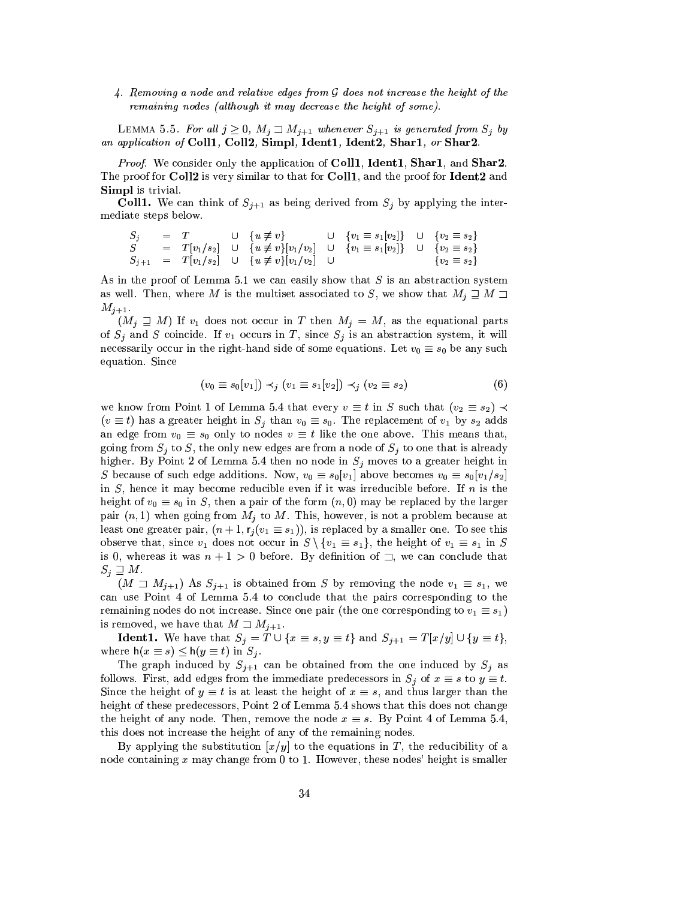4. *Removing a node and relative edges from $\mathcal{G}$ does not increase the height of the remaining nodes (although it may decrease the height of some).*

LEMMA 5.5. *For all $j \geq 0$, $M_j \sqsupset M_{j+1}$ whenever $S_{j+1}$ is generated from $S_j$ by an application of* **Coll1**, **Coll2**, **Simpl**, **Ident1**, **Ident2**, **Shar1**, *or* **Shar2**.

*Proof.* We consider only the application of **Coll1**, **Ident1**, **Shar1**, and **Shar2**. The proof for **Coll2** is very similar to that for **Coll1**, and the proof for **Ident2** and **Simpl** is trivial.

**Coll1.** We can think of $S_{j+1}$ as being derived from $S_j$ by applying the intermediate steps below.

$$\begin{array}{lllllll} S_j & = & T & \cup & \{u \not\equiv v\} & \cup & \{v_1 \equiv s_1[v_2]\} & \cup & \{v_2 \equiv s_2\} \\ S & = & T[v_1/s_2] & \cup & \{u \not\equiv v\}[v_1/v_2] & \cup & \{v_1 \equiv s_1[v_2]\} & \cup & \{v_2 \equiv s_2\} \\ S_{j+1} & = & T[v_1/s_2] & \cup & \{u \not\equiv v\}[v_1/v_2] & \cup & & & \{v_2 \equiv s_2\} \end{array}$$

As in the proof of Lemma 5.1 we can easily show that $S$ is an abstraction system as well. Then, where $M$ is the multiset associated to $S$, we show that $M_j \sqsupseteq M \sqsupset M_{j+1}$.

($M_j \sqsupseteq M$) If $v_1$ does not occur in $T$ then $M_j = M$, as the equational parts of $S_j$ and $S$ coincide. If $v_1$ occurs in $T$, since $S_j$ is an abstraction system, it will necessarily occur in the right-hand side of some equations. Let $v_0 \equiv s_0$ be any such equation. Since

$$(v_0 \equiv s_0[v_1]) \prec_j (v_1 \equiv s_1[v_2]) \prec_j (v_2 \equiv s_2) \tag{6}$$

we know from Point 1 of Lemma 5.4 that every $v \equiv t$ in $S$ such that $(v_2 \equiv s_2) \prec (v \equiv t)$ has a greater height in $S_j$ than $v_0 \equiv s_0$. The replacement of $v_1$ by $s_2$ adds an edge from $v_0 \equiv s_0$ only to nodes $v \equiv t$ like the one above. This means that, going from $S_j$ to $S$, the only new edges are from a node of $S_j$ to one that is already higher. By Point 2 of Lemma 5.4 then no node in $S_j$ moves to a greater height in $S$ because of such edge additions. Now, $v_0 \equiv s_0[v_1]$ above becomes $v_0 \equiv s_0[v_1/s_2]$ in $S$, hence it may become reducible even if it was irreducible before. If $n$ is the height of $v_0 \equiv s_0$ in $S$, then a pair of the form $(n, 0)$ may be replaced by the larger pair $(n, 1)$ when going from $M_j$ to $M$. This, however, is not a problem because at least one greater pair, $(n+1, \mathsf{r}_j(v_1 \equiv s_1))$, is replaced by a smaller one. To see this observe that, since $v_1$ does not occur in $S \setminus \{v_1 \equiv s_1\}$, the height of $v_1 \equiv s_1$ in $S$ is 0, whereas it was $n + 1 > 0$ before. By definition of $\sqsupset$, we can conclude that $S_j \sqsupseteq M$.

($M \sqsupset M_{j+1}$) As $S_{j+1}$ is obtained from $S$ by removing the node $v_1 \equiv s_1$, we can use Point 4 of Lemma 5.4 to conclude that the pairs corresponding to the remaining nodes do not increase. Since one pair (the one corresponding to $v_1 \equiv s_1$) is removed, we have that $M \sqsupset M_{j+1}$.

**Ident1.** We have that $S_j = T \cup \{x \equiv s, y \equiv t\}$ and $S_{j+1} = T[x/y] \cup \{y \equiv t\}$, where $\mathsf{h}(x \equiv s) \leq \mathsf{h}(y \equiv t)$ in $S_j$.

The graph induced by $S_{j+1}$ can be obtained from the one induced by $S_j$ as follows. First, add edges from the immediate predecessors in $S_j$ of $x \equiv s$ to $y \equiv t$. Since the height of $y \equiv t$ is at least the height of $x \equiv s$, and thus larger than the height of these predecessors, Point 2 of Lemma 5.4 shows that this does not change the height of any node. Then, remove the node $x \equiv s$. By Point 4 of Lemma 5.4, this does not increase the height of any of the remaining nodes.

By applying the substitution $[x/y]$ to the equations in $T$, the reducibility of a node containing $x$ may change from 0 to 1. However, these nodes' height is smaller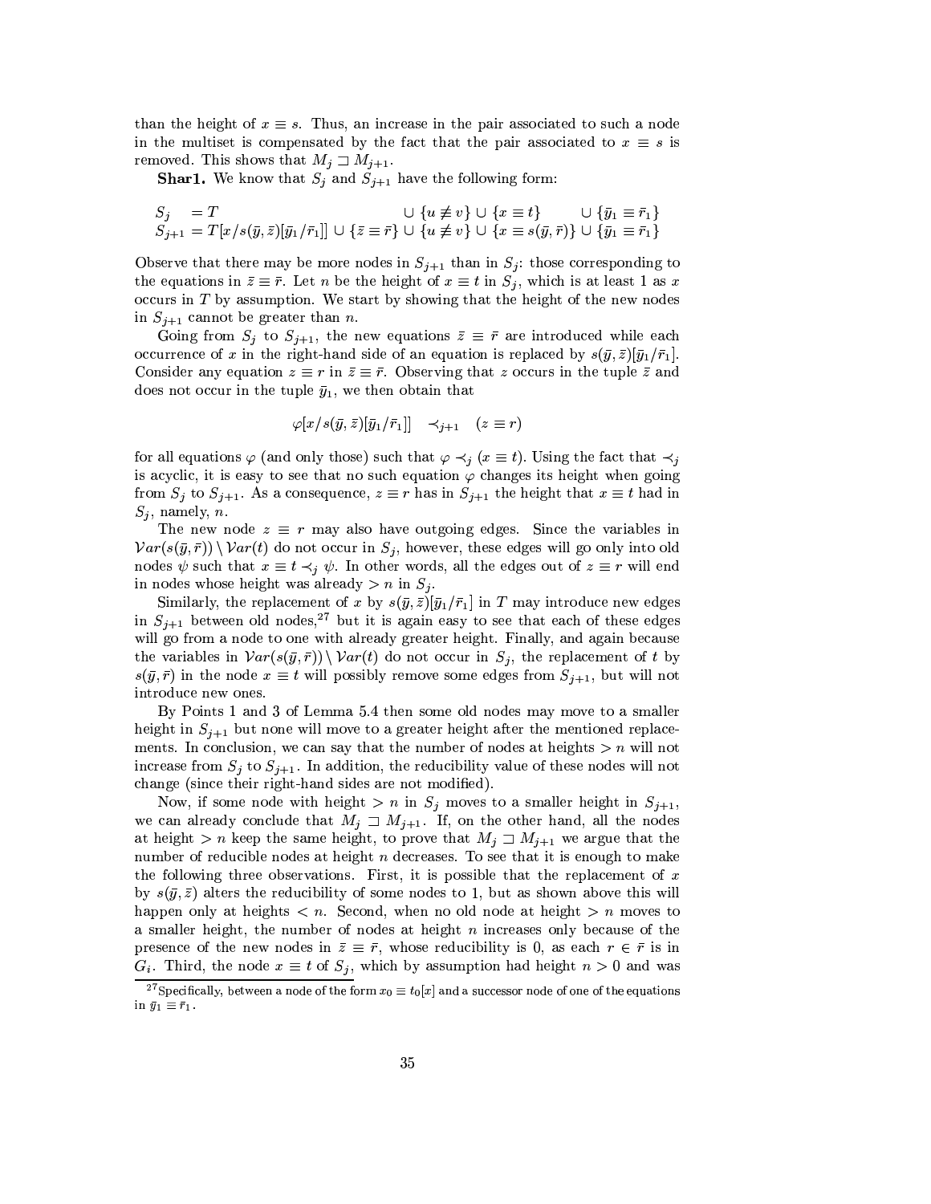than the height of $x \equiv s$. Thus, an increase in the pair associated to such a node in the multiset is compensated by the fact that the pair associated to $x \equiv s$ is removed. This shows that $M_j \sqsupset M_{j+1}$.

**Shar1.** We know that $S_j$ and $S_{j+1}$ have the following form:

$$
\begin{array}{ll}
S_j &= T \qquad\qquad\qquad\qquad\qquad\quad \cup \{u \not\equiv v\} \cup \{x \equiv t\} \qquad\quad \cup \{\bar{y}_1 \equiv \bar{r}_1\} \\
S_{j+1} &= T[x/s(\bar{y}, \bar{z})[\bar{y}_1/\bar{r}_1]] \cup \{\bar{z} \equiv \bar{r}\} \cup \{u \not\equiv v\} \cup \{x \equiv s(\bar{y}, \bar{r})\} \cup \{\bar{y}_1 \equiv \bar{r}_1\}
\end{array}
$$

Observe that there may be more nodes in $S_{j+1}$ than in $S_j$: those corresponding to the equations in $\bar{z} \equiv \bar{r}$. Let $n$ be the height of $x \equiv t$ in $S_j$, which is at least 1 as $x$ occurs in $T$ by assumption. We start by showing that the height of the new nodes in $S_{j+1}$ cannot be greater than $n$.

Going from $S_j$ to $S_{j+1}$, the new equations $\bar{z} \equiv \bar{r}$ are introduced while each occurrence of $x$ in the right-hand side of an equation is replaced by $s(\bar{y}, \bar{z})[\bar{y}_1/\bar{r}_1]$. Consider any equation $z \equiv r$ in $\bar{z} \equiv \bar{r}$. Observing that $z$ occurs in the tuple $\bar{z}$ and does not occur in the tuple $\bar{y}_1$, we then obtain that

$$
\varphi[x/s(\bar{y}, \bar{z})[\bar{y}_1/\bar{r}_1]] \quad \prec_{j+1} \quad (z \equiv r)
$$

for all equations $\varphi$ (and only those) such that $\varphi \prec_j (x \equiv t)$. Using the fact that $\prec_j$ is acyclic, it is easy to see that no such equation $\varphi$ changes its height when going from $S_j$ to $S_{j+1}$. As a consequence, $z \equiv r$ has in $S_{j+1}$ the height that $x \equiv t$ had in $S_j$, namely, $n$.

The new node $z \equiv r$ may also have outgoing edges. Since the variables in $\mathcal{V}ar(s(\bar{y}, \bar{r})) \setminus \mathcal{V}ar(t)$ do not occur in $S_j$, however, these edges will go only into old nodes $\psi$ such that $x \equiv t \prec_j \psi$. In other words, all the edges out of $z \equiv r$ will end in nodes whose height was already $> n$ in $S_j$.

Similarly, the replacement of $x$ by $s(\bar{y}, \bar{z})[\bar{y}_1/\bar{r}_1]$ in $T$ may introduce new edges in $S_{j+1}$ between old nodes,[27] but it is again easy to see that each of these edges will go from a node to one with already greater height. Finally, and again because the variables in $\mathcal{V}ar(s(\bar{y}, \bar{r})) \setminus \mathcal{V}ar(t)$ do not occur in $S_j$, the replacement of $t$ by $s(\bar{y}, \bar{r})$ in the node $x \equiv t$ will possibly remove some edges from $S_{j+1}$, but will not introduce new ones.

By Points 1 and 3 of Lemma 5.4 then some old nodes may move to a smaller height in $S_{j+1}$ but none will move to a greater height after the mentioned replacements. In conclusion, we can say that the number of nodes at heights $> n$ will not increase from $S_j$ to $S_{j+1}$. In addition, the reducibility value of these nodes will not change (since their right-hand sides are not modified).

Now, if some node with height $> n$ in $S_j$ moves to a smaller height in $S_{j+1}$, we can already conclude that $M_j \sqsupset M_{j+1}$. If, on the other hand, all the nodes at height $> n$ keep the same height, to prove that $M_j \sqsupset M_{j+1}$ we argue that the number of reducible nodes at height $n$ decreases. To see that it is enough to make the following three observations. First, it is possible that the replacement of $x$ by $s(\bar{y}, \bar{z})$ alters the reducibility of some nodes to 1, but as shown above this will happen only at heights $< n$. Second, when no old node at height $> n$ moves to a smaller height, the number of nodes at height $n$ increases only because of the presence of the new nodes in $\bar{z} \equiv \bar{r}$, whose reducibility is 0, as each $r \in \bar{r}$ is in $G_i$. Third, the node $x \equiv t$ of $S_j$, which by assumption had height $n > 0$ and was

[27] Specifically, between a node of the form $x_0 \equiv t_0[x]$ and a successor node of one of the equations in $\bar{y}_1 \equiv \bar{r}_1$.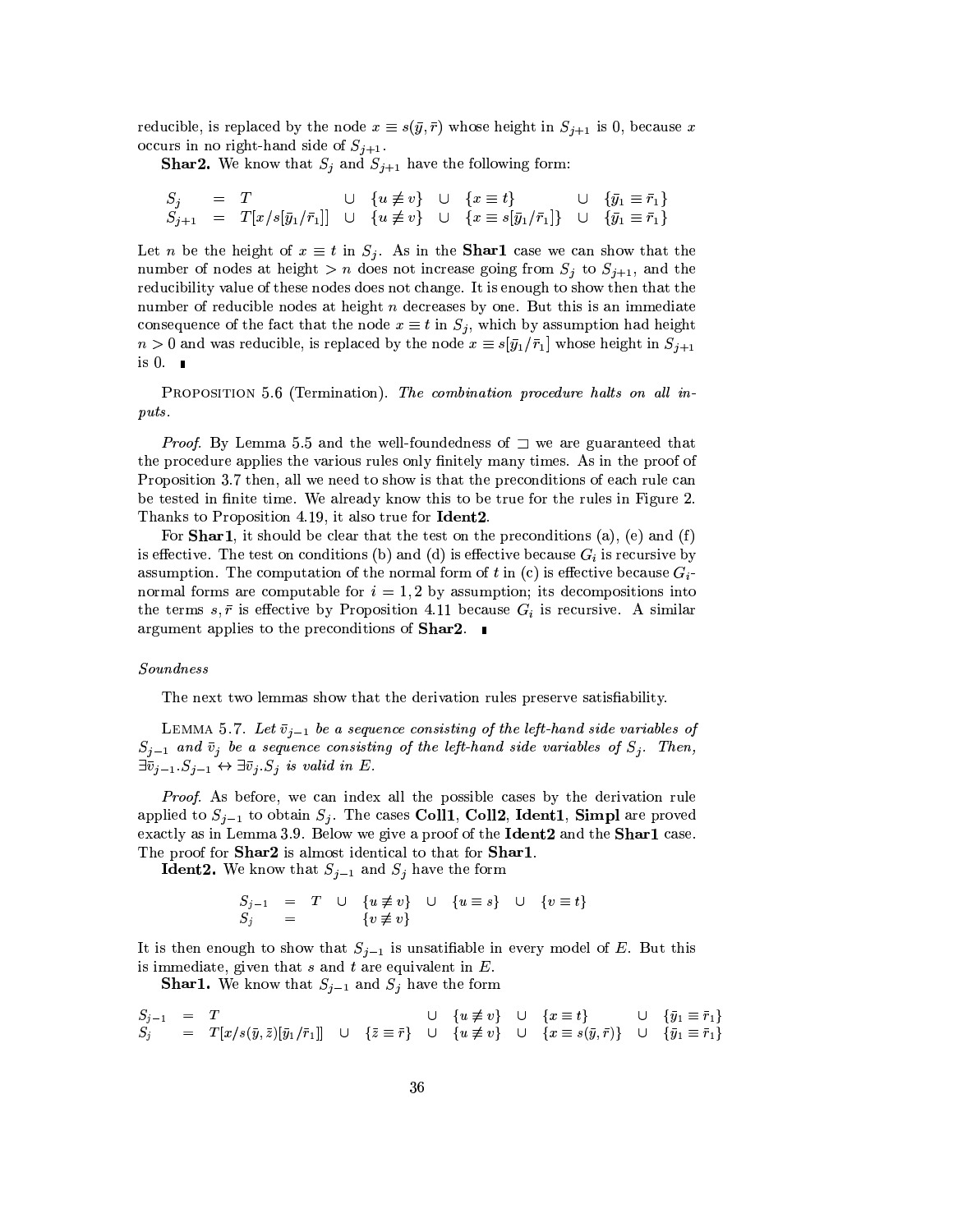reducible, is replaced by the node $x \equiv s(\bar{y}, \bar{r})$ whose height in $S_{j+1}$ is 0, because $x$ occurs in no right-hand side of $S_{j+1}$.

**Shar2.** We know that $S_j$ and $S_{j+1}$ have the following form:

$$
\begin{array}{lllllll}
S_j & = & T & \cup & \{u \not\equiv v\} & \cup & \{x \equiv t\} & \cup & \{\bar{y}_1 \equiv \bar{r}_1\} \\
S_{j+1} & = & T[x/s[\bar{y}_1/\bar{r}_1]] & \cup & \{u \not\equiv v\} & \cup & \{x \equiv s[\bar{y}_1/\bar{r}_1]\} & \cup & \{\bar{y}_1 \equiv \bar{r}_1\}
\end{array}
$$

Let $n$ be the height of $x \equiv t$ in $S_j$. As in the **Shar1** case we can show that the number of nodes at height $> n$ does not increase going from $S_j$ to $S_{j+1}$, and the reducibility value of these nodes does not change. It is enough to show then that the number of reducible nodes at height $n$ decreases by one. But this is an immediate consequence of the fact that the node $x \equiv t$ in $S_j$, which by assumption had height $n > 0$ and was reducible, is replaced by the node $x \equiv s[\bar{y}_1/\bar{r}_1]$ whose height in $S_{j+1}$ is 0. ∎

PROPOSITION 5.6 (Termination). *The combination procedure halts on all inputs.*

*Proof.* By Lemma 5.5 and the well-foundedness of $\sqsupset$ we are guaranteed that the procedure applies the various rules only finitely many times. As in the proof of Proposition 3.7 then, all we need to show is that the preconditions of each rule can be tested in finite time. We already know this to be true for the rules in Figure 2. Thanks to Proposition 4.19, it also true for **Ident2**.

For **Shar1**, it should be clear that the test on the preconditions (a), (e) and (f) is effective. The test on conditions (b) and (d) is effective because $G_i$ is recursive by assumption. The computation of the normal form of $t$ in (c) is effective because $G_i$-normal forms are computable for $i = 1, 2$ by assumption; its decompositions into the terms $s, \bar{r}$ is effective by Proposition 4.11 because $G_i$ is recursive. A similar argument applies to the preconditions of **Shar2**. ∎

*Soundness*

The next two lemmas show that the derivation rules preserve satisfiability.

LEMMA 5.7. *Let $\bar{v}_{j-1}$ be a sequence consisting of the left-hand side variables of $S_{j-1}$ and $\bar{v}_j$ be a sequence consisting of the left-hand side variables of $S_j$. Then, $\exists \bar{v}_{j-1}.S_{j-1} \leftrightarrow \exists \bar{v}_j.S_j$ is valid in $E$.*

*Proof.* As before, we can index all the possible cases by the derivation rule applied to $S_{j-1}$ to obtain $S_j$. The cases **Coll1**, **Coll2**, **Ident1**, **Simpl** are proved exactly as in Lemma 3.9. Below we give a proof of the **Ident2** and the **Shar1** case. The proof for **Shar2** is almost identical to that for **Shar1**.

**Ident2.** We know that $S_{j-1}$ and $S_j$ have the form

$$
\begin{array}{lllllllll}
S_{j-1} & = & T & \cup & \{u \not\equiv v\} & \cup & \{u \equiv s\} & \cup & \{v \equiv t\} \\
S_j & = & & & \{v \not\equiv v\} & & & &
\end{array}
$$

It is then enough to show that $S_{j-1}$ is unsatifiable in every model of $E$. But this is immediate, given that $s$ and $t$ are equivalent in $E$.

**Shar1.** We know that $S_{j-1}$ and $S_j$ have the form

$$
\begin{array}{lllllllllll}
S_{j-1} & = & T & & & \cup & \{u \not\equiv v\} & \cup & \{x \equiv t\} & \cup & \{\bar{y}_1 \equiv \bar{r}_1\} \\
S_j & = & T[x/s(\bar{y}, \bar{z})[\bar{y}_1/\bar{r}_1]] & \cup & \{\bar{z} \equiv \bar{r}\} & \cup & \{u \not\equiv v\} & \cup & \{x \equiv s(\bar{y}, \bar{r})\} & \cup & \{\bar{y}_1 \equiv \bar{r}_1\}
\end{array}
$$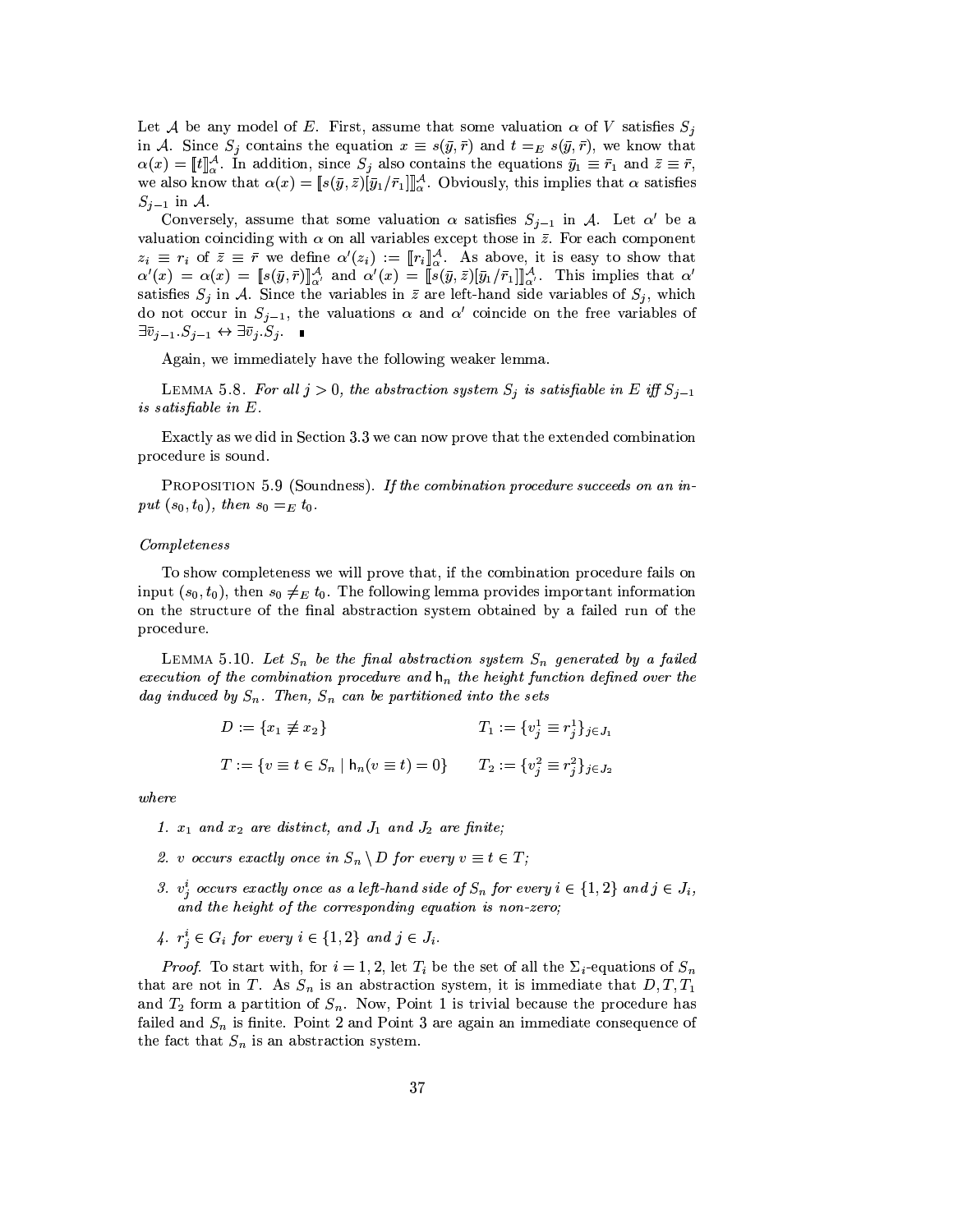Let $\mathcal{A}$ be any model of $E$. First, assume that some valuation $\alpha$ of $V$ satisfies $S_j$ in $\mathcal{A}$. Since $S_j$ contains the equation $x \equiv s(\bar{y}, \bar{r})$ and $t =_E s(\bar{y}, \bar{r})$, we know that $\alpha(x) = [\![t]\!]^{\mathcal{A}}_{\alpha}$. In addition, since $S_j$ also contains the equations $\bar{y}_1 \equiv \bar{r}_1$ and $\bar{z} \equiv \bar{r}$, we also know that $\alpha(x) = [\![s(\bar{y}, \bar{z})[\bar{y}_1/\bar{r}_1]]\!]^{\mathcal{A}}_{\alpha}$. Obviously, this implies that $\alpha$ satisfies $S_{j-1}$ in $\mathcal{A}$.

Conversely, assume that some valuation $\alpha$ satisfies $S_{j-1}$ in $\mathcal{A}$. Let $\alpha'$ be a valuation coinciding with $\alpha$ on all variables except those in $\bar{z}$. For each component $z_i \equiv r_i$ of $\bar{z} \equiv \bar{r}$ we define $\alpha'(z_i) := [\![r_i]\!]^{\mathcal{A}}_{\alpha}$. As above, it is easy to show that $\alpha'(x) = \alpha(x) = [\![s(\bar{y}, \bar{r})]\!]^{\mathcal{A}}_{\alpha'}$ and $\alpha'(x) = [\![s(\bar{y}, \bar{z})[\bar{y}_1/\bar{r}_1]]\!]^{\mathcal{A}}_{\alpha'}$. This implies that $\alpha'$ satisfies $S_j$ in $\mathcal{A}$. Since the variables in $\bar{z}$ are left-hand side variables of $S_j$, which do not occur in $S_{j-1}$, the valuations $\alpha$ and $\alpha'$ coincide on the free variables of $\exists \bar{v}_{j-1}.S_{j-1} \leftrightarrow \exists \bar{v}_j.S_j$. ∎

Again, we immediately have the following weaker lemma.

LEMMA 5.8. *For all $j > 0$, the abstraction system $S_j$ is satisfiable in $E$ iff $S_{j-1}$ is satisfiable in $E$.*

Exactly as we did in Section 3.3 we can now prove that the extended combination procedure is sound.

PROPOSITION 5.9 (Soundness). *If the combination procedure succeeds on an input $(s_0, t_0)$, then $s_0 =_E t_0$.*

*Completeness*

To show completeness we will prove that, if the combination procedure fails on input $(s_0, t_0)$, then $s_0 \neq_E t_0$. The following lemma provides important information on the structure of the final abstraction system obtained by a failed run of the procedure.

LEMMA 5.10. *Let $S_n$ be the final abstraction system $S_n$ generated by a failed execution of the combination procedure and $\mathsf{h}_n$ the height function defined over the dag induced by $S_n$. Then, $S_n$ can be partitioned into the sets*

$$D := \{x_1 \not\equiv x_2\} \qquad\qquad T_1 := \{v^1_j \equiv r^1_j\}_{j \in J_1}$$

$$T := \{v \equiv t \in S_n \mid \mathsf{h}_n(v \equiv t) = 0\} \qquad T_2 := \{v^2_j \equiv r^2_j\}_{j \in J_2}$$

*where*

1. *$x_1$ and $x_2$ are distinct, and $J_1$ and $J_2$ are finite;*
2. *$v$ occurs exactly once in $S_n \setminus D$ for every $v \equiv t \in T$;*
3. *$v^i_j$ occurs exactly once as a left-hand side of $S_n$ for every $i \in \{1, 2\}$ and $j \in J_i$, and the height of the corresponding equation is non-zero;*
4. *$r^i_j \in G_i$ for every $i \in \{1, 2\}$ and $j \in J_i$.*

*Proof.* To start with, for $i = 1, 2$, let $T_i$ be the set of all the $\Sigma_i$-equations of $S_n$ that are not in $T$. As $S_n$ is an abstraction system, it is immediate that $D, T, T_1$ and $T_2$ form a partition of $S_n$. Now, Point 1 is trivial because the procedure has failed and $S_n$ is finite. Point 2 and Point 3 are again an immediate consequence of the fact that $S_n$ is an abstraction system.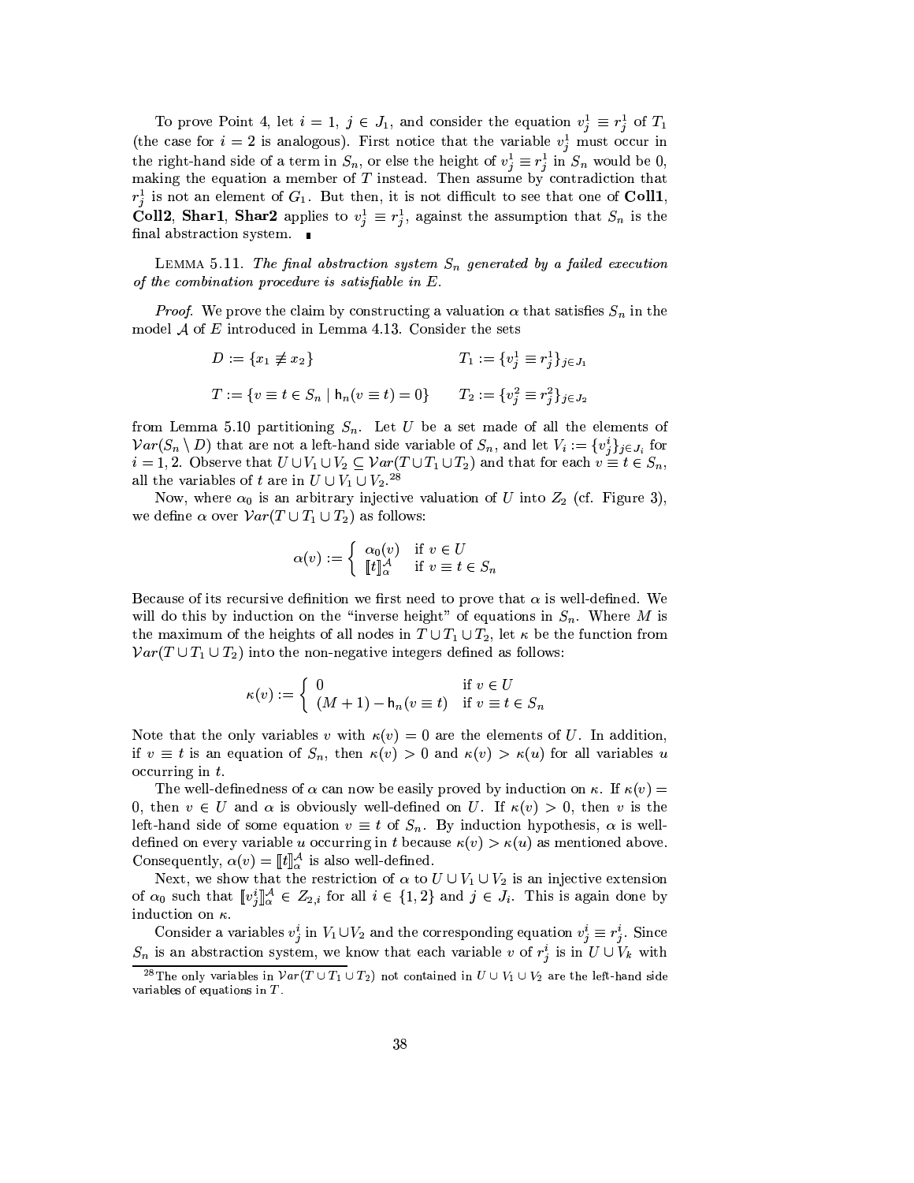To prove Point 4, let $i = 1$, $j \in J_1$, and consider the equation $v^1_j \equiv r^1_j$ of $T_1$ (the case for $i = 2$ is analogous). First notice that the variable $v^1_j$ must occur in the right-hand side of a term in $S_n$, or else the height of $v^1_j \equiv r^1_j$ in $S_n$ would be 0, making the equation a member of $T$ instead. Then assume by contradiction that $r^1_j$ is not an element of $G_1$. But then, it is not difficult to see that one of **Coll1**, **Coll2**, **Shar1**, **Shar2** applies to $v^1_j \equiv r^1_j$, against the assumption that $S_n$ is the final abstraction system. ∎

LEMMA 5.11. *The final abstraction system $S_n$ generated by a failed execution of the combination procedure is satisfiable in $E$.*

*Proof.* We prove the claim by constructing a valuation $\alpha$ that satisfies $S_n$ in the model $\mathcal{A}$ of $E$ introduced in Lemma 4.13. Consider the sets

$$D := \{x_1 \not\equiv x_2\} \qquad\qquad T_1 := \{v^1_j \equiv r^1_j\}_{j \in J_1}$$

$$T := \{v \equiv t \in S_n \mid \mathsf{h}_n(v \equiv t) = 0\} \qquad T_2 := \{v^2_j \equiv r^2_j\}_{j \in J_2}$$

from Lemma 5.10 partitioning $S_n$. Let $U$ be a set made of all the elements of $\mathcal{V}ar(S_n \setminus D)$ that are not a left-hand side variable of $S_n$, and let $V_i := \{v^i_j\}_{j \in J_i}$ for $i = 1, 2$. Observe that $U \cup V_1 \cup V_2 \subseteq \mathcal{V}ar(T \cup T_1 \cup T_2)$ and that for each $v \equiv t \in S_n$, all the variables of $t$ are in $U \cup V_1 \cup V_2$.[28]

Now, where $\alpha_0$ is an arbitrary injective valuation of $U$ into $Z_2$ (cf. Figure 3), we define $\alpha$ over $\mathcal{V}ar(T \cup T_1 \cup T_2)$ as follows:

$$\alpha(v) := \begin{cases} \alpha_0(v) & \text{if } v \in U \\ [\![t]\!]^{\mathcal{A}}_{\alpha} & \text{if } v \equiv t \in S_n \end{cases}$$

Because of its recursive definition we first need to prove that $\alpha$ is well-defined. We will do this by induction on the "inverse height" of equations in $S_n$. Where $M$ is the maximum of the heights of all nodes in $T \cup T_1 \cup T_2$, let $\kappa$ be the function from $\mathcal{V}ar(T \cup T_1 \cup T_2)$ into the non-negative integers defined as follows:

$$\kappa(v) := \begin{cases} 0 & \text{if } v \in U \\ (M+1) - \mathsf{h}_n(v \equiv t) & \text{if } v \equiv t \in S_n \end{cases}$$

Note that the only variables $v$ with $\kappa(v) = 0$ are the elements of $U$. In addition, if $v \equiv t$ is an equation of $S_n$, then $\kappa(v) > 0$ and $\kappa(v) > \kappa(u)$ for all variables $u$ occurring in $t$.

The well-definedness of $\alpha$ can now be easily proved by induction on $\kappa$. If $\kappa(v) = 0$, then $v \in U$ and $\alpha$ is obviously well-defined on $U$. If $\kappa(v) > 0$, then $v$ is the left-hand side of some equation $v \equiv t$ of $S_n$. By induction hypothesis, $\alpha$ is well-defined on every variable $u$ occurring in $t$ because $\kappa(v) > \kappa(u)$ as mentioned above. Consequently, $\alpha(v) = [\![t]\!]^{\mathcal{A}}_{\alpha}$ is also well-defined.

Next, we show that the restriction of $\alpha$ to $U \cup V_1 \cup V_2$ is an injective extension of $\alpha_0$ such that $[\![v^i_j]\!]^{\mathcal{A}}_{\alpha} \in Z_{2,i}$ for all $i \in \{1, 2\}$ and $j \in J_i$. This is again done by induction on $\kappa$.

Consider a variables $v^i_j$ in $V_1 \cup V_2$ and the corresponding equation $v^i_j \equiv r^i_j$. Since $S_n$ is an abstraction system, we know that each variable $v$ of $r^i_j$ is in $U \cup V_k$ with

---

[28] The only variables in $\mathcal{V}ar(T \cup T_1 \cup T_2)$ not contained in $U \cup V_1 \cup V_2$ are the left-hand side variables of equations in $T$.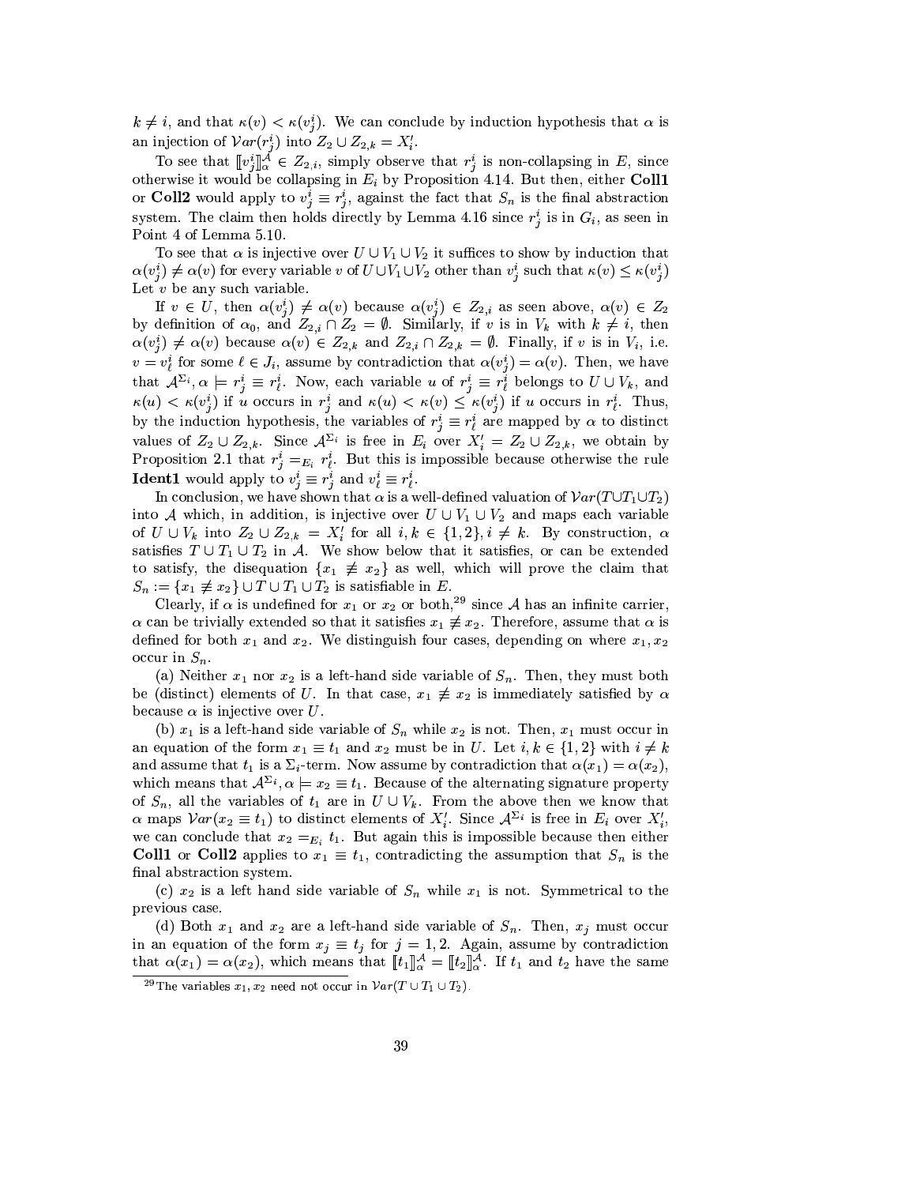$k \neq i$, and that $\kappa(v) < \kappa(v^i_j)$. We can conclude by induction hypothesis that $\alpha$ is an injection of $\mathcal{V}ar(r^i_j)$ into $Z_2 \cup Z_{2,k} = X'_i$.

To see that $[\![v^i_j]\!]^{\mathcal{A}}_\alpha \in Z_{2,i}$, simply observe that $r^i_j$ is non-collapsing in $E$, since otherwise it would be collapsing in $E_i$ by Proposition 4.14. But then, either **Coll1** or **Coll2** would apply to $v^i_j \equiv r^i_j$, against the fact that $S_n$ is the final abstraction system. The claim then holds directly by Lemma 4.16 since $r^i_j$ is in $G_i$, as seen in Point 4 of Lemma 5.10.

To see that $\alpha$ is injective over $U \cup V_1 \cup V_2$ it suffices to show by induction that $\alpha(v^i_j) \neq \alpha(v)$ for every variable $v$ of $U \cup V_1 \cup V_2$ other than $v^i_j$ such that $\kappa(v) \leq \kappa(v^i_j)$. Let $v$ be any such variable.

If $v \in U$, then $\alpha(v^i_j) \neq \alpha(v)$ because $\alpha(v^i_j) \in Z_{2,i}$ as seen above, $\alpha(v) \in Z_2$ by definition of $\alpha_0$, and $Z_{2,i} \cap Z_2 = \emptyset$. Similarly, if $v$ is in $V_k$ with $k \neq i$, then $\alpha(v^i_j) \neq \alpha(v)$ because $\alpha(v) \in Z_{2,k}$ and $Z_{2,i} \cap Z_{2,k} = \emptyset$. Finally, if $v$ is in $V_i$, i.e. $v = v^i_\ell$ for some $\ell \in J_i$, assume by contradiction that $\alpha(v^i_j) = \alpha(v)$. Then, we have that $\mathcal{A}^{\Sigma_i}, \alpha \models r^i_j \equiv r^i_\ell$. Now, each variable $u$ of $r^i_j \equiv r^i_\ell$ belongs to $U \cup V_k$, and $\kappa(u) < \kappa(v^i_j)$ if $u$ occurs in $r^i_j$ and $\kappa(u) < \kappa(v) \leq \kappa(v^i_j)$ if $u$ occurs in $r^i_\ell$. Thus, by the induction hypothesis, the variables of $r^i_j \equiv r^i_\ell$ are mapped by $\alpha$ to distinct values of $Z_2 \cup Z_{2,k}$. Since $\mathcal{A}^{\Sigma_i}$ is free in $E_i$ over $X'_i = Z_2 \cup Z_{2,k}$, we obtain by Proposition 2.1 that $r^i_j =_{E_i} r^i_\ell$. But this is impossible because otherwise the rule **Ident1** would apply to $v^i_j \equiv r^i_j$ and $v^i_\ell \equiv r^i_\ell$.

In conclusion, we have shown that $\alpha$ is a well-defined valuation of $\mathcal{V}ar(T \cup T_1 \cup T_2)$ into $\mathcal{A}$ which, in addition, is injective over $U \cup V_1 \cup V_2$ and maps each variable of $U \cup V_k$ into $Z_2 \cup Z_{2,k} = X'_i$ for all $i, k \in \{1, 2\}, i \neq k$. By construction, $\alpha$ satisfies $T \cup T_1 \cup T_2$ in $\mathcal{A}$. We show below that it satisfies, or can be extended to satisfy, the disequation $\{x_1 \not\equiv x_2\}$ as well, which will prove the claim that $S_n := \{x_1 \not\equiv x_2\} \cup T \cup T_1 \cup T_2$ is satisfiable in $E$.

Clearly, if $\alpha$ is undefined for $x_1$ or $x_2$ or both,[29] since $\mathcal{A}$ has an infinite carrier, $\alpha$ can be trivially extended so that it satisfies $x_1 \not\equiv x_2$. Therefore, assume that $\alpha$ is defined for both $x_1$ and $x_2$. We distinguish four cases, depending on where $x_1, x_2$ occur in $S_n$.

(a) Neither $x_1$ nor $x_2$ is a left-hand side variable of $S_n$. Then, they must both be (distinct) elements of $U$. In that case, $x_1 \not\equiv x_2$ is immediately satisfied by $\alpha$ because $\alpha$ is injective over $U$.

(b) $x_1$ is a left-hand side variable of $S_n$ while $x_2$ is not. Then, $x_1$ must occur in an equation of the form $x_1 \equiv t_1$ and $x_2$ must be in $U$. Let $i, k \in \{1, 2\}$ with $i \neq k$ and assume that $t_1$ is a $\Sigma_i$-term. Now assume by contradiction that $\alpha(x_1) = \alpha(x_2)$, which means that $\mathcal{A}^{\Sigma_i}, \alpha \models x_2 \equiv t_1$. Because of the alternating signature property of $S_n$, all the variables of $t_1$ are in $U \cup V_k$. From the above then we know that $\alpha$ maps $\mathcal{V}ar(x_2 \equiv t_1)$ to distinct elements of $X'_i$. Since $\mathcal{A}^{\Sigma_i}$ is free in $E_i$ over $X'_i$, we can conclude that $x_2 =_{E_i} t_1$. But again this is impossible because then either **Coll1** or **Coll2** applies to $x_1 \equiv t_1$, contradicting the assumption that $S_n$ is the final abstraction system.

(c) $x_2$ is a left hand side variable of $S_n$ while $x_1$ is not. Symmetrical to the previous case.

(d) Both $x_1$ and $x_2$ are a left-hand side variable of $S_n$. Then, $x_j$ must occur in an equation of the form $x_j \equiv t_j$ for $j = 1, 2$. Again, assume by contradiction that $\alpha(x_1) = \alpha(x_2)$, which means that $[\![t_1]\!]^{\mathcal{A}}_\alpha = [\![t_2]\!]^{\mathcal{A}}_\alpha$. If $t_1$ and $t_2$ have the same

[29] The variables $x_1, x_2$ need not occur in $\mathcal{V}ar(T \cup T_1 \cup T_2)$.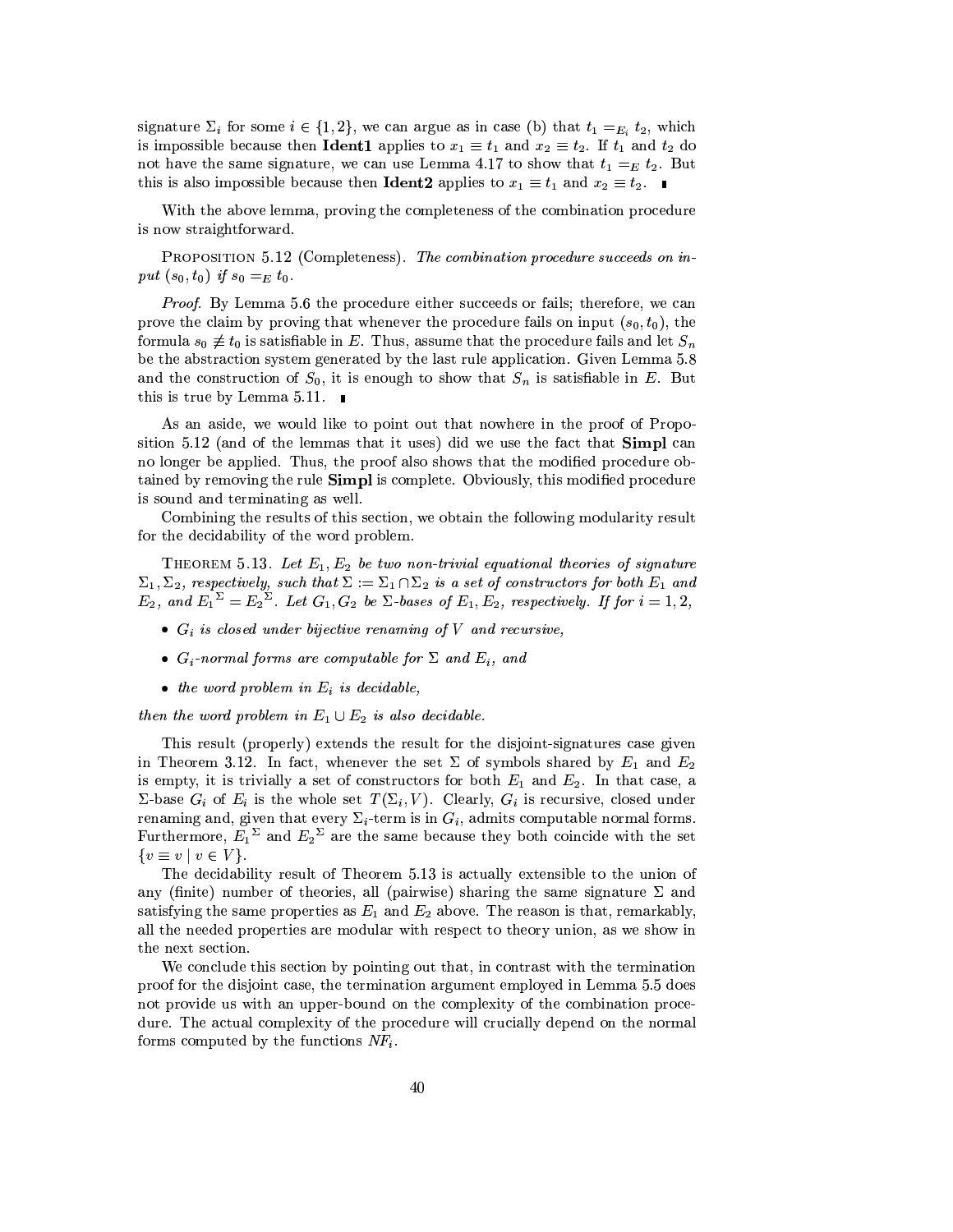signature $\Sigma_i$ for some $i \in \{1, 2\}$, we can argue as in case (b) that $t_1 =_{E_i} t_2$, which is impossible because then **Ident1** applies to $x_1 \equiv t_1$ and $x_2 \equiv t_2$. If $t_1$ and $t_2$ do not have the same signature, we can use Lemma 4.17 to show that $t_1 =_E t_2$. But this is also impossible because then **Ident2** applies to $x_1 \equiv t_1$ and $x_2 \equiv t_2$. ∎

With the above lemma, proving the completeness of the combination procedure is now straightforward.

PROPOSITION 5.12 (Completeness). *The combination procedure succeeds on input* $(s_0, t_0)$ *if* $s_0 =_E t_0$.

*Proof.* By Lemma 5.6 the procedure either succeeds or fails; therefore, we can prove the claim by proving that whenever the procedure fails on input $(s_0, t_0)$, the formula $s_0 \not\equiv t_0$ is satisfiable in $E$. Thus, assume that the procedure fails and let $S_n$ be the abstraction system generated by the last rule application. Given Lemma 5.8 and the construction of $S_0$, it is enough to show that $S_n$ is satisfiable in $E$. But this is true by Lemma 5.11. ∎

As an aside, we would like to point out that nowhere in the proof of Proposition 5.12 (and of the lemmas that it uses) did we use the fact that **Simpl** can no longer be applied. Thus, the proof also shows that the modified procedure obtained by removing the rule **Simpl** is complete. Obviously, this modified procedure is sound and terminating as well.

Combining the results of this section, we obtain the following modularity result for the decidability of the word problem.

THEOREM 5.13. *Let $E_1, E_2$ be two non-trivial equational theories of signature $\Sigma_1, \Sigma_2$, respectively, such that $\Sigma := \Sigma_1 \cap \Sigma_2$ is a set of constructors for both $E_1$ and $E_2$, and ${E_1}^{\Sigma} = {E_2}^{\Sigma}$. Let $G_1, G_2$ be $\Sigma$-bases of $E_1, E_2$, respectively. If for $i = 1, 2$,*

- *$G_i$ is closed under bijective renaming of $V$ and recursive,*
- *$G_i$-normal forms are computable for $\Sigma$ and $E_i$, and*
- *the word problem in $E_i$ is decidable,*

*then the word problem in $E_1 \cup E_2$ is also decidable.*

This result (properly) extends the result for the disjoint-signatures case given in Theorem 3.12. In fact, whenever the set $\Sigma$ of symbols shared by $E_1$ and $E_2$ is empty, it is trivially a set of constructors for both $E_1$ and $E_2$. In that case, a $\Sigma$-base $G_i$ of $E_i$ is the whole set $T(\Sigma_i, V)$. Clearly, $G_i$ is recursive, closed under renaming and, given that every $\Sigma_i$-term is in $G_i$, admits computable normal forms. Furthermore, ${E_1}^{\Sigma}$ and ${E_2}^{\Sigma}$ are the same because they both coincide with the set $\{v \equiv v \mid v \in V\}$.

The decidability result of Theorem 5.13 is actually extensible to the union of any (finite) number of theories, all (pairwise) sharing the same signature $\Sigma$ and satisfying the same properties as $E_1$ and $E_2$ above. The reason is that, remarkably, all the needed properties are modular with respect to theory union, as we show in the next section.

We conclude this section by pointing out that, in contrast with the termination proof for the disjoint case, the termination argument employed in Lemma 5.5 does not provide us with an upper-bound on the complexity of the combination procedure. The actual complexity of the procedure will crucially depend on the normal forms computed by the functions $NF_i$.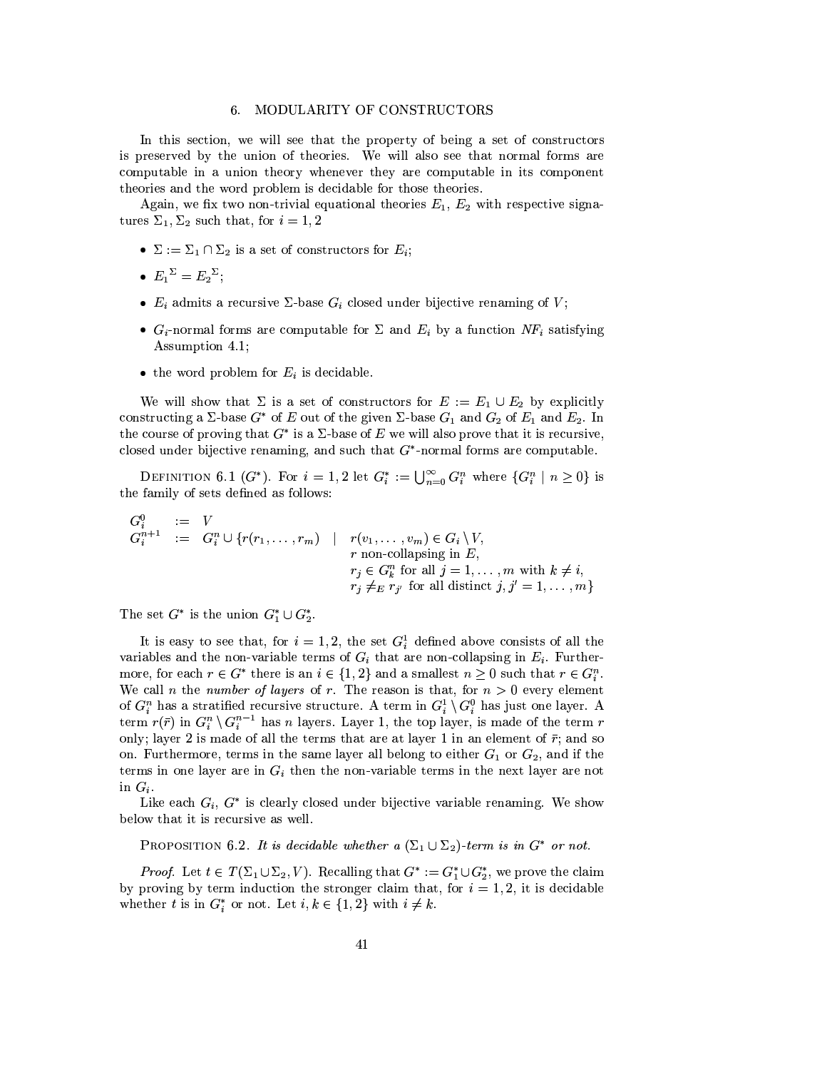## 6. MODULARITY OF CONSTRUCTORS

In this section, we will see that the property of being a set of constructors is preserved by the union of theories. We will also see that normal forms are computable in a union theory whenever they are computable in its component theories and the word problem is decidable for those theories.

Again, we fix two non-trivial equational theories $E_1$, $E_2$ with respective signatures $\Sigma_1, \Sigma_2$ such that, for $i = 1, 2$

- $\Sigma := \Sigma_1 \cap \Sigma_2$ is a set of constructors for $E_i$;
- ${E_1}^{\Sigma} = {E_2}^{\Sigma}$;
- $E_i$ admits a recursive $\Sigma$-base $G_i$ closed under bijective renaming of $V$;
- $G_i$-normal forms are computable for $\Sigma$ and $E_i$ by a function $NF_i$ satisfying Assumption 4.1;
- the word problem for $E_i$ is decidable.

We will show that $\Sigma$ is a set of constructors for $E := E_1 \cup E_2$ by explicitly constructing a $\Sigma$-base $G^*$ of $E$ out of the given $\Sigma$-base $G_1$ and $G_2$ of $E_1$ and $E_2$. In the course of proving that $G^*$ is a $\Sigma$-base of $E$ we will also prove that it is recursive, closed under bijective renaming, and such that $G^*$-normal forms are computable.

Definition 6.1 ($G^*$). For $i = 1, 2$ let $G_i^* := \bigcup_{n=0}^{\infty} G_i^n$ where $\{G_i^n \mid n \geq 0\}$ is the family of sets defined as follows:

$$
\begin{array}{lcll}
G_i^0 & := & V & \\
G_i^{n+1} & := & G_i^n \cup \{r(r_1, \dots, r_m) & \mid \; r(v_1, \dots, v_m) \in G_i \setminus V, \\
 & & & \phantom{\mid} \; r \text{ non-collapsing in } E, \\
 & & & \phantom{\mid} \; r_j \in G_k^n \text{ for all } j = 1, \dots, m \text{ with } k \neq i, \\
 & & & \phantom{\mid} \; r_j \neq_E r_{j'} \text{ for all distinct } j, j' = 1, \dots, m\}
\end{array}
$$

The set $G^*$ is the union $G_1^* \cup G_2^*$.

It is easy to see that, for $i = 1, 2$, the set $G_i^1$ defined above consists of all the variables and the non-variable terms of $G_i$ that are non-collapsing in $E_i$. Furthermore, for each $r \in G^*$ there is an $i \in \{1, 2\}$ and a smallest $n \geq 0$ such that $r \in G_i^n$. We call $n$ the *number of layers* of $r$. The reason is that, for $n > 0$ every element of $G_i^n$ has a stratified recursive structure. A term in $G_i^1 \setminus G_i^0$ has just one layer. A term $r(\bar{r})$ in $G_i^n \setminus G_i^{n-1}$ has $n$ layers. Layer 1, the top layer, is made of the term $r$ only; layer 2 is made of all the terms that are at layer 1 in an element of $\bar{r}$; and so on. Furthermore, terms in the same layer all belong to either $G_1$ or $G_2$, and if the terms in one layer are in $G_i$ then the non-variable terms in the next layer are not in $G_i$.

Like each $G_i$, $G^*$ is clearly closed under bijective variable renaming. We show below that it is recursive as well.

Proposition 6.2. *It is decidable whether a $(\Sigma_1 \cup \Sigma_2)$-term is in $G^*$ or not.*

*Proof.* Let $t \in T(\Sigma_1 \cup \Sigma_2, V)$. Recalling that $G^* := G_1^* \cup G_2^*$, we prove the claim by proving by term induction the stronger claim that, for $i = 1, 2$, it is decidable whether $t$ is in $G_i^*$ or not. Let $i, k \in \{1, 2\}$ with $i \neq k$.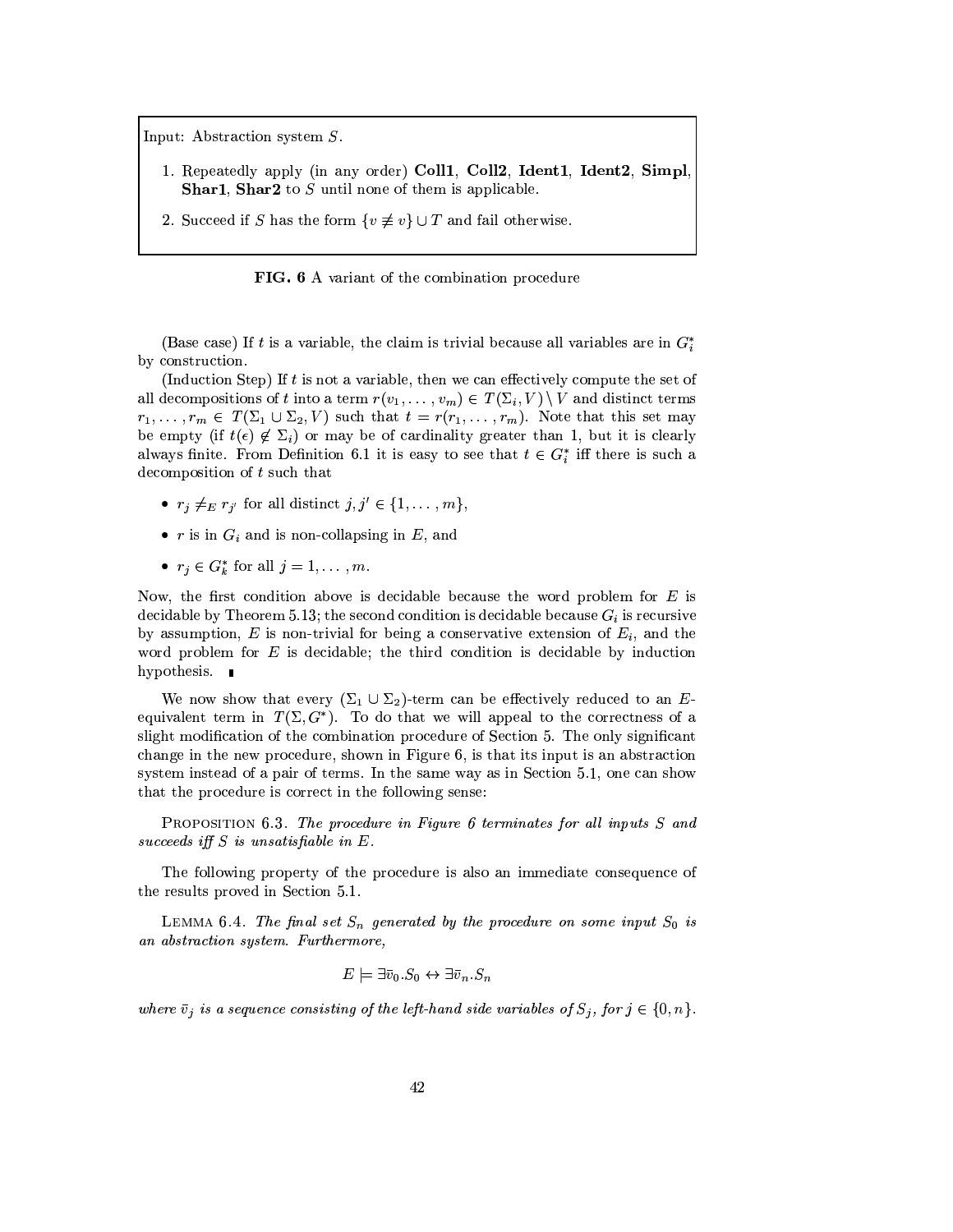Input: Abstraction system $S$.

1. Repeatedly apply (in any order) **Coll1**, **Coll2**, **Ident1**, **Ident2**, **Simpl**, **Shar1**, **Shar2** to $S$ until none of them is applicable.
2. Succeed if $S$ has the form $\{v \not\equiv v\} \cup T$ and fail otherwise.

**FIG. 6** A variant of the combination procedure

(Base case) If $t$ is a variable, the claim is trivial because all variables are in $G_i^*$ by construction.

(Induction Step) If $t$ is not a variable, then we can effectively compute the set of all decompositions of $t$ into a term $r(v_1, \ldots, v_m) \in T(\Sigma_i, V) \setminus V$ and distinct terms $r_1, \ldots, r_m \in T(\Sigma_1 \cup \Sigma_2, V)$ such that $t = r(r_1, \ldots, r_m)$. Note that this set may be empty (if $t(\epsilon) \notin \Sigma_i$) or may be of cardinality greater than 1, but it is clearly always finite. From Definition 6.1 it is easy to see that $t \in G_i^*$ iff there is such a decomposition of $t$ such that

- $r_j \neq_E r_{j'}$ for all distinct $j, j' \in \{1, \ldots, m\}$,
- $r$ is in $G_i$ and is non-collapsing in $E$, and
- $r_j \in G_k^*$ for all $j = 1, \ldots, m$.

Now, the first condition above is decidable because the word problem for $E$ is decidable by Theorem 5.13; the second condition is decidable because $G_i$ is recursive by assumption, $E$ is non-trivial for being a conservative extension of $E_i$, and the word problem for $E$ is decidable; the third condition is decidable by induction hypothesis. ∎

We now show that every $(\Sigma_1 \cup \Sigma_2)$-term can be effectively reduced to an $E$-equivalent term in $T(\Sigma, G^*)$. To do that we will appeal to the correctness of a slight modification of the combination procedure of Section 5. The only significant change in the new procedure, shown in Figure 6, is that its input is an abstraction system instead of a pair of terms. In the same way as in Section 5.1, one can show that the procedure is correct in the following sense:

PROPOSITION 6.3. *The procedure in Figure 6 terminates for all inputs $S$ and succeeds iff $S$ is unsatisfiable in $E$.*

The following property of the procedure is also an immediate consequence of the results proved in Section 5.1.

LEMMA 6.4. *The final set $S_n$ generated by the procedure on some input $S_0$ is an abstraction system. Furthermore,*

$$E \models \exists \bar{v}_0 . S_0 \leftrightarrow \exists \bar{v}_n . S_n$$

*where $\bar{v}_j$ is a sequence consisting of the left-hand side variables of $S_j$, for $j \in \{0, n\}$.*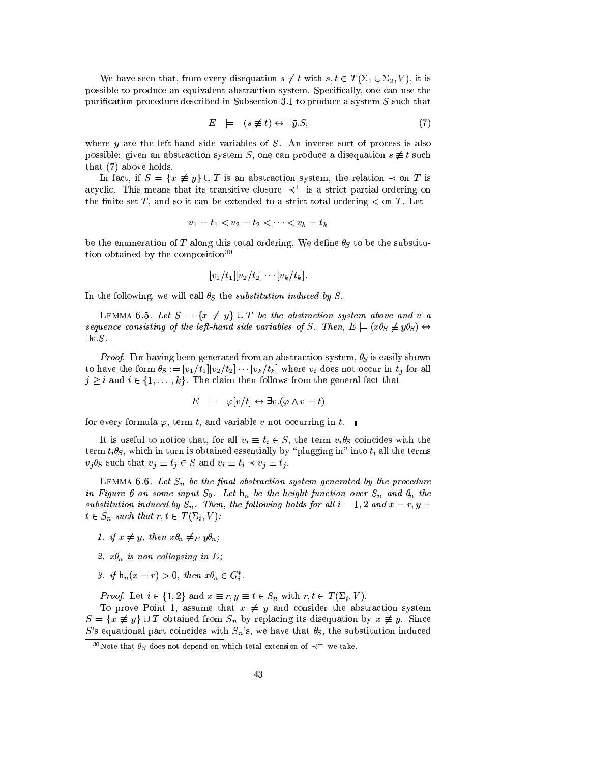We have seen that, from every disequation $s \not\equiv t$ with $s, t \in T(\Sigma_1 \cup \Sigma_2, V)$, it is possible to produce an equivalent abstraction system. Specifically, one can use the purification procedure described in Subsection 3.1 to produce a system $S$ such that

$$E \quad \models \quad (s \not\equiv t) \leftrightarrow \exists \bar{y}.S, \tag{7}$$

where $\bar{y}$ are the left-hand side variables of $S$. An inverse sort of process is also possible: given an abstraction system $S$, one can produce a disequation $s \not\equiv t$ such that (7) above holds.

In fact, if $S = \{x \not\equiv y\} \cup T$ is an abstraction system, the relation $\prec$ on $T$ is acyclic. This means that its transitive closure $\prec^+$ is a strict partial ordering on the finite set $T$, and so it can be extended to a strict total ordering $<$ on $T$. Let

$$v_1 \equiv t_1 < v_2 \equiv t_2 < \cdots < v_k \equiv t_k$$

be the enumeration of $T$ along this total ordering. We define $\theta_S$ to be the substitution obtained by the composition[30]

$$[v_1/t_1][v_2/t_2] \cdots [v_k/t_k].$$

In the following, we will call $\theta_S$ the *substitution induced by $S$*.

LEMMA 6.5. *Let $S = \{x \not\equiv y\} \cup T$ be the abstraction system above and $\bar{v}$ a sequence consisting of the left-hand side variables of $S$. Then, $E \models (x\theta_S \not\equiv y\theta_S) \leftrightarrow \exists \bar{v}.S$.*

*Proof.* For having been generated from an abstraction system, $\theta_S$ is easily shown to have the form $\theta_S := [v_1/t_1][v_2/t_2] \cdots [v_k/t_k]$ where $v_i$ does not occur in $t_j$ for all $j \geq i$ and $i \in \{1, \ldots, k\}$. The claim then follows from the general fact that

$$E \quad \models \quad \varphi[v/t] \leftrightarrow \exists v.(\varphi \wedge v \equiv t)$$

for every formula $\varphi$, term $t$, and variable $v$ not occurring in $t$. ∎

It is useful to notice that, for all $v_i \equiv t_i \in S$, the term $v_i\theta_S$ coincides with the term $t_i\theta_S$, which in turn is obtained essentially by "plugging in" into $t_i$ all the terms $v_j\theta_S$ such that $v_j \equiv t_j \in S$ and $v_i \equiv t_i \prec v_j \equiv t_j$.

LEMMA 6.6. *Let $S_n$ be the final abstraction system generated by the procedure in Figure 6 on some input $S_0$. Let $\mathsf{h}_n$ be the height function over $S_n$ and $\theta_n$ the substitution induced by $S_n$. Then, the following holds for all $i = 1, 2$ and $x \equiv r, y \equiv t \in S_n$ such that $r, t \in T(\Sigma_i, V)$:*

1. *if $x \neq y$, then $x\theta_n \neq_E y\theta_n$;*
2. *$x\theta_n$ is non-collapsing in $E$;*
3. *if $\mathsf{h}_n(x \equiv r) > 0$, then $x\theta_n \in G_i^*$.*

*Proof.* Let $i \in \{1, 2\}$ and $x \equiv r, y \equiv t \in S_n$ with $r, t \in T(\Sigma_i, V)$.

To prove Point 1, assume that $x \neq y$ and consider the abstraction system $S = \{x \not\equiv y\} \cup T$ obtained from $S_n$ by replacing its disequation by $x \not\equiv y$. Since $S$'s equational part coincides with $S_n$'s, we have that $\theta_S$, the substitution induced

[30] Note that $\theta_S$ does not depend on which total extension of $\prec^+$ we take.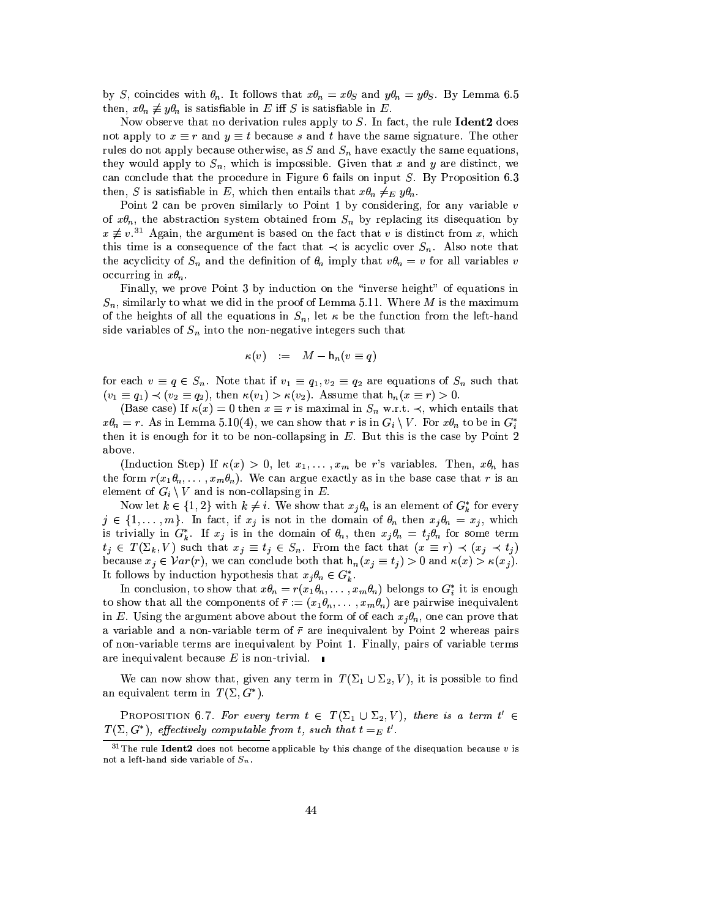by $S$, coincides with $\theta_n$. It follows that $x\theta_n = x\theta_S$ and $y\theta_n = y\theta_S$. By Lemma 6.5 then, $x\theta_n \not\equiv y\theta_n$ is satisfiable in $E$ iff $S$ is satisfiable in $E$.

Now observe that no derivation rules apply to $S$. In fact, the rule **Ident2** does not apply to $x \equiv r$ and $y \equiv t$ because $s$ and $t$ have the same signature. The other rules do not apply because otherwise, as $S$ and $S_n$ have exactly the same equations, they would apply to $S_n$, which is impossible. Given that $x$ and $y$ are distinct, we can conclude that the procedure in Figure 6 fails on input $S$. By Proposition 6.3 then, $S$ is satisfiable in $E$, which then entails that $x\theta_n \neq_E y\theta_n$.

Point 2 can be proven similarly to Point 1 by considering, for any variable $v$ of $x\theta_n$, the abstraction system obtained from $S_n$ by replacing its disequation by $x \not\equiv v$.[31] Again, the argument is based on the fact that $v$ is distinct from $x$, which this time is a consequence of the fact that $\prec$ is acyclic over $S_n$. Also note that the acyclicity of $S_n$ and the definition of $\theta_n$ imply that $v\theta_n = v$ for all variables $v$ occurring in $x\theta_n$.

Finally, we prove Point 3 by induction on the "inverse height" of equations in $S_n$, similarly to what we did in the proof of Lemma 5.11. Where $M$ is the maximum of the heights of all the equations in $S_n$, let $\kappa$ be the function from the left-hand side variables of $S_n$ into the non-negative integers such that

$$\kappa(v) \quad := \quad M - \mathsf{h}_n(v \equiv q)$$

for each $v \equiv q \in S_n$. Note that if $v_1 \equiv q_1, v_2 \equiv q_2$ are equations of $S_n$ such that $(v_1 \equiv q_1) \prec (v_2 \equiv q_2)$, then $\kappa(v_1) > \kappa(v_2)$. Assume that $\mathsf{h}_n(x \equiv r) > 0$.

(Base case) If $\kappa(x) = 0$ then $x \equiv r$ is maximal in $S_n$ w.r.t. $\prec$, which entails that $x\theta_n = r$. As in Lemma 5.10(4), we can show that $r$ is in $G_i \setminus V$. For $x\theta_n$ to be in $G_i^*$ then it is enough for it to be non-collapsing in $E$. But this is the case by Point 2 above.

(Induction Step) If $\kappa(x) > 0$, let $x_1, \ldots, x_m$ be $r$'s variables. Then, $x\theta_n$ has the form $r(x_1\theta_n, \ldots, x_m\theta_n)$. We can argue exactly as in the base case that $r$ is an element of $G_i \setminus V$ and is non-collapsing in $E$.

Now let $k \in \{1, 2\}$ with $k \neq i$. We show that $x_j\theta_n$ is an element of $G_k^*$ for every $j \in \{1, \ldots, m\}$. In fact, if $x_j$ is not in the domain of $\theta_n$ then $x_j\theta_n = x_j$, which is trivially in $G_k^*$. If $x_j$ is in the domain of $\theta_n$, then $x_j\theta_n = t_j\theta_n$ for some term $t_j \in T(\Sigma_k, V)$ such that $x_j \equiv t_j \in S_n$. From the fact that $(x \equiv r) \prec (x_j \prec t_j)$ because $x_j \in \mathcal{V}ar(r)$, we can conclude both that $\mathsf{h}_n(x_j \equiv t_j) > 0$ and $\kappa(x) > \kappa(x_j)$. It follows by induction hypothesis that $x_j\theta_n \in G_k^*$.

In conclusion, to show that $x\theta_n = r(x_1\theta_n, \ldots, x_m\theta_n)$ belongs to $G_i^*$ it is enough to show that all the components of $\bar{r} := (x_1\theta_n, \ldots, x_m\theta_n)$ are pairwise inequivalent in $E$. Using the argument above about the form of of each $x_j\theta_n$, one can prove that a variable and a non-variable term of $\bar{r}$ are inequivalent by Point 2 whereas pairs of non-variable terms are inequivalent by Point 1. Finally, pairs of variable terms are inequivalent because $E$ is non-trivial. ∎

We can now show that, given any term in $T(\Sigma_1 \cup \Sigma_2, V)$, it is possible to find an equivalent term in $T(\Sigma, G^*)$.

Proposition 6.7. *For every term $t \in T(\Sigma_1 \cup \Sigma_2, V)$, there is a term $t' \in T(\Sigma, G^*)$, effectively computable from $t$, such that $t =_E t'$.*

[31] The rule **Ident2** does not become applicable by this change of the disequation because $v$ is not a left-hand side variable of $S_n$.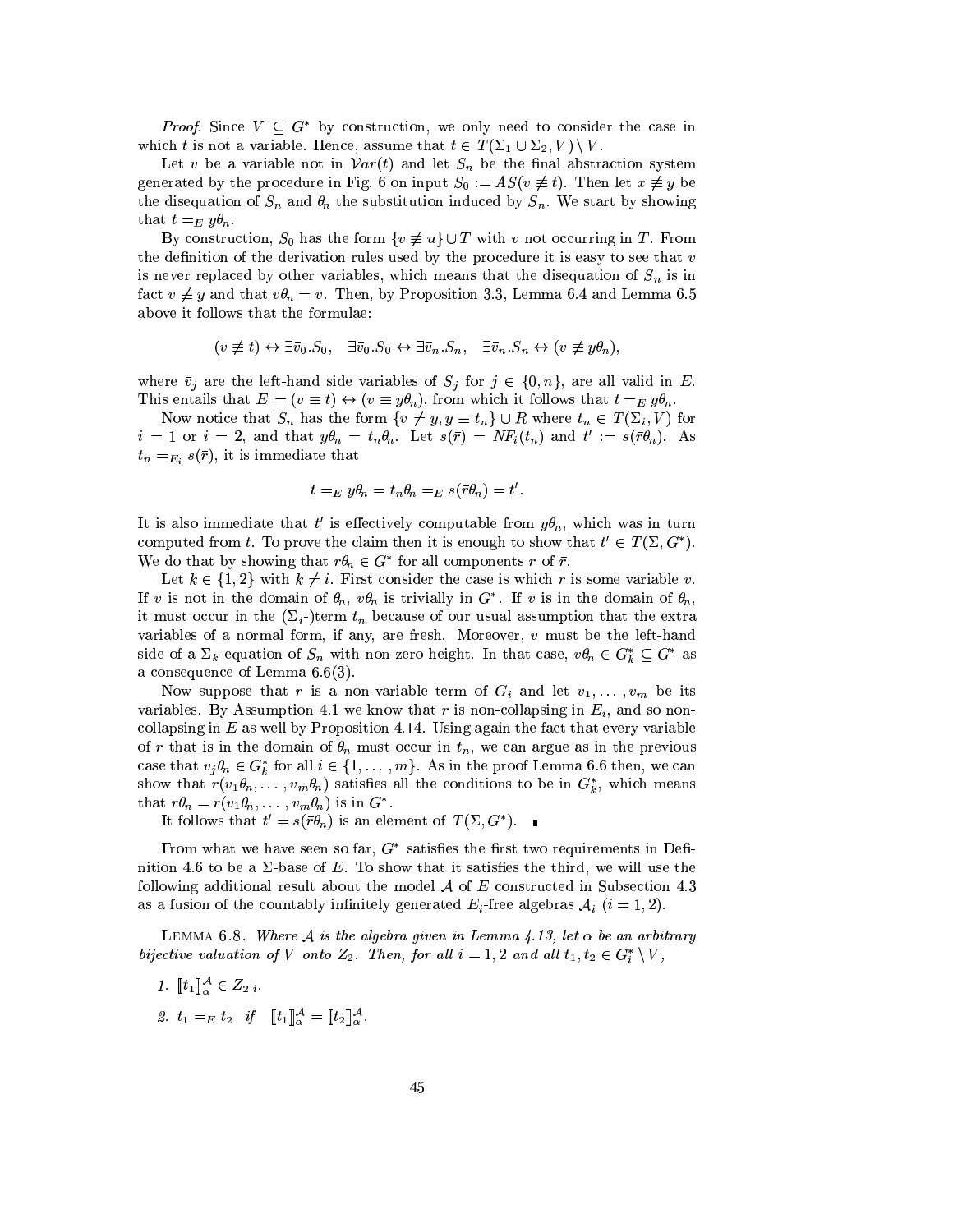*Proof.* Since $V \subseteq G^*$ by construction, we only need to consider the case in which $t$ is not a variable. Hence, assume that $t \in T(\Sigma_1 \cup \Sigma_2, V) \setminus V$.

Let $v$ be a variable not in $\mathcal{V}ar(t)$ and let $S_n$ be the final abstraction system generated by the procedure in Fig. 6 on input $S_0 := AS(v \not\equiv t)$. Then let $x \not\equiv y$ be the disequation of $S_n$ and $\theta_n$ the substitution induced by $S_n$. We start by showing that $t =_E y\theta_n$.

By construction, $S_0$ has the form $\{v \not\equiv u\} \cup T$ with $v$ not occurring in $T$. From the definition of the derivation rules used by the procedure it is easy to see that $v$ is never replaced by other variables, which means that the disequation of $S_n$ is in fact $v \not\equiv y$ and that $v\theta_n = v$. Then, by Proposition 3.3, Lemma 6.4 and Lemma 6.5 above it follows that the formulae:

$$(v \not\equiv t) \leftrightarrow \exists \bar{v}_0.S_0, \quad \exists \bar{v}_0.S_0 \leftrightarrow \exists \bar{v}_n.S_n, \quad \exists \bar{v}_n.S_n \leftrightarrow (v \not\equiv y\theta_n),$$

where $\bar{v}_j$ are the left-hand side variables of $S_j$ for $j \in \{0, n\}$, are all valid in $E$. This entails that $E \models (v \equiv t) \leftrightarrow (v \equiv y\theta_n)$, from which it follows that $t =_E y\theta_n$.

Now notice that $S_n$ has the form $\{v \not\equiv y, y \equiv t_n\} \cup R$ where $t_n \in T(\Sigma_i, V)$ for $i = 1$ or $i = 2$, and that $y\theta_n = t_n\theta_n$. Let $s(\bar{r}) = NF_i(t_n)$ and $t' := s(\bar{r}\theta_n)$. As $t_n =_{E_i} s(\bar{r})$, it is immediate that

$$t =_E y\theta_n = t_n\theta_n =_E s(\bar{r}\theta_n) = t'.$$

It is also immediate that $t'$ is effectively computable from $y\theta_n$, which was in turn computed from $t$. To prove the claim then it is enough to show that $t' \in T(\Sigma, G^*)$. We do that by showing that $r\theta_n \in G^*$ for all components $r$ of $\bar{r}$.

Let $k \in \{1, 2\}$ with $k \neq i$. First consider the case is which $r$ is some variable $v$. If $v$ is not in the domain of $\theta_n$, $v\theta_n$ is trivially in $G^*$. If $v$ is in the domain of $\theta_n$, it must occur in the ($\Sigma_i$-)term $t_n$ because of our usual assumption that the extra variables of a normal form, if any, are fresh. Moreover, $v$ must be the left-hand side of a $\Sigma_k$-equation of $S_n$ with non-zero height. In that case, $v\theta_n \in G^*_k \subseteq G^*$ as a consequence of Lemma 6.6(3).

Now suppose that $r$ is a non-variable term of $G_i$ and let $v_1, \ldots, v_m$ be its variables. By Assumption 4.1 we know that $r$ is non-collapsing in $E_i$, and so non-collapsing in $E$ as well by Proposition 4.14. Using again the fact that every variable of $r$ that is in the domain of $\theta_n$ must occur in $t_n$, we can argue as in the previous case that $v_j\theta_n \in G^*_k$ for all $i \in \{1, \ldots, m\}$. As in the proof Lemma 6.6 then, we can show that $r(v_1\theta_n, \ldots, v_m\theta_n)$ satisfies all the conditions to be in $G^*_k$, which means that $r\theta_n = r(v_1\theta_n, \ldots, v_m\theta_n)$ is in $G^*$.

It follows that $t' = s(\bar{r}\theta_n)$ is an element of $T(\Sigma, G^*)$. ∎

From what we have seen so far, $G^*$ satisfies the first two requirements in Definition 4.6 to be a $\Sigma$-base of $E$. To show that it satisfies the third, we will use the following additional result about the model $\mathcal{A}$ of $E$ constructed in Subsection 4.3 as a fusion of the countably infinitely generated $E_i$-free algebras $\mathcal{A}_i$ ($i = 1, 2$).

Lemma 6.8. *Where $\mathcal{A}$ is the algebra given in Lemma 4.13, let $\alpha$ be an arbitrary bijective valuation of $V$ onto $Z_2$. Then, for all $i = 1, 2$ and all $t_1, t_2 \in G^*_i \setminus V$,*

1. $[\![t_1]\!]^{\mathcal{A}}_\alpha \in Z_{2,i}$.
2. $t_1 =_E t_2$ *if* $[\![t_1]\!]^{\mathcal{A}}_\alpha = [\![t_2]\!]^{\mathcal{A}}_\alpha$.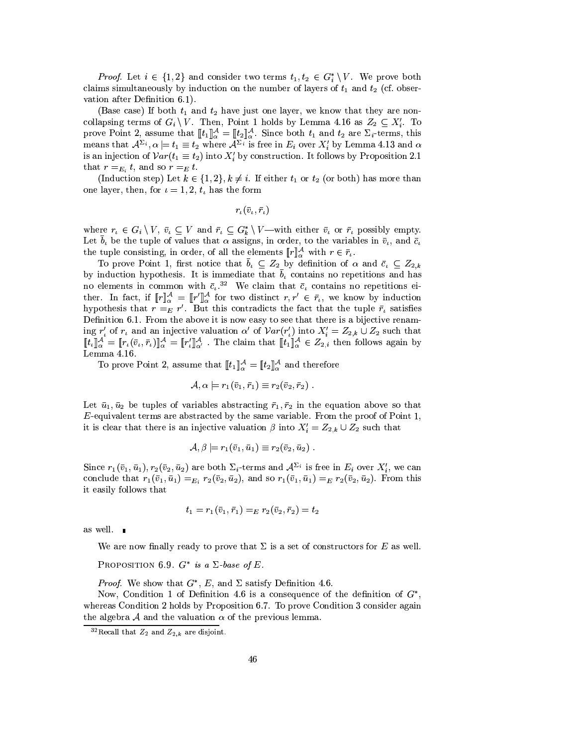*Proof.* Let $i \in \{1,2\}$ and consider two terms $t_1, t_2 \in G_i^* \setminus V$. We prove both claims simultaneously by induction on the number of layers of $t_1$ and $t_2$ (cf. observation after Definition 6.1).

(Base case) If both $t_1$ and $t_2$ have just one layer, we know that they are non-collapsing terms of $G_i \setminus V$. Then, Point 1 holds by Lemma 4.16 as $Z_2 \subseteq X_i'$. To prove Point 2, assume that $[\![t_1]\!]_\alpha^\mathcal{A} = [\![t_2]\!]_\alpha^\mathcal{A}$. Since both $t_1$ and $t_2$ are $\Sigma_i$-terms, this means that $\mathcal{A}^{\Sigma_i}, \alpha \models t_1 \equiv t_2$ where $\mathcal{A}^{\Sigma_i}$ is free in $E_i$ over $X_i'$ by Lemma 4.13 and $\alpha$ is an injection of $\mathcal{V}ar(t_1 \equiv t_2)$ into $X_i'$ by construction. It follows by Proposition 2.1 that $r =_{E_i} t$, and so $r =_E t$.

(Induction step) Let $k \in \{1,2\}, k \neq i$. If either $t_1$ or $t_2$ (or both) has more than one layer, then, for $\iota = 1, 2$, $t_\iota$ has the form

$$r_\iota(\bar{v}_\iota, \bar{r}_\iota)$$

where $r_\iota \in G_i \setminus V$, $\bar{v}_\iota \subseteq V$ and $\bar{r}_\iota \subseteq G_k^* \setminus V$—with either $\bar{v}_\iota$ or $\bar{r}_\iota$ possibly empty. Let $\bar{b}_\iota$ be the tuple of values that $\alpha$ assigns, in order, to the variables in $\bar{v}_\iota$, and $\bar{c}_\iota$ the tuple consisting, in order, of all the elements $[\![r]\!]_\alpha^\mathcal{A}$ with $r \in \bar{r}_\iota$.

To prove Point 1, first notice that $\bar{b}_\iota \subseteq Z_2$ by definition of $\alpha$ and $\bar{c}_\iota \subseteq Z_{2,k}$ by induction hypothesis. It is immediate that $\bar{b}_\iota$ contains no repetitions and has no elements in common with $\bar{c}_\iota$.[32] We claim that $\bar{c}_\iota$ contains no repetitions either. In fact, if $[\![r]\!]_\alpha^\mathcal{A} = [\![r']\!]_\alpha^\mathcal{A}$ for two distinct $r, r' \in \bar{r}_\iota$, we know by induction hypothesis that $r =_E r'$. But this contradicts the fact that the tuple $\bar{r}_\iota$ satisfies Definition 6.1. From the above it is now easy to see that there is a bijective renaming $r_\iota'$ of $r_\iota$ and an injective valuation $\alpha'$ of $\mathcal{V}ar(r_\iota')$ into $X_i' = Z_{2,k} \cup Z_2$ such that $[\![t_\iota]\!]_\alpha^\mathcal{A} = [\![r_\iota(\bar{v}_\iota, \bar{r}_\iota)]\!]_\alpha^\mathcal{A} = [\![r_\iota']\!]_{\alpha'}^\mathcal{A}$ . The claim that $[\![t_\iota]\!]_\alpha^\mathcal{A} \in Z_{2,i}$ then follows again by Lemma 4.16.

To prove Point 2, assume that $[\![t_1]\!]_\alpha^\mathcal{A} = [\![t_2]\!]_\alpha^\mathcal{A}$ and therefore

$$\mathcal{A}, \alpha \models r_1(\bar{v}_1, \bar{r}_1) \equiv r_2(\bar{v}_2, \bar{r}_2) \; .$$

Let $\bar{u}_1, \bar{u}_2$ be tuples of variables abstracting $\bar{r}_1, \bar{r}_2$ in the equation above so that $E$-equivalent terms are abstracted by the same variable. From the proof of Point 1, it is clear that there is an injective valuation $\beta$ into $X_i' = Z_{2,k} \cup Z_2$ such that

$$\mathcal{A}, \beta \models r_1(\bar{v}_1, \bar{u}_1) \equiv r_2(\bar{v}_2, \bar{u}_2) \; .$$

Since $r_1(\bar{v}_1, \bar{u}_1), r_2(\bar{v}_2, \bar{u}_2)$ are both $\Sigma_i$-terms and $\mathcal{A}^{\Sigma_i}$ is free in $E_i$ over $X_i'$, we can conclude that $r_1(\bar{v}_1, \bar{u}_1) =_{E_i} r_2(\bar{v}_2, \bar{u}_2)$, and so $r_1(\bar{v}_1, \bar{u}_1) =_E r_2(\bar{v}_2, \bar{u}_2)$. From this it easily follows that

$$t_1 = r_1(\bar{v}_1, \bar{r}_1) =_E r_2(\bar{v}_2, \bar{r}_2) = t_2$$

as well. ∎

We are now finally ready to prove that $\Sigma$ is a set of constructors for $E$ as well.

Proposition 6.9. *$G^*$ is a $\Sigma$-base of $E$.*

*Proof.* We show that $G^*$, $E$, and $\Sigma$ satisfy Definition 4.6.

Now, Condition 1 of Definition 4.6 is a consequence of the definition of $G^*$, whereas Condition 2 holds by Proposition 6.7. To prove Condition 3 consider again the algebra $\mathcal{A}$ and the valuation $\alpha$ of the previous lemma.

[32] Recall that $Z_2$ and $Z_{2,k}$ are disjoint.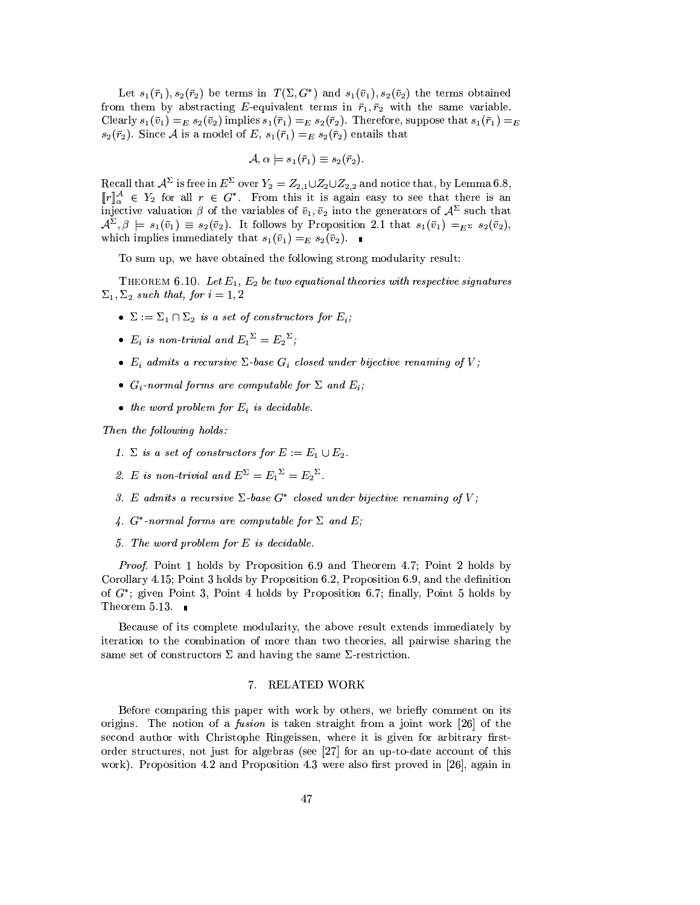Let $s_1(\bar{r}_1), s_2(\bar{r}_2)$ be terms in $T(\Sigma, G^*)$ and $s_1(\bar{v}_1), s_2(\bar{v}_2)$ the terms obtained from them by abstracting $E$-equivalent terms in $\bar{r}_1, \bar{r}_2$ with the same variable. Clearly $s_1(\bar{v}_1) =_E s_2(\bar{v}_2)$ implies $s_1(\bar{r}_1) =_E s_2(\bar{r}_2)$. Therefore, suppose that $s_1(\bar{r}_1) =_E s_2(\bar{r}_2)$. Since $\mathcal{A}$ is a model of $E$, $s_1(\bar{r}_1) =_E s_2(\bar{r}_2)$ entails that

$$\mathcal{A}, \alpha \models s_1(\bar{r}_1) \equiv s_2(\bar{r}_2).$$

Recall that $\mathcal{A}^\Sigma$ is free in $E^\Sigma$ over $Y_2 = Z_{2,1} \cup Z_2 \cup Z_{2,2}$ and notice that, by Lemma 6.8, $[\![r]\!]^{\mathcal{A}}_\alpha \in Y_2$ for all $r \in G^*$. From this it is again easy to see that there is an injective valuation $\beta$ of the variables of $\bar{v}_1, \bar{v}_2$ into the generators of $\mathcal{A}^\Sigma$ such that $\mathcal{A}^\Sigma, \beta \models s_1(\bar{v}_1) \equiv s_2(\bar{v}_2)$. It follows by Proposition 2.1 that $s_1(\bar{v}_1) =_{E^\Sigma} s_2(\bar{v}_2)$, which implies immediately that $s_1(\bar{v}_1) =_E s_2(\bar{v}_2)$. ∎

To sum up, we have obtained the following strong modularity result:

Theorem 6.10. *Let $E_1$, $E_2$ be two equational theories with respective signatures $\Sigma_1, \Sigma_2$ such that, for $i = 1, 2$*

- *$\Sigma := \Sigma_1 \cap \Sigma_2$ is a set of constructors for $E_i$;*
- *$E_i$ is non-trivial and ${E_1}^\Sigma = {E_2}^\Sigma$;*
- *$E_i$ admits a recursive $\Sigma$-base $G_i$ closed under bijective renaming of $V$;*
- *$G_i$-normal forms are computable for $\Sigma$ and $E_i$;*
- *the word problem for $E_i$ is decidable.*

*Then the following holds:*

1. *$\Sigma$ is a set of constructors for $E := E_1 \cup E_2$.*
2. *$E$ is non-trivial and $E^\Sigma = {E_1}^\Sigma = {E_2}^\Sigma$.*
3. *$E$ admits a recursive $\Sigma$-base $G^*$ closed under bijective renaming of $V$;*
4. *$G^*$-normal forms are computable for $\Sigma$ and $E$;*
5. *The word problem for $E$ is decidable.*

*Proof.* Point 1 holds by Proposition 6.9 and Theorem 4.7; Point 2 holds by Corollary 4.15; Point 3 holds by Proposition 6.2, Proposition 6.9, and the definition of $G^*$; given Point 3, Point 4 holds by Proposition 6.7; finally, Point 5 holds by Theorem 5.13. ∎

Because of its complete modularity, the above result extends immediately by iteration to the combination of more than two theories, all pairwise sharing the same set of constructors $\Sigma$ and having the same $\Sigma$-restriction.

## 7. RELATED WORK

Before comparing this paper with work by others, we briefly comment on its origins. The notion of a *fusion* is taken straight from a joint work [26] of the second author with Christophe Ringeissen, where it is given for arbitrary first-order structures, not just for algebras (see [27] for an up-to-date account of this work). Proposition 4.2 and Proposition 4.3 were also first proved in [26], again in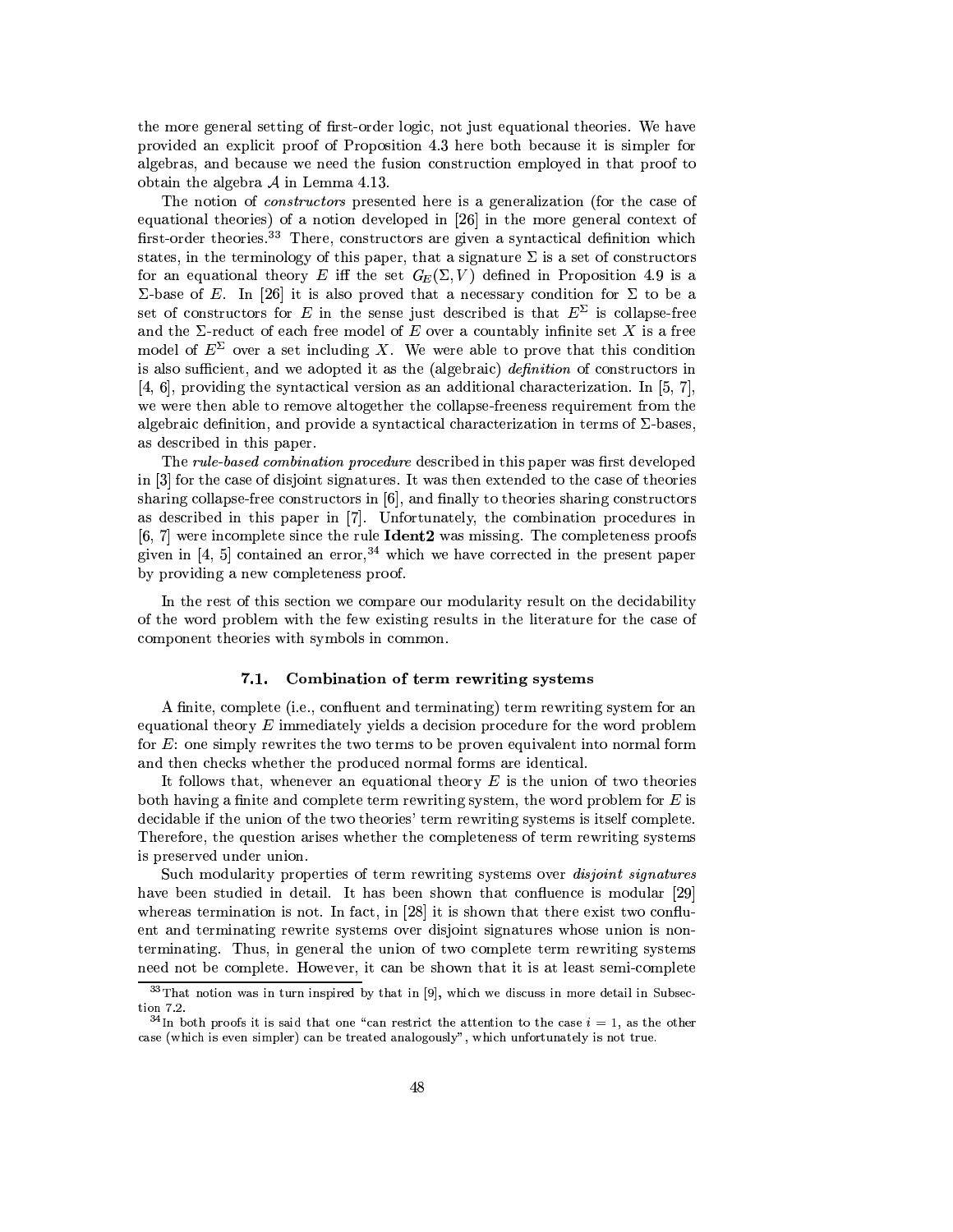the more general setting of first-order logic, not just equational theories. We have provided an explicit proof of Proposition 4.3 here both because it is simpler for algebras, and because we need the fusion construction employed in that proof to obtain the algebra $\mathcal{A}$ in Lemma 4.13.

The notion of *constructors* presented here is a generalization (for the case of equational theories) of a notion developed in [26] in the more general context of first-order theories.[33] There, constructors are given a syntactical definition which states, in the terminology of this paper, that a signature $\Sigma$ is a set of constructors for an equational theory $E$ iff the set $G_E(\Sigma, V)$ defined in Proposition 4.9 is a $\Sigma$-base of $E$. In [26] it is also proved that a necessary condition for $\Sigma$ to be a set of constructors for $E$ in the sense just described is that $E^\Sigma$ is collapse-free and the $\Sigma$-reduct of each free model of $E$ over a countably infinite set $X$ is a free model of $E^\Sigma$ over a set including $X$. We were able to prove that this condition is also sufficient, and we adopted it as the (algebraic) *definition* of constructors in [4, 6], providing the syntactical version as an additional characterization. In [5, 7], we were then able to remove altogether the collapse-freeness requirement from the algebraic definition, and provide a syntactical characterization in terms of $\Sigma$-bases, as described in this paper.

The *rule-based combination procedure* described in this paper was first developed in [3] for the case of disjoint signatures. It was then extended to the case of theories sharing collapse-free constructors in [6], and finally to theories sharing constructors as described in this paper in [7]. Unfortunately, the combination procedures in [6, 7] were incomplete since the rule **Ident2** was missing. The completeness proofs given in [4, 5] contained an error,[34] which we have corrected in the present paper by providing a new completeness proof.

In the rest of this section we compare our modularity result on the decidability of the word problem with the few existing results in the literature for the case of component theories with symbols in common.

### 7.1. Combination of term rewriting systems

A finite, complete (i.e., confluent and terminating) term rewriting system for an equational theory $E$ immediately yields a decision procedure for the word problem for $E$: one simply rewrites the two terms to be proven equivalent into normal form and then checks whether the produced normal forms are identical.

It follows that, whenever an equational theory $E$ is the union of two theories both having a finite and complete term rewriting system, the word problem for $E$ is decidable if the union of the two theories' term rewriting systems is itself complete. Therefore, the question arises whether the completeness of term rewriting systems is preserved under union.

Such modularity properties of term rewriting systems over *disjoint signatures* have been studied in detail. It has been shown that confluence is modular [29] whereas termination is not. In fact, in [28] it is shown that there exist two confluent and terminating rewrite systems over disjoint signatures whose union is nonterminating. Thus, in general the union of two complete term rewriting systems need not be complete. However, it can be shown that it is at least semi-complete

[33] That notion was in turn inspired by that in [9], which we discuss in more detail in Subsection 7.2.

[34] In both proofs it is said that one "can restrict the attention to the case $i = 1$, as the other case (which is even simpler) can be treated analogously", which unfortunately is not true.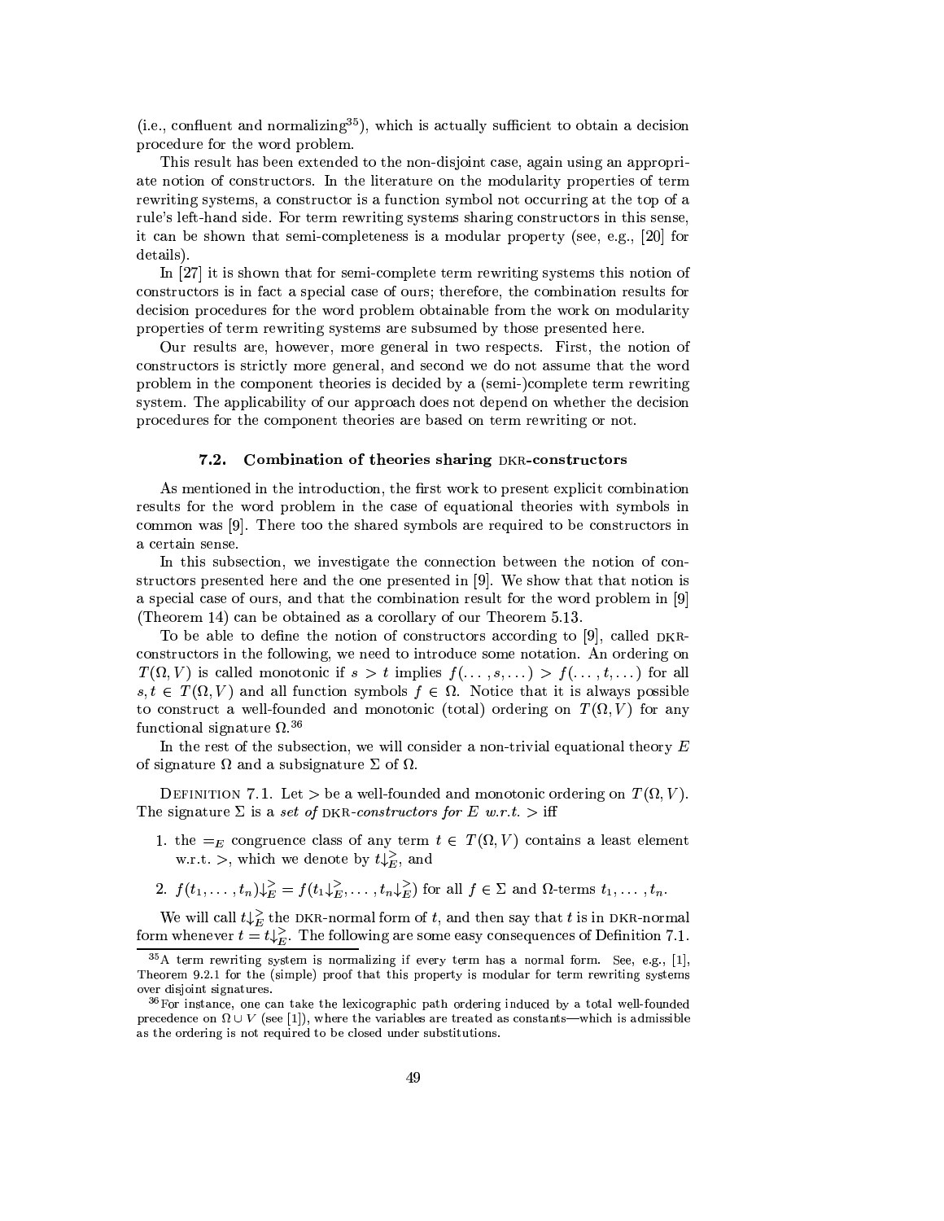(i.e., confluent and normalizing[35]), which is actually sufficient to obtain a decision procedure for the word problem.

This result has been extended to the non-disjoint case, again using an appropriate notion of constructors. In the literature on the modularity properties of term rewriting systems, a constructor is a function symbol not occurring at the top of a rule's left-hand side. For term rewriting systems sharing constructors in this sense, it can be shown that semi-completeness is a modular property (see, e.g., [20] for details).

In [27] it is shown that for semi-complete term rewriting systems this notion of constructors is in fact a special case of ours; therefore, the combination results for decision procedures for the word problem obtainable from the work on modularity properties of term rewriting systems are subsumed by those presented here.

Our results are, however, more general in two respects. First, the notion of constructors is strictly more general, and second we do not assume that the word problem in the component theories is decided by a (semi-)complete term rewriting system. The applicability of our approach does not depend on whether the decision procedures for the component theories are based on term rewriting or not.

### 7.2. Combination of theories sharing DKR-constructors

As mentioned in the introduction, the first work to present explicit combination results for the word problem in the case of equational theories with symbols in common was [9]. There too the shared symbols are required to be constructors in a certain sense.

In this subsection, we investigate the connection between the notion of constructors presented here and the one presented in [9]. We show that that notion is a special case of ours, and that the combination result for the word problem in [9] (Theorem 14) can be obtained as a corollary of our Theorem 5.13.

To be able to define the notion of constructors according to [9], called DKR-constructors in the following, we need to introduce some notation. An ordering on $T(\Omega, V)$ is called monotonic if $s > t$ implies $f(\ldots, s, \ldots) > f(\ldots, t, \ldots)$ for all $s, t \in T(\Omega, V)$ and all function symbols $f \in \Omega$. Notice that it is always possible to construct a well-founded and monotonic (total) ordering on $T(\Omega, V)$ for any functional signature $\Omega$.[36]

In the rest of the subsection, we will consider a non-trivial equational theory $E$ of signature $\Omega$ and a subsignature $\Sigma$ of $\Omega$.

DEFINITION 7.1. Let $>$ be a well-founded and monotonic ordering on $T(\Omega, V)$. The signature $\Sigma$ is a *set of* DKR*-constructors for $E$ w.r.t. $>$* iff

1. the $=_E$ congruence class of any term $t \in T(\Omega, V)$ contains a least element w.r.t. $>$, which we denote by $t{\downarrow}_E^{>}$, and
2. $f(t_1, \ldots, t_n){\downarrow}_E^{>} = f(t_1{\downarrow}_E^{>}, \ldots, t_n{\downarrow}_E^{>})$ for all $f \in \Sigma$ and $\Omega$-terms $t_1, \ldots, t_n$.

We will call $t{\downarrow}_E^{>}$ the DKR-normal form of $t$, and then say that $t$ is in DKR-normal form whenever $t = t{\downarrow}_E^{>}$. The following are some easy consequences of Definition 7.1.

[35] A term rewriting system is normalizing if every term has a normal form. See, e.g., [1], Theorem 9.2.1 for the (simple) proof that this property is modular for term rewriting systems over disjoint signatures.

[36] For instance, one can take the lexicographic path ordering induced by a total well-founded precedence on $\Omega \cup V$ (see [1]), where the variables are treated as constants—which is admissible as the ordering is not required to be closed under substitutions.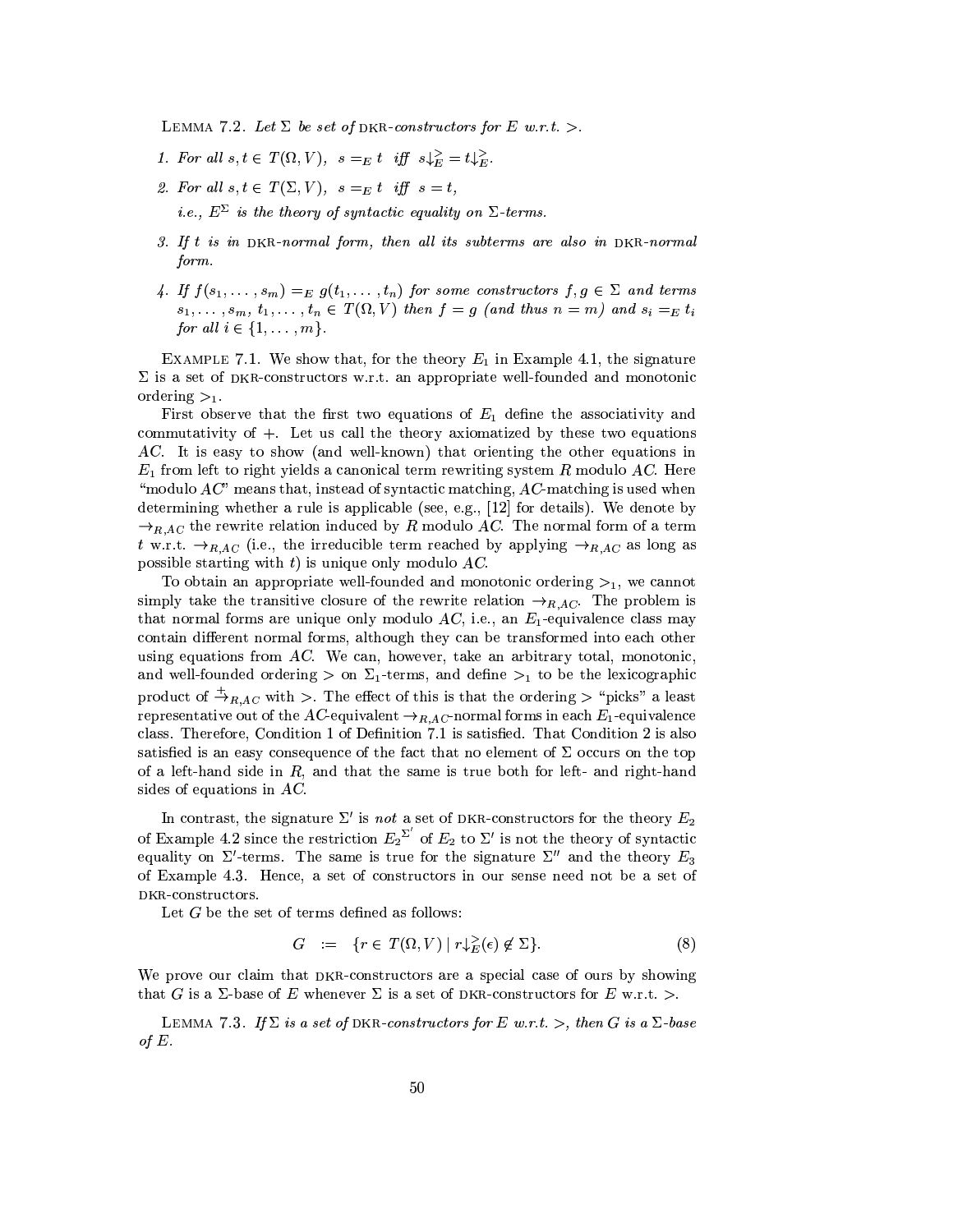LEMMA 7.2. *Let $\Sigma$ be set of* DKR*-constructors for $E$ w.r.t. $>$.*

1. *For all $s, t \in T(\Omega, V)$, $s =_E t$ iff $s{\downarrow}_E^{>} = t{\downarrow}_E^{>}$.*
2. *For all $s, t \in T(\Sigma, V)$, $s =_E t$ iff $s = t$,*
   *i.e., $E^\Sigma$ is the theory of syntactic equality on $\Sigma$-terms.*
3. *If $t$ is in* DKR*-normal form, then all its subterms are also in* DKR*-normal form.*
4. *If $f(s_1, \ldots, s_m) =_E g(t_1, \ldots, t_n)$ for some constructors $f, g \in \Sigma$ and terms $s_1, \ldots, s_m, t_1, \ldots, t_n \in T(\Omega, V)$ then $f = g$ (and thus $n = m$) and $s_i =_E t_i$ for all $i \in \{1, \ldots, m\}$.*

EXAMPLE 7.1. We show that, for the theory $E_1$ in Example 4.1, the signature $\Sigma$ is a set of DKR-constructors w.r.t. an appropriate well-founded and monotonic ordering $>_1$.

First observe that the first two equations of $E_1$ define the associativity and commutativity of $+$. Let us call the theory axiomatized by these two equations $AC$. It is easy to show (and well-known) that orienting the other equations in $E_1$ from left to right yields a canonical term rewriting system $R$ modulo $AC$. Here "modulo $AC$" means that, instead of syntactic matching, $AC$-matching is used when determining whether a rule is applicable (see, e.g., [12] for details). We denote by $\rightarrow_{R,AC}$ the rewrite relation induced by $R$ modulo $AC$. The normal form of a term $t$ w.r.t. $\rightarrow_{R,AC}$ (i.e., the irreducible term reached by applying $\rightarrow_{R,AC}$ as long as possible starting with $t$) is unique only modulo $AC$.

To obtain an appropriate well-founded and monotonic ordering $>_1$, we cannot simply take the transitive closure of the rewrite relation $\rightarrow_{R,AC}$. The problem is that normal forms are unique only modulo $AC$, i.e., an $E_1$-equivalence class may contain different normal forms, although they can be transformed into each other using equations from $AC$. We can, however, take an arbitrary total, monotonic, and well-founded ordering $>$ on $\Sigma_1$-terms, and define $>_1$ to be the lexicographic product of $\overset{+}{\rightarrow}_{R,AC}$ with $>$. The effect of this is that the ordering $>$ "picks" a least representative out of the $AC$-equivalent $\rightarrow_{R,AC}$-normal forms in each $E_1$-equivalence class. Therefore, Condition 1 of Definition 7.1 is satisfied. That Condition 2 is also satisfied is an easy consequence of the fact that no element of $\Sigma$ occurs on the top of a left-hand side in $R$, and that the same is true both for left- and right-hand sides of equations in $AC$.

In contrast, the signature $\Sigma'$ is *not* a set of DKR-constructors for the theory $E_2$ of Example 4.2 since the restriction $E_2^{\Sigma'}$ of $E_2$ to $\Sigma'$ is not the theory of syntactic equality on $\Sigma'$-terms. The same is true for the signature $\Sigma''$ and the theory $E_3$ of Example 4.3. Hence, a set of constructors in our sense need not be a set of DKR-constructors.

Let $G$ be the set of terms defined as follows:

$$G \quad := \quad \{r \in T(\Omega, V) \mid r{\downarrow}_E^{>}(\epsilon) \notin \Sigma\}. \tag{8}$$

We prove our claim that DKR-constructors are a special case of ours by showing that $G$ is a $\Sigma$-base of $E$ whenever $\Sigma$ is a set of DKR-constructors for $E$ w.r.t. $>$.

LEMMA 7.3. *If $\Sigma$ is a set of* DKR*-constructors for $E$ w.r.t. $>$, then $G$ is a $\Sigma$-base of $E$.*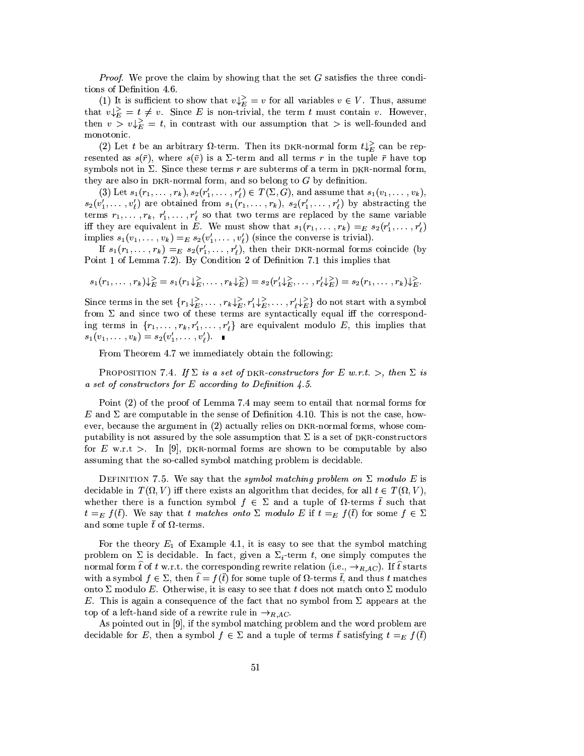*Proof.* We prove the claim by showing that the set $G$ satisfies the three conditions of Definition 4.6.

(1) It is sufficient to show that $v{\downarrow}_E^> = v$ for all variables $v \in V$. Thus, assume that $v{\downarrow}_E^> = t \neq v$. Since $E$ is non-trivial, the term $t$ must contain $v$. However, then $v > v{\downarrow}_E^> = t$, in contrast with our assumption that $>$ is well-founded and monotonic.

(2) Let $t$ be an arbitrary $\Omega$-term. Then its DKR-normal form $t{\downarrow}_E^>$ can be represented as $s(\bar{r})$, where $s(\bar{v})$ is a $\Sigma$-term and all terms $r$ in the tuple $\bar{r}$ have top symbols not in $\Sigma$. Since these terms $r$ are subterms of a term in DKR-normal form, they are also in DKR-normal form, and so belong to $G$ by definition.

(3) Let $s_1(r_1, \ldots, r_k), s_2(r'_1, \ldots, r'_\ell) \in T(\Sigma, G)$, and assume that $s_1(v_1, \ldots, v_k)$, $s_2(v'_1, \ldots, v'_\ell)$ are obtained from $s_1(r_1, \ldots, r_k)$, $s_2(r'_1, \ldots, r'_\ell)$ by abstracting the terms $r_1, \ldots, r_k,\ r'_1, \ldots, r'_\ell$ so that two terms are replaced by the same variable iff they are equivalent in $E$. We must show that $s_1(r_1, \ldots, r_k) =_E s_2(r'_1, \ldots, r'_\ell)$ implies $s_1(v_1, \ldots, v_k) =_E s_2(v'_1, \ldots, v'_\ell)$ (since the converse is trivial).

If $s_1(r_1, \ldots, r_k) =_E s_2(r'_1, \ldots, r'_\ell)$, then their DKR-normal forms coincide (by Point 1 of Lemma 7.2). By Condition 2 of Definition 7.1 this implies that

$$s_1(r_1, \ldots, r_k){\downarrow}_E^> = s_1(r_1{\downarrow}_E^>, \ldots, r_k{\downarrow}_E^>) = s_2(r'_1{\downarrow}_E^>, \ldots, r'_\ell{\downarrow}_E^>) = s_2(r_1, \ldots, r_k){\downarrow}_E^>.$$

Since terms in the set $\{r_1{\downarrow}_E^>, \ldots, r_k{\downarrow}_E^>, r'_1{\downarrow}_E^>, \ldots, r'_\ell{\downarrow}_E^>\}$ do not start with a symbol from $\Sigma$ and since two of these terms are syntactically equal iff the corresponding terms in $\{r_1, \ldots, r_k, r'_1, \ldots, r'_\ell\}$ are equivalent modulo $E$, this implies that $s_1(v_1, \ldots, v_k) = s_2(v'_1, \ldots, v'_\ell)$. ∎

From Theorem 4.7 we immediately obtain the following:

PROPOSITION 7.4. *If $\Sigma$ is a set of* DKR*-constructors for $E$ w.r.t. $>$, then $\Sigma$ is a set of constructors for $E$ according to Definition 4.5.*

Point (2) of the proof of Lemma 7.4 may seem to entail that normal forms for $E$ and $\Sigma$ are computable in the sense of Definition 4.10. This is not the case, however, because the argument in (2) actually relies on DKR-normal forms, whose computability is not assured by the sole assumption that $\Sigma$ is a set of DKR-constructors for $E$ w.r.t $>$. In [9], DKR-normal forms are shown to be computable by also assuming that the so-called symbol matching problem is decidable.

DEFINITION 7.5. We say that the *symbol matching problem on $\Sigma$ modulo $E$* is decidable in $T(\Omega, V)$ iff there exists an algorithm that decides, for all $t \in T(\Omega, V)$, whether there is a function symbol $f \in \Sigma$ and a tuple of $\Omega$-terms $\bar{t}$ such that $t =_E f(\bar{t})$. We say that *$t$ matches onto $\Sigma$ modulo $E$* if $t =_E f(\bar{t})$ for some $f \in \Sigma$ and some tuple $\bar{t}$ of $\Omega$-terms.

For the theory $E_1$ of Example 4.1, it is easy to see that the symbol matching problem on $\Sigma$ is decidable. In fact, given a $\Sigma_i$-term $t$, one simply computes the normal form $\widehat{t}$ of $t$ w.r.t. the corresponding rewrite relation (i.e., $\to_{R,AC}$). If $\widehat{t}$ starts with a symbol $f \in \Sigma$, then $\widehat{t} = f(\bar{t})$ for some tuple of $\Omega$-terms $\bar{t}$, and thus $t$ matches onto $\Sigma$ modulo $E$. Otherwise, it is easy to see that $t$ does not match onto $\Sigma$ modulo $E$. This is again a consequence of the fact that no symbol from $\Sigma$ appears at the top of a left-hand side of a rewrite rule in $\to_{R,AC}$.

As pointed out in [9], if the symbol matching problem and the word problem are decidable for $E$, then a symbol $f \in \Sigma$ and a tuple of terms $\bar{t}$ satisfying $t =_E f(\bar{t})$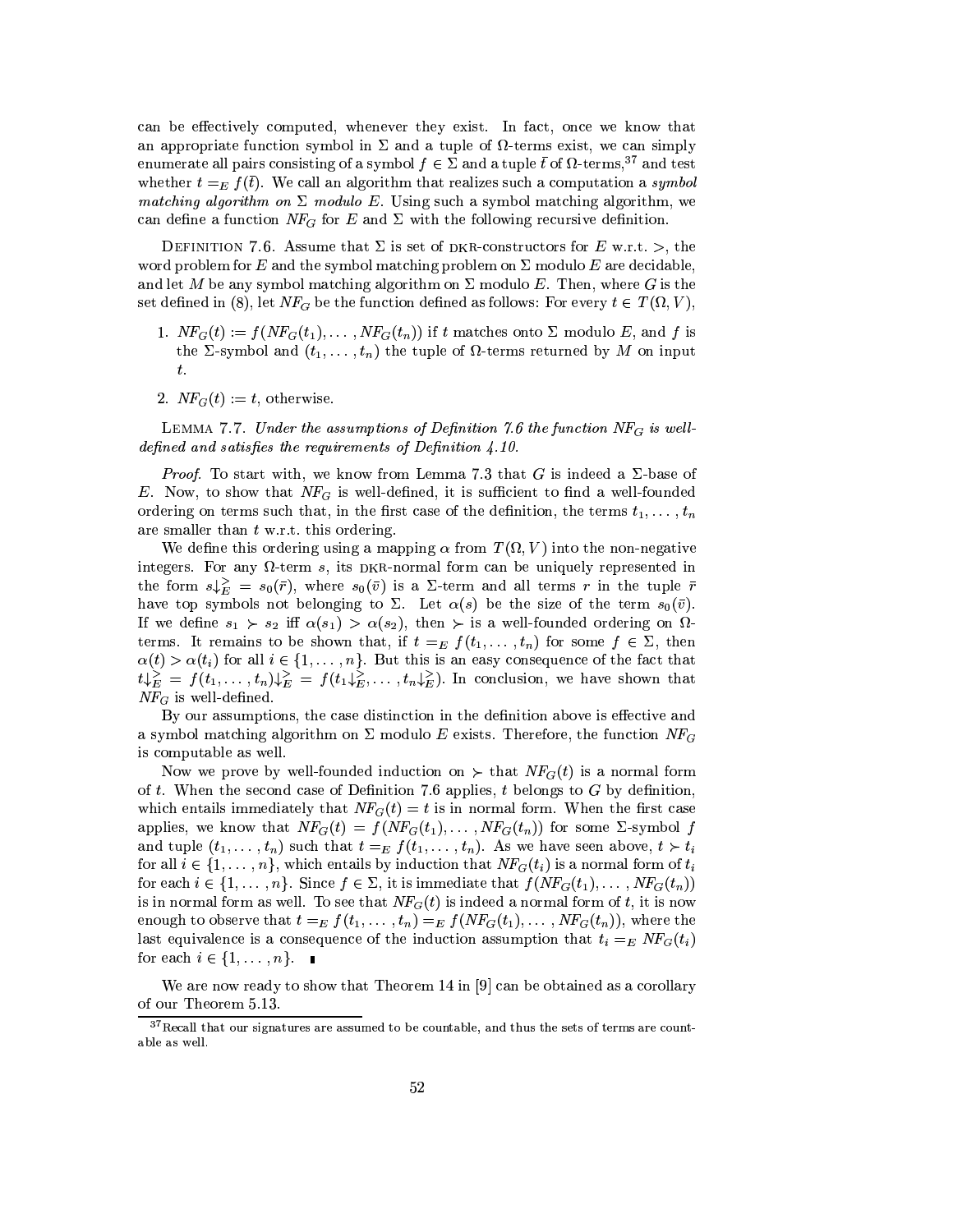can be effectively computed, whenever they exist. In fact, once we know that an appropriate function symbol in $\Sigma$ and a tuple of $\Omega$-terms exist, we can simply enumerate all pairs consisting of a symbol $f \in \Sigma$ and a tuple $\bar{t}$ of $\Omega$-terms,[37] and test whether $t =_E f(\bar{t})$. We call an algorithm that realizes such a computation a *symbol matching algorithm on $\Sigma$ modulo $E$*. Using such a symbol matching algorithm, we can define a function $NF_G$ for $E$ and $\Sigma$ with the following recursive definition.

DEFINITION 7.6. Assume that $\Sigma$ is set of DKR-constructors for $E$ w.r.t. $>$, the word problem for $E$ and the symbol matching problem on $\Sigma$ modulo $E$ are decidable, and let $M$ be any symbol matching algorithm on $\Sigma$ modulo $E$. Then, where $G$ is the set defined in (8), let $NF_G$ be the function defined as follows: For every $t \in T(\Omega, V)$,

1. $NF_G(t) := f(NF_G(t_1), \ldots, NF_G(t_n))$ if $t$ matches onto $\Sigma$ modulo $E$, and $f$ is the $\Sigma$-symbol and $(t_1, \ldots, t_n)$ the tuple of $\Omega$-terms returned by $M$ on input $t$.

2. $NF_G(t) := t$, otherwise.

LEMMA 7.7. *Under the assumptions of Definition 7.6 the function $NF_G$ is well-defined and satisfies the requirements of Definition 4.10.*

*Proof.* To start with, we know from Lemma 7.3 that $G$ is indeed a $\Sigma$-base of $E$. Now, to show that $NF_G$ is well-defined, it is sufficient to find a well-founded ordering on terms such that, in the first case of the definition, the terms $t_1, \ldots, t_n$ are smaller than $t$ w.r.t. this ordering.

We define this ordering using a mapping $\alpha$ from $T(\Omega, V)$ into the non-negative integers. For any $\Omega$-term $s$, its DKR-normal form can be uniquely represented in the form $s\downarrow_E^{>} = s_0(\bar{r})$, where $s_0(\bar{v})$ is a $\Sigma$-term and all terms $r$ in the tuple $\bar{r}$ have top symbols not belonging to $\Sigma$. Let $\alpha(s)$ be the size of the term $s_0(\bar{v})$. If we define $s_1 \succ s_2$ iff $\alpha(s_1) > \alpha(s_2)$, then $\succ$ is a well-founded ordering on $\Omega$-terms. It remains to be shown that, if $t =_E f(t_1, \ldots, t_n)$ for some $f \in \Sigma$, then $\alpha(t) > \alpha(t_i)$ for all $i \in \{1, \ldots, n\}$. But this is an easy consequence of the fact that $t\downarrow_E^{>} = f(t_1, \ldots, t_n)\downarrow_E^{>} = f(t_1\downarrow_E^{>}, \ldots, t_n\downarrow_E^{>})$. In conclusion, we have shown that $NF_G$ is well-defined.

By our assumptions, the case distinction in the definition above is effective and a symbol matching algorithm on $\Sigma$ modulo $E$ exists. Therefore, the function $NF_G$ is computable as well.

Now we prove by well-founded induction on $\succ$ that $NF_G(t)$ is a normal form of $t$. When the second case of Definition 7.6 applies, $t$ belongs to $G$ by definition, which entails immediately that $NF_G(t) = t$ is in normal form. When the first case applies, we know that $NF_G(t) = f(NF_G(t_1), \ldots, NF_G(t_n))$ for some $\Sigma$-symbol $f$ and tuple $(t_1, \ldots, t_n)$ such that $t =_E f(t_1, \ldots, t_n)$. As we have seen above, $t \succ t_i$ for all $i \in \{1, \ldots, n\}$, which entails by induction that $NF_G(t_i)$ is a normal form of $t_i$ for each $i \in \{1, \ldots, n\}$. Since $f \in \Sigma$, it is immediate that $f(NF_G(t_1), \ldots, NF_G(t_n))$ is in normal form as well. To see that $NF_G(t)$ is indeed a normal form of $t$, it is now enough to observe that $t =_E f(t_1, \ldots, t_n) =_E f(NF_G(t_1), \ldots, NF_G(t_n))$, where the last equivalence is a consequence of the induction assumption that $t_i =_E NF_G(t_i)$ for each $i \in \{1, \ldots, n\}$. ∎

We are now ready to show that Theorem 14 in [9] can be obtained as a corollary of our Theorem 5.13.

[37] Recall that our signatures are assumed to be countable, and thus the sets of terms are countable as well.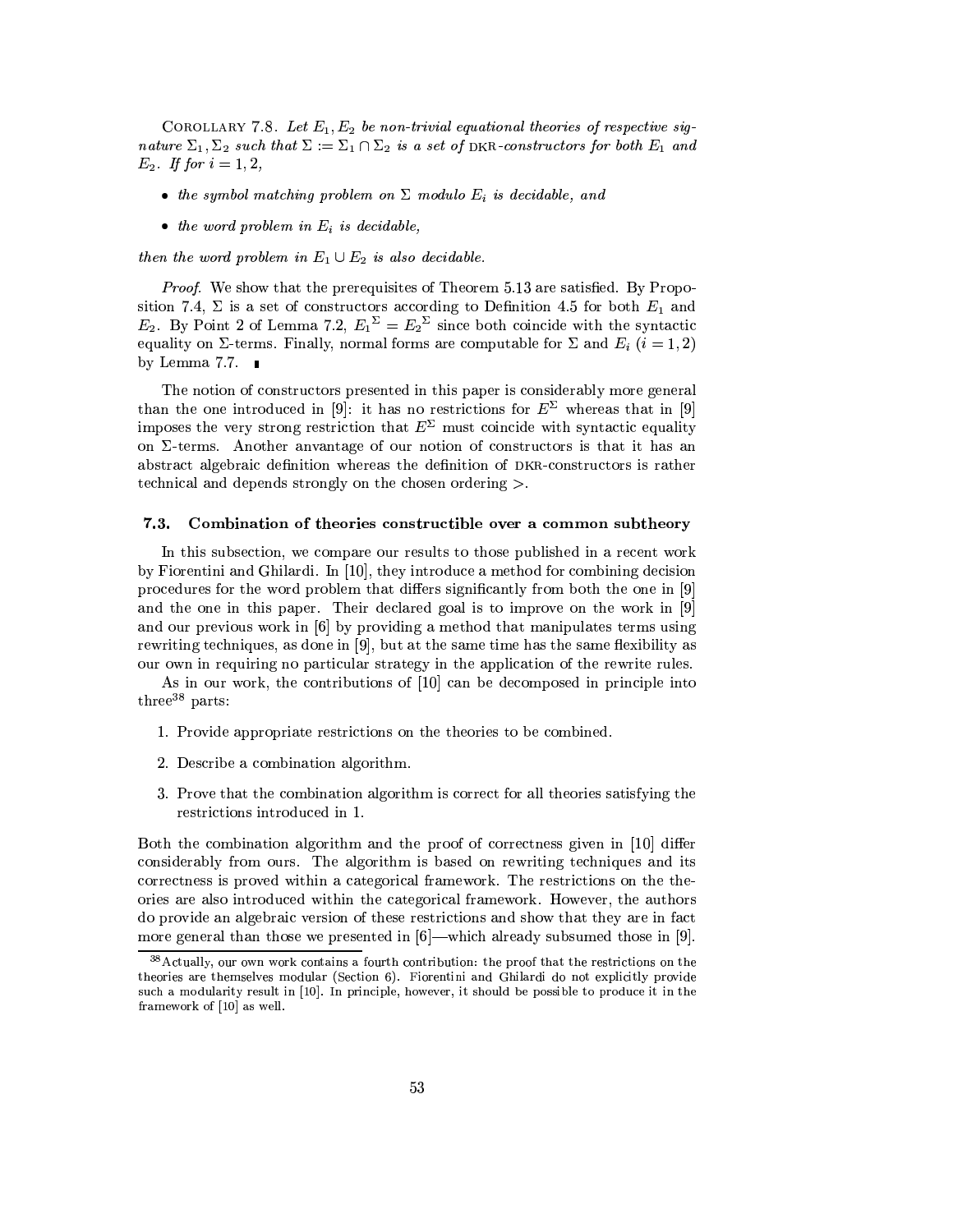Corollary 7.8. *Let $E_1, E_2$ be non-trivial equational theories of respective signature $\Sigma_1, \Sigma_2$ such that $\Sigma := \Sigma_1 \cap \Sigma_2$ is a set of* DKR*-constructors for both $E_1$ and $E_2$. If for $i = 1, 2$,*

- *the symbol matching problem on $\Sigma$ modulo $E_i$ is decidable, and*
- *the word problem in $E_i$ is decidable,*

*then the word problem in $E_1 \cup E_2$ is also decidable.*

*Proof.* We show that the prerequisites of Theorem 5.13 are satisfied. By Proposition 7.4, $\Sigma$ is a set of constructors according to Definition 4.5 for both $E_1$ and $E_2$. By Point 2 of Lemma 7.2, ${E_1}^{\Sigma} = {E_2}^{\Sigma}$ since both coincide with the syntactic equality on $\Sigma$-terms. Finally, normal forms are computable for $\Sigma$ and $E_i$ ($i = 1, 2$) by Lemma 7.7. ∎

The notion of constructors presented in this paper is considerably more general than the one introduced in [9]: it has no restrictions for $E^{\Sigma}$ whereas that in [9] imposes the very strong restriction that $E^{\Sigma}$ must coincide with syntactic equality on $\Sigma$-terms. Another anvantage of our notion of constructors is that it has an abstract algebraic definition whereas the definition of DKR-constructors is rather technical and depends strongly on the chosen ordering $>$.

### 7.3. Combination of theories constructible over a common subtheory

In this subsection, we compare our results to those published in a recent work by Fiorentini and Ghilardi. In [10], they introduce a method for combining decision procedures for the word problem that differs significantly from both the one in [9] and the one in this paper. Their declared goal is to improve on the work in [9] and our previous work in [6] by providing a method that manipulates terms using rewriting techniques, as done in [9], but at the same time has the same flexibility as our own in requiring no particular strategy in the application of the rewrite rules.

As in our work, the contributions of [10] can be decomposed in principle into three[38] parts:

1. Provide appropriate restrictions on the theories to be combined.
2. Describe a combination algorithm.
3. Prove that the combination algorithm is correct for all theories satisfying the restrictions introduced in 1.

Both the combination algorithm and the proof of correctness given in [10] differ considerably from ours. The algorithm is based on rewriting techniques and its correctness is proved within a categorical framework. The restrictions on the theories are also introduced within the categorical framework. However, the authors do provide an algebraic version of these restrictions and show that they are in fact more general than those we presented in [6]—which already subsumed those in [9].

[38] Actually, our own work contains a fourth contribution: the proof that the restrictions on the theories are themselves modular (Section 6). Fiorentini and Ghilardi do not explicitly provide such a modularity result in [10]. In principle, however, it should be possible to produce it in the framework of [10] as well.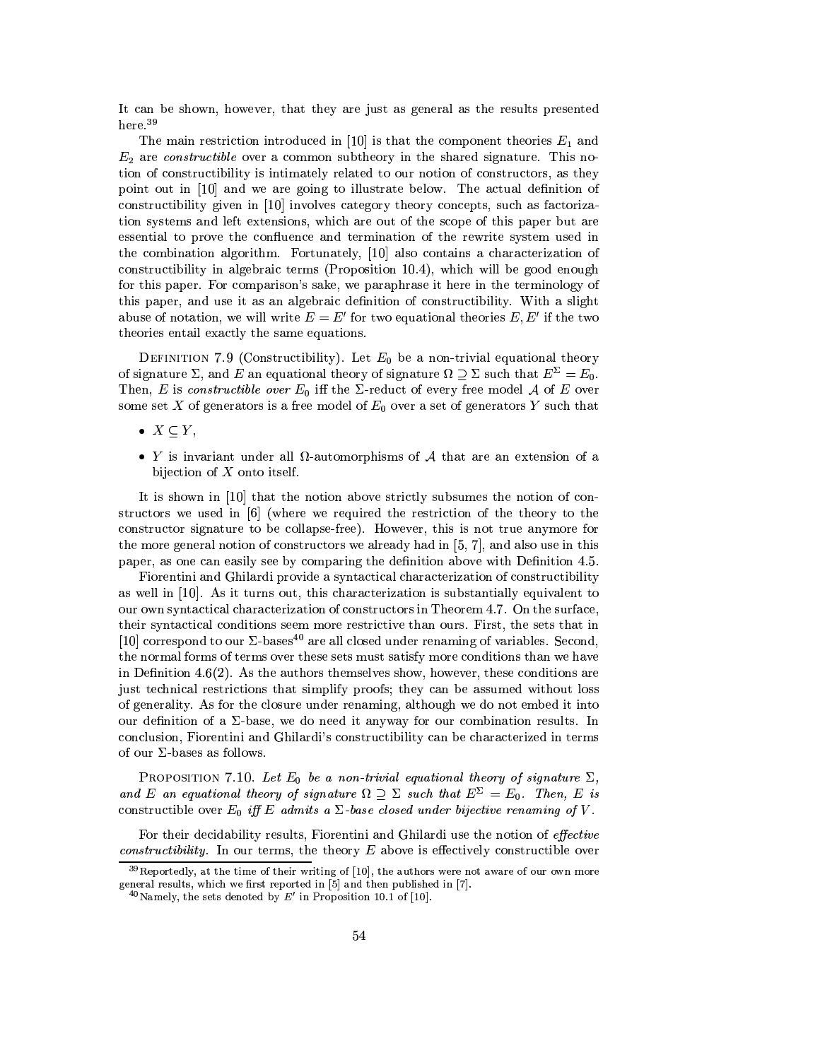It can be shown, however, that they are just as general as the results presented here.[39]

The main restriction introduced in [10] is that the component theories $E_1$ and $E_2$ are *constructible* over a common subtheory in the shared signature. This notion of constructibility is intimately related to our notion of constructors, as they point out in [10] and we are going to illustrate below. The actual definition of constructibility given in [10] involves category theory concepts, such as factorization systems and left extensions, which are out of the scope of this paper but are essential to prove the confluence and termination of the rewrite system used in the combination algorithm. Fortunately, [10] also contains a characterization of constructibility in algebraic terms (Proposition 10.4), which will be good enough for this paper. For comparison's sake, we paraphrase it here in the terminology of this paper, and use it as an algebraic definition of constructibility. With a slight abuse of notation, we will write $E = E'$ for two equational theories $E, E'$ if the two theories entail exactly the same equations.

Definition 7.9 (Constructibility). Let $E_0$ be a non-trivial equational theory of signature $\Sigma$, and $E$ an equational theory of signature $\Omega \supseteq \Sigma$ such that $E^\Sigma = E_0$. Then, $E$ is *constructible over* $E_0$ iff the $\Sigma$-reduct of every free model $\mathcal{A}$ of $E$ over some set $X$ of generators is a free model of $E_0$ over a set of generators $Y$ such that

- $X \subseteq Y$,
- $Y$ is invariant under all $\Omega$-automorphisms of $\mathcal{A}$ that are an extension of a bijection of $X$ onto itself.

It is shown in [10] that the notion above strictly subsumes the notion of constructors we used in [6] (where we required the restriction of the theory to the constructor signature to be collapse-free). However, this is not true anymore for the more general notion of constructors we already had in [5, 7], and also use in this paper, as one can easily see by comparing the definition above with Definition 4.5.

Fiorentini and Ghilardi provide a syntactical characterization of constructibility as well in [10]. As it turns out, this characterization is substantially equivalent to our own syntactical characterization of constructors in Theorem 4.7. On the surface, their syntactical conditions seem more restrictive than ours. First, the sets that in [10] correspond to our $\Sigma$-bases[40] are all closed under renaming of variables. Second, the normal forms of terms over these sets must satisfy more conditions than we have in Definition 4.6(2). As the authors themselves show, however, these conditions are just technical restrictions that simplify proofs; they can be assumed without loss of generality. As for the closure under renaming, although we do not embed it into our definition of a $\Sigma$-base, we do need it anyway for our combination results. In conclusion, Fiorentini and Ghilardi's constructibility can be characterized in terms of our $\Sigma$-bases as follows.

Proposition 7.10. *Let $E_0$ be a non-trivial equational theory of signature $\Sigma$, and $E$ an equational theory of signature $\Omega \supseteq \Sigma$ such that $E^\Sigma = E_0$. Then, $E$ is* constructible over $E_0$ *iff $E$ admits a $\Sigma$-base closed under bijective renaming of $V$.*

For their decidability results, Fiorentini and Ghilardi use the notion of *effective constructibility*. In our terms, the theory $E$ above is effectively constructible over

[39] Reportedly, at the time of their writing of [10], the authors were not aware of our own more general results, which we first reported in [5] and then published in [7].

[40] Namely, the sets denoted by $E'$ in Proposition 10.1 of [10].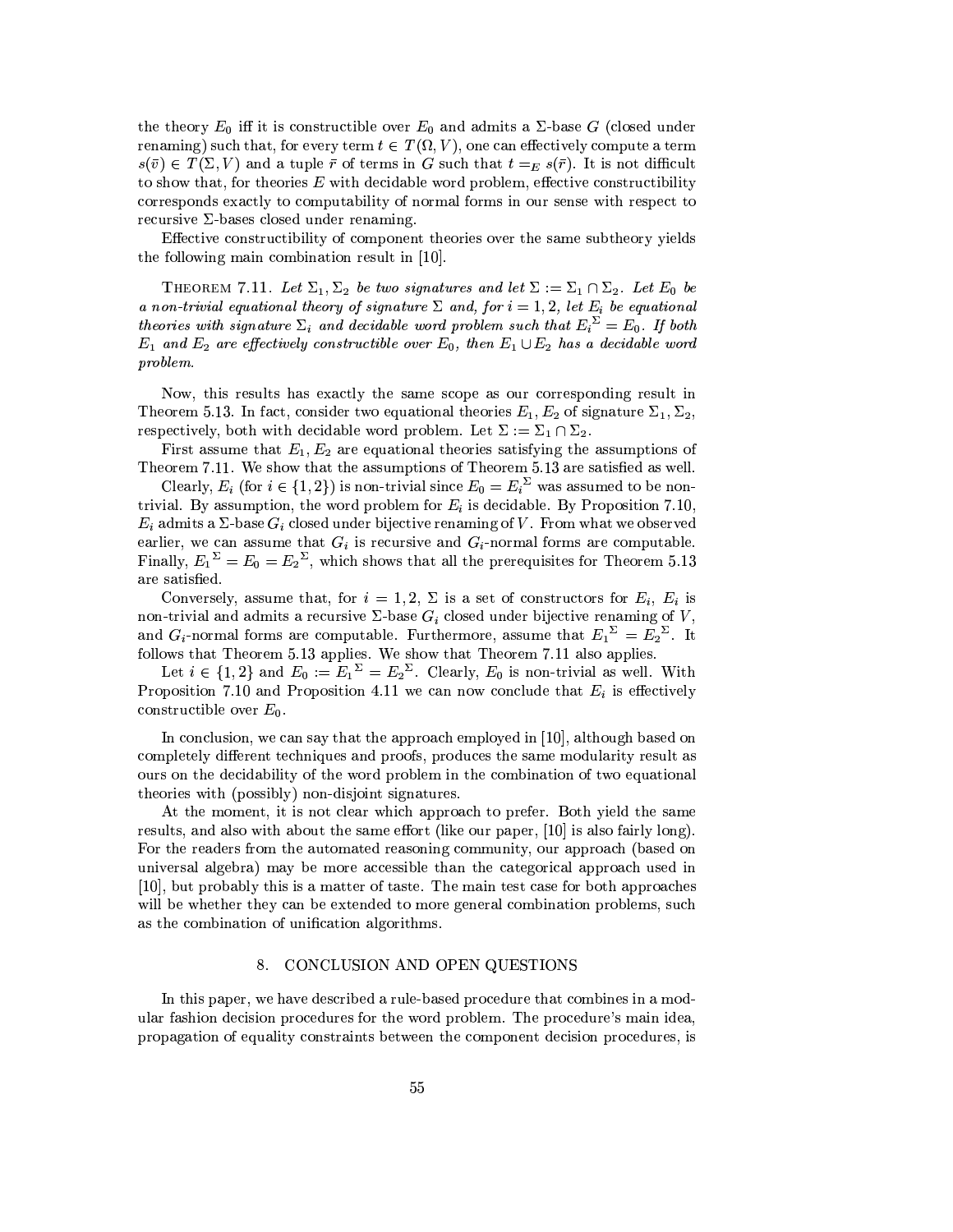the theory $E_0$ iff it is constructible over $E_0$ and admits a $\Sigma$-base $G$ (closed under renaming) such that, for every term $t \in T(\Omega, V)$, one can effectively compute a term $s(\bar{v}) \in T(\Sigma, V)$ and a tuple $\bar{r}$ of terms in $G$ such that $t =_E s(\bar{r})$. It is not difficult to show that, for theories $E$ with decidable word problem, effective constructibility corresponds exactly to computability of normal forms in our sense with respect to recursive $\Sigma$-bases closed under renaming.

Effective constructibility of component theories over the same subtheory yields the following main combination result in [10].

THEOREM 7.11. *Let $\Sigma_1, \Sigma_2$ be two signatures and let $\Sigma := \Sigma_1 \cap \Sigma_2$. Let $E_0$ be a non-trivial equational theory of signature $\Sigma$ and, for $i = 1, 2$, let $E_i$ be equational theories with signature $\Sigma_i$ and decidable word problem such that ${E_i}^{\Sigma} = E_0$. If both $E_1$ and $E_2$ are effectively constructible over $E_0$, then $E_1 \cup E_2$ has a decidable word problem.*

Now, this results has exactly the same scope as our corresponding result in Theorem 5.13. In fact, consider two equational theories $E_1, E_2$ of signature $\Sigma_1, \Sigma_2$, respectively, both with decidable word problem. Let $\Sigma := \Sigma_1 \cap \Sigma_2$.

First assume that $E_1, E_2$ are equational theories satisfying the assumptions of Theorem 7.11. We show that the assumptions of Theorem 5.13 are satisfied as well.

Clearly, $E_i$ (for $i \in \{1, 2\}$) is non-trivial since $E_0 = {E_i}^{\Sigma}$ was assumed to be non-trivial. By assumption, the word problem for $E_i$ is decidable. By Proposition 7.10, $E_i$ admits a $\Sigma$-base $G_i$ closed under bijective renaming of $V$. From what we observed earlier, we can assume that $G_i$ is recursive and $G_i$-normal forms are computable. Finally, ${E_1}^{\Sigma} = E_0 = {E_2}^{\Sigma}$, which shows that all the prerequisites for Theorem 5.13 are satisfied.

Conversely, assume that, for $i = 1, 2$, $\Sigma$ is a set of constructors for $E_i$, $E_i$ is non-trivial and admits a recursive $\Sigma$-base $G_i$ closed under bijective renaming of $V$, and $G_i$-normal forms are computable. Furthermore, assume that ${E_1}^{\Sigma} = {E_2}^{\Sigma}$. It follows that Theorem 5.13 applies. We show that Theorem 7.11 also applies.

Let $i \in \{1, 2\}$ and $E_0 := {E_1}^{\Sigma} = {E_2}^{\Sigma}$. Clearly, $E_0$ is non-trivial as well. With Proposition 7.10 and Proposition 4.11 we can now conclude that $E_i$ is effectively constructible over $E_0$.

In conclusion, we can say that the approach employed in [10], although based on completely different techniques and proofs, produces the same modularity result as ours on the decidability of the word problem in the combination of two equational theories with (possibly) non-disjoint signatures.

At the moment, it is not clear which approach to prefer. Both yield the same results, and also with about the same effort (like our paper, [10] is also fairly long). For the readers from the automated reasoning community, our approach (based on universal algebra) may be more accessible than the categorical approach used in [10], but probably this is a matter of taste. The main test case for both approaches will be whether they can be extended to more general combination problems, such as the combination of unification algorithms.

## 8. CONCLUSION AND OPEN QUESTIONS

In this paper, we have described a rule-based procedure that combines in a modular fashion decision procedures for the word problem. The procedure's main idea, propagation of equality constraints between the component decision procedures, is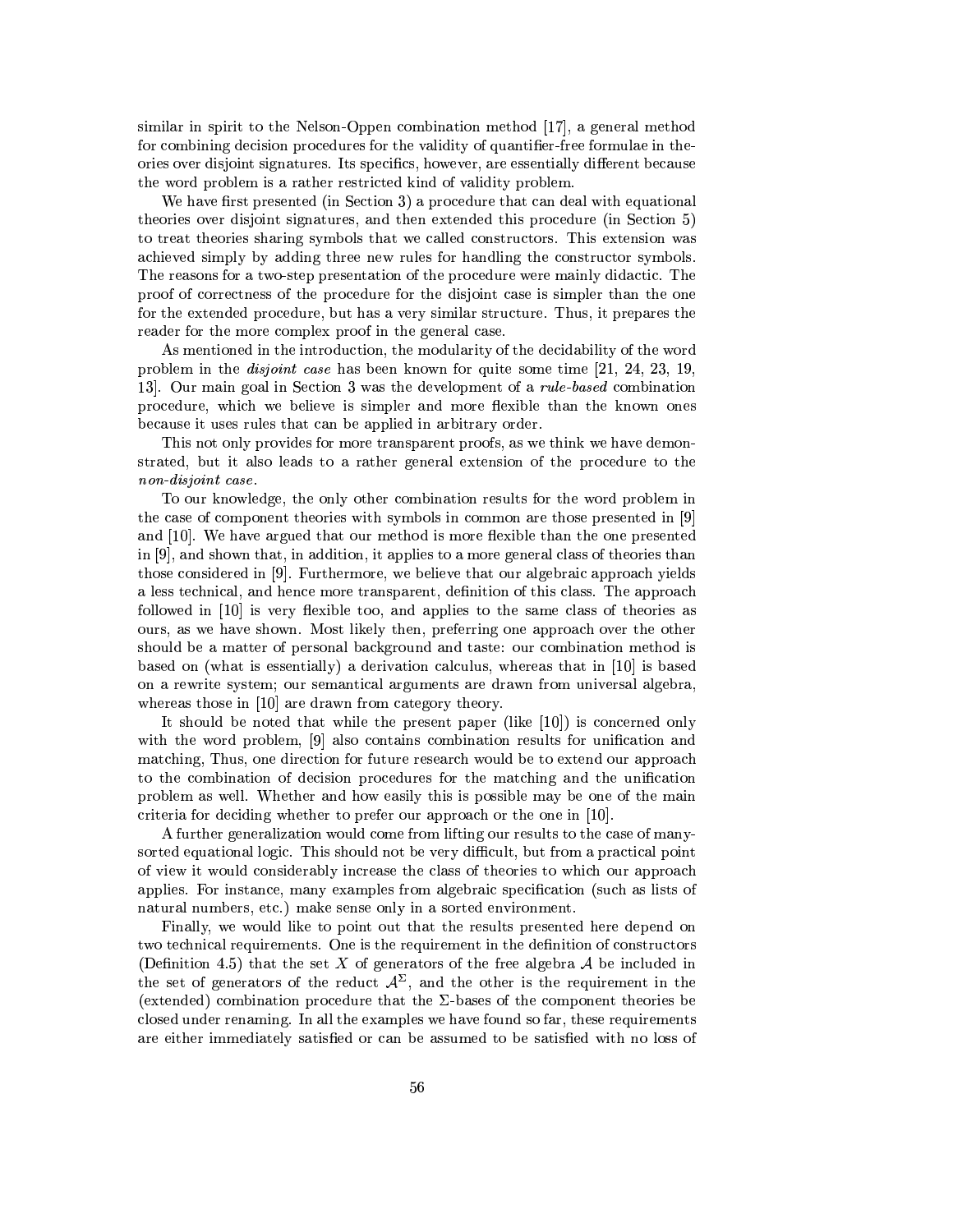similar in spirit to the Nelson-Oppen combination method [17], a general method for combining decision procedures for the validity of quantifier-free formulae in theories over disjoint signatures. Its specifics, however, are essentially different because the word problem is a rather restricted kind of validity problem.

We have first presented (in Section 3) a procedure that can deal with equational theories over disjoint signatures, and then extended this procedure (in Section 5) to treat theories sharing symbols that we called constructors. This extension was achieved simply by adding three new rules for handling the constructor symbols. The reasons for a two-step presentation of the procedure were mainly didactic. The proof of correctness of the procedure for the disjoint case is simpler than the one for the extended procedure, but has a very similar structure. Thus, it prepares the reader for the more complex proof in the general case.

As mentioned in the introduction, the modularity of the decidability of the word problem in the *disjoint case* has been known for quite some time [21, 24, 23, 19, 13]. Our main goal in Section 3 was the development of a *rule-based* combination procedure, which we believe is simpler and more flexible than the known ones because it uses rules that can be applied in arbitrary order.

This not only provides for more transparent proofs, as we think we have demonstrated, but it also leads to a rather general extension of the procedure to the *non-disjoint case*.

To our knowledge, the only other combination results for the word problem in the case of component theories with symbols in common are those presented in [9] and [10]. We have argued that our method is more flexible than the one presented in [9], and shown that, in addition, it applies to a more general class of theories than those considered in [9]. Furthermore, we believe that our algebraic approach yields a less technical, and hence more transparent, definition of this class. The approach followed in [10] is very flexible too, and applies to the same class of theories as ours, as we have shown. Most likely then, preferring one approach over the other should be a matter of personal background and taste: our combination method is based on (what is essentially) a derivation calculus, whereas that in [10] is based on a rewrite system; our semantical arguments are drawn from universal algebra, whereas those in [10] are drawn from category theory.

It should be noted that while the present paper (like [10]) is concerned only with the word problem, [9] also contains combination results for unification and matching, Thus, one direction for future research would be to extend our approach to the combination of decision procedures for the matching and the unification problem as well. Whether and how easily this is possible may be one of the main criteria for deciding whether to prefer our approach or the one in [10].

A further generalization would come from lifting our results to the case of many-sorted equational logic. This should not be very difficult, but from a practical point of view it would considerably increase the class of theories to which our approach applies. For instance, many examples from algebraic specification (such as lists of natural numbers, etc.) make sense only in a sorted environment.

Finally, we would like to point out that the results presented here depend on two technical requirements. One is the requirement in the definition of constructors (Definition 4.5) that the set $X$ of generators of the free algebra $\mathcal{A}$ be included in the set of generators of the reduct $\mathcal{A}^{\Sigma}$, and the other is the requirement in the (extended) combination procedure that the $\Sigma$-bases of the component theories be closed under renaming. In all the examples we have found so far, these requirements are either immediately satisfied or can be assumed to be satisfied with no loss of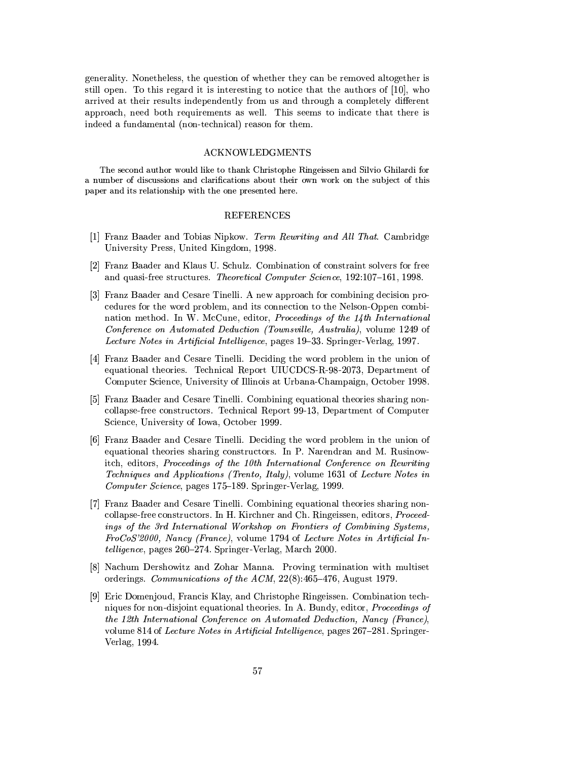generality. Nonetheless, the question of whether they can be removed altogether is still open. To this regard it is interesting to notice that the authors of [10], who arrived at their results independently from us and through a completely different approach, need both requirements as well. This seems to indicate that there is indeed a fundamental (non-technical) reason for them.

## ACKNOWLEDGMENTS

The second author would like to thank Christophe Ringeissen and Silvio Ghilardi for a number of discussions and clarifications about their own work on the subject of this paper and its relationship with the one presented here.

## REFERENCES

[1] Franz Baader and Tobias Nipkow. *Term Rewriting and All That*. Cambridge University Press, United Kingdom, 1998.

[2] Franz Baader and Klaus U. Schulz. Combination of constraint solvers for free and quasi-free structures. *Theoretical Computer Science*, 192:107–161, 1998.

[3] Franz Baader and Cesare Tinelli. A new approach for combining decision procedures for the word problem, and its connection to the Nelson-Oppen combination method. In W. McCune, editor, *Proceedings of the 14th International Conference on Automated Deduction (Townsville, Australia)*, volume 1249 of *Lecture Notes in Artificial Intelligence*, pages 19–33. Springer-Verlag, 1997.

[4] Franz Baader and Cesare Tinelli. Deciding the word problem in the union of equational theories. Technical Report UIUCDCS-R-98-2073, Department of Computer Science, University of Illinois at Urbana-Champaign, October 1998.

[5] Franz Baader and Cesare Tinelli. Combining equational theories sharing non-collapse-free constructors. Technical Report 99-13, Department of Computer Science, University of Iowa, October 1999.

[6] Franz Baader and Cesare Tinelli. Deciding the word problem in the union of equational theories sharing constructors. In P. Narendran and M. Rusinowitch, editors, *Proceedings of the 10th International Conference on Rewriting Techniques and Applications (Trento, Italy)*, volume 1631 of *Lecture Notes in Computer Science*, pages 175–189. Springer-Verlag, 1999.

[7] Franz Baader and Cesare Tinelli. Combining equational theories sharing non-collapse-free constructors. In H. Kirchner and Ch. Ringeissen, editors, *Proceedings of the 3rd International Workshop on Frontiers of Combining Systems, FroCoS'2000, Nancy (France)*, volume 1794 of *Lecture Notes in Artificial Intelligence*, pages 260–274. Springer-Verlag, March 2000.

[8] Nachum Dershowitz and Zohar Manna. Proving termination with multiset orderings. *Communications of the ACM*, 22(8):465–476, August 1979.

[9] Eric Domenjoud, Francis Klay, and Christophe Ringeissen. Combination techniques for non-disjoint equational theories. In A. Bundy, editor, *Proceedings of the 12th International Conference on Automated Deduction, Nancy (France)*, volume 814 of *Lecture Notes in Artificial Intelligence*, pages 267–281. Springer-Verlag, 1994.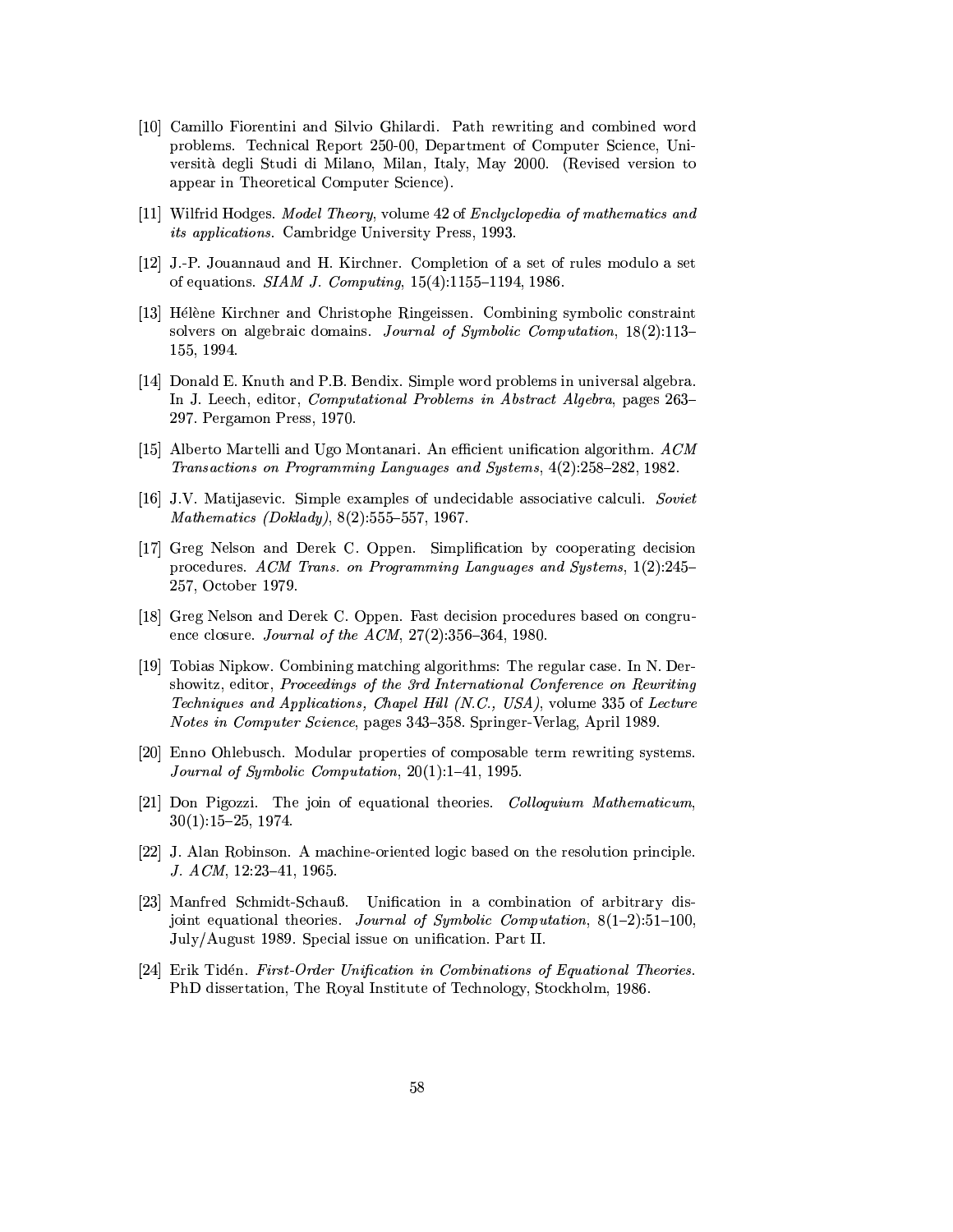[10] Camillo Fiorentini and Silvio Ghilardi. Path rewriting and combined word problems. Technical Report 250-00, Department of Computer Science, Università degli Studi di Milano, Milan, Italy, May 2000. (Revised version to appear in Theoretical Computer Science).

[11] Wilfrid Hodges. *Model Theory*, volume 42 of *Enclyclopedia of mathematics and its applications*. Cambridge University Press, 1993.

[12] J.-P. Jouannaud and H. Kirchner. Completion of a set of rules modulo a set of equations. *SIAM J. Computing*, 15(4):1155–1194, 1986.

[13] Hélène Kirchner and Christophe Ringeissen. Combining symbolic constraint solvers on algebraic domains. *Journal of Symbolic Computation*, 18(2):113–155, 1994.

[14] Donald E. Knuth and P.B. Bendix. Simple word problems in universal algebra. In J. Leech, editor, *Computational Problems in Abstract Algebra*, pages 263–297. Pergamon Press, 1970.

[15] Alberto Martelli and Ugo Montanari. An efficient unification algorithm. *ACM Transactions on Programming Languages and Systems*, 4(2):258–282, 1982.

[16] J.V. Matijasevic. Simple examples of undecidable associative calculi. *Soviet Mathematics (Doklady)*, 8(2):555–557, 1967.

[17] Greg Nelson and Derek C. Oppen. Simplification by cooperating decision procedures. *ACM Trans. on Programming Languages and Systems*, 1(2):245–257, October 1979.

[18] Greg Nelson and Derek C. Oppen. Fast decision procedures based on congruence closure. *Journal of the ACM*, 27(2):356–364, 1980.

[19] Tobias Nipkow. Combining matching algorithms: The regular case. In N. Dershowitz, editor, *Proceedings of the 3rd International Conference on Rewriting Techniques and Applications, Chapel Hill (N.C., USA)*, volume 335 of *Lecture Notes in Computer Science*, pages 343–358. Springer-Verlag, April 1989.

[20] Enno Ohlebusch. Modular properties of composable term rewriting systems. *Journal of Symbolic Computation*, 20(1):1–41, 1995.

[21] Don Pigozzi. The join of equational theories. *Colloquium Mathematicum*, 30(1):15–25, 1974.

[22] J. Alan Robinson. A machine-oriented logic based on the resolution principle. *J. ACM*, 12:23–41, 1965.

[23] Manfred Schmidt-Schauß. Unification in a combination of arbitrary disjoint equational theories. *Journal of Symbolic Computation*, 8(1–2):51–100, July/August 1989. Special issue on unification. Part II.

[24] Erik Tidén. *First-Order Unification in Combinations of Equational Theories*. PhD dissertation, The Royal Institute of Technology, Stockholm, 1986.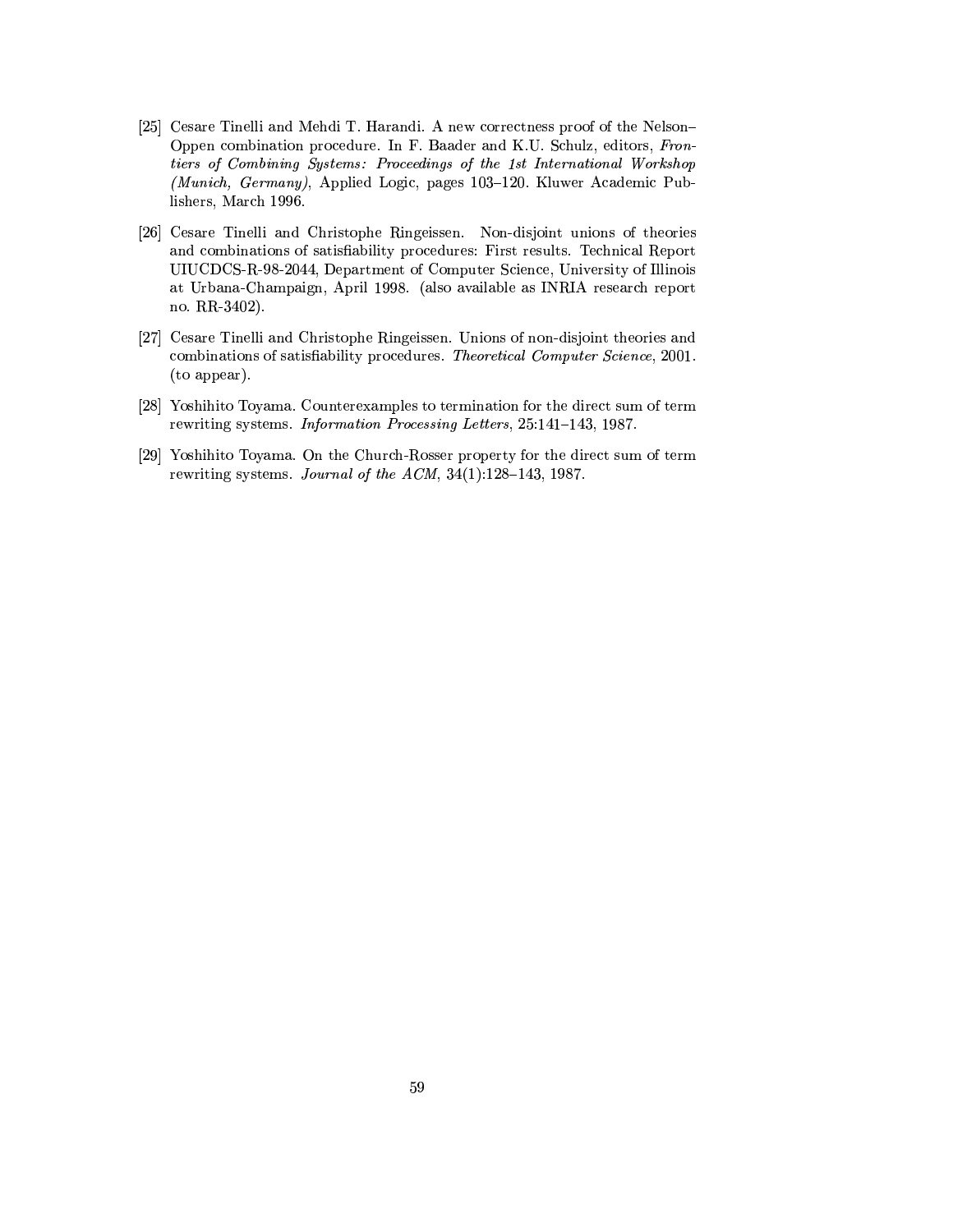[25] Cesare Tinelli and Mehdi T. Harandi. A new correctness proof of the Nelson–Oppen combination procedure. In F. Baader and K.U. Schulz, editors, *Frontiers of Combining Systems: Proceedings of the 1st International Workshop (Munich, Germany)*, Applied Logic, pages 103–120. Kluwer Academic Publishers, March 1996.

[26] Cesare Tinelli and Christophe Ringeissen. Non-disjoint unions of theories and combinations of satisfiability procedures: First results. Technical Report UIUCDCS-R-98-2044, Department of Computer Science, University of Illinois at Urbana-Champaign, April 1998. (also available as INRIA research report no. RR-3402).

[27] Cesare Tinelli and Christophe Ringeissen. Unions of non-disjoint theories and combinations of satisfiability procedures. *Theoretical Computer Science*, 2001. (to appear).

[28] Yoshihito Toyama. Counterexamples to termination for the direct sum of term rewriting systems. *Information Processing Letters*, 25:141–143, 1987.

[29] Yoshihito Toyama. On the Church-Rosser property for the direct sum of term rewriting systems. *Journal of the ACM*, 34(1):128–143, 1987.